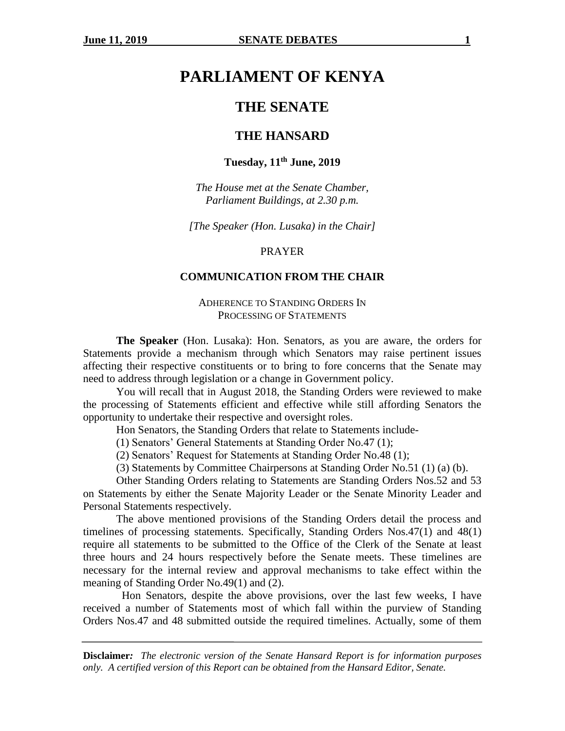# PARLIAMENT OF KENYA

## THE SENATE

## THE HANSARD

**Tuesday, 11th June, 2019**

*The House met at the Senate Chamber, Parliament Buildings, at 2.30 p.m.*

*[The Speaker (Hon. Lusaka) in the Chair]*

PRAYER

### COMMUNICATION FROM THE CHAIR

ADHERENCE TO STANDING ORDERS IN PROCESSING OF STATEMENTS

**The Speaker** (Hon. Lusaka): Hon. Senators, as you are aware, the orders for Statements provide a mechanism through which Senators may raise pertinent issues affecting their respective constituents or to bring to fore concerns that the Senate may need to address through legislation or a change in Government policy.

You will recall that in August 2018, the Standing Orders were reviewed to make the processing of Statements efficient and effective while still affording Senators the opportunity to undertake their respective and oversight roles.

Hon Senators, the Standing Orders that relate to Statements include-

(1) Senators' General Statements at Standing Order No.47 (1);

(2) Senators' Request for Statements at Standing Order No.48 (1);

(3) Statements by Committee Chairpersons at Standing Order No.51 (1) (a) (b).

Other Standing Orders relating to Statements are Standing Orders Nos.52 and 53 on Statements by either the Senate Majority Leader or the Senate Minority Leader and Personal Statements respectively.

The above mentioned provisions of the Standing Orders detail the process and timelines of processing statements. Specifically, Standing Orders Nos.47(1) and 48(1) require all statements to be submitted to the Office of the Clerk of the Senate at least three hours and 24 hours respectively before the Senate meets. These timelines are necessary for the internal review and approval mechanisms to take effect within the meaning of Standing Order No.49(1) and (2).

Hon Senators, despite the above provisions, over the last few weeks, I have received a number of Statements most of which fall within the purview of Standing Orders Nos.47 and 48 submitted outside the required timelines. Actually, some of them

**Disclaimer:** *The electronic version of the Senate Hansard Report is for information purposes only. A certified version of this Report can be obtained from the Hansard Editor, Senate.*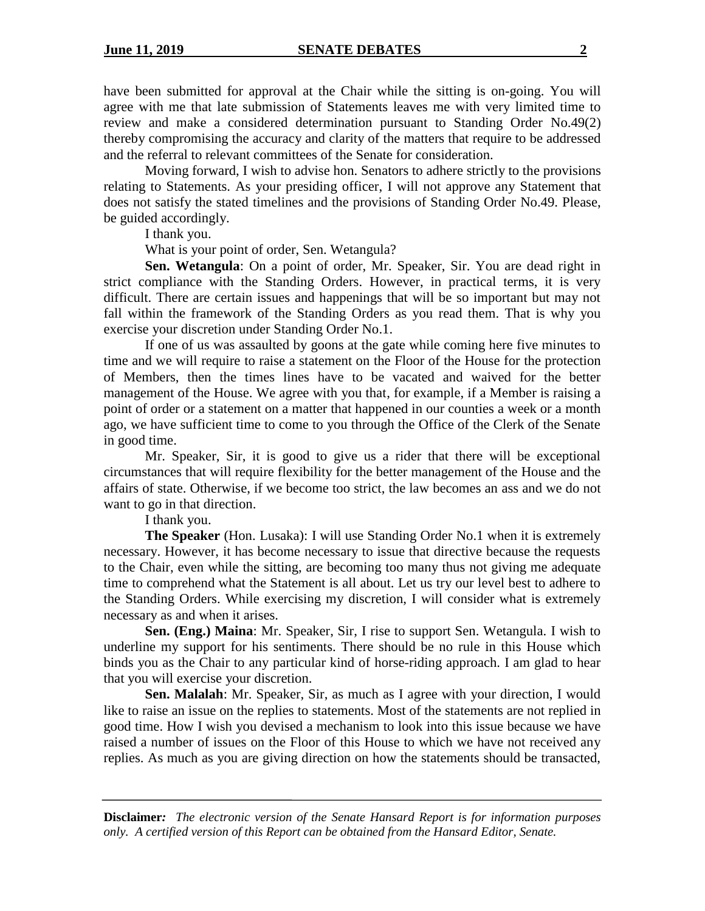have been submitted for approval at the Chair while the sitting is on-going. You will agree with me that late submission of Statements leaves me with very limited time to review and make a considered determination pursuant to Standing Order No.49(2) thereby compromising the accuracy and clarity of the matters that require to be addressed and the referral to relevant committees of the Senate for consideration.

Moving forward, I wish to advise hon. Senators to adhere strictly to the provisions relating to Statements. As your presiding officer, I will not approve any Statement that does not satisfy the stated timelines and the provisions of Standing Order No.49. Please, be guided accordingly.

I thank you.

What is your point of order, Sen. Wetangula?

**Sen. Wetangula**: On a point of order, Mr. Speaker, Sir. You are dead right in strict compliance with the Standing Orders. However, in practical terms, it is very difficult. There are certain issues and happenings that will be so important but may not fall within the framework of the Standing Orders as you read them. That is why you exercise your discretion under Standing Order No.1.

If one of us was assaulted by goons at the gate while coming here five minutes to time and we will require to raise a statement on the Floor of the House for the protection of Members, then the times lines have to be vacated and waived for the better management of the House. We agree with you that, for example, if a Member is raising a point of order or a statement on a matter that happened in our counties a week or a month ago, we have sufficient time to come to you through the Office of the Clerk of the Senate in good time.

Mr. Speaker, Sir, it is good to give us a rider that there will be exceptional circumstances that will require flexibility for the better management of the House and the affairs of state. Otherwise, if we become too strict, the law becomes an ass and we do not want to go in that direction.

I thank you.

**The Speaker** (Hon. Lusaka): I will use Standing Order No.1 when it is extremely necessary. However, it has become necessary to issue that directive because the requests to the Chair, even while the sitting, are becoming too many thus not giving me adequate time to comprehend what the Statement is all about. Let us try our level best to adhere to the Standing Orders. While exercising my discretion, I will consider what is extremely necessary as and when it arises.

**Sen. (Eng.) Maina**: Mr. Speaker, Sir, I rise to support Sen. Wetangula. I wish to underline my support for his sentiments. There should be no rule in this House which binds you as the Chair to any particular kind of horse-riding approach. I am glad to hear that you will exercise your discretion.

**Sen. Malalah**: Mr. Speaker, Sir, as much as I agree with your direction, I would like to raise an issue on the replies to statements. Most of the statements are not replied in good time. How I wish you devised a mechanism to look into this issue because we have raised a number of issues on the Floor of this House to which we have not received any replies. As much as you are giving direction on how the statements should be transacted,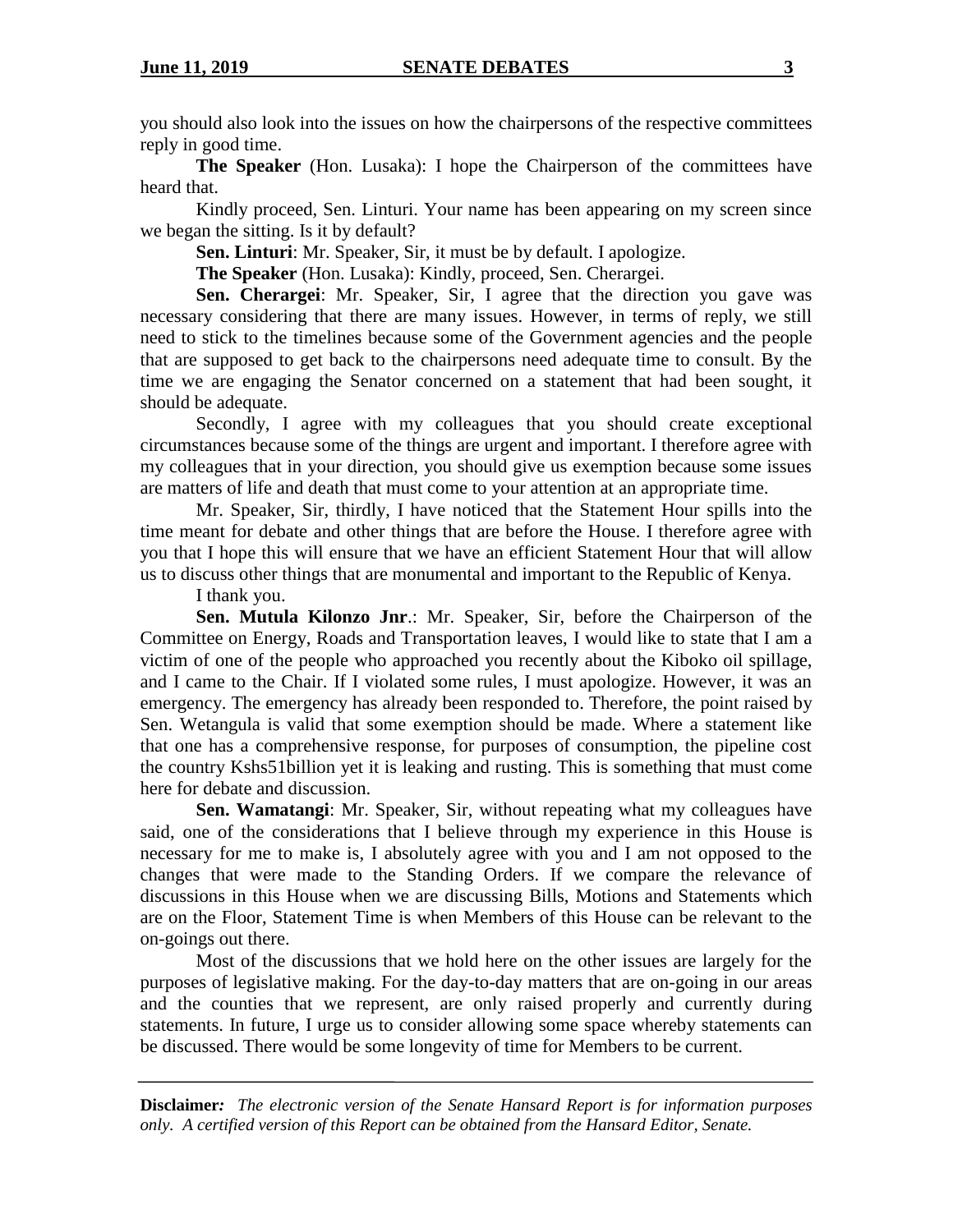you should also look into the issues on how the chairpersons of the respective committees reply in good time.

**The Speaker** (Hon. Lusaka): I hope the Chairperson of the committees have heard that.

Kindly proceed, Sen. Linturi. Your name has been appearing on my screen since we began the sitting. Is it by default?

**Sen. Linturi**: Mr. Speaker, Sir, it must be by default. I apologize.

**The Speaker** (Hon. Lusaka): Kindly, proceed, Sen. Cherargei.

**Sen. Cherargei**: Mr. Speaker, Sir, I agree that the direction you gave was necessary considering that there are many issues. However, in terms of reply, we still need to stick to the timelines because some of the Government agencies and the people that are supposed to get back to the chairpersons need adequate time to consult. By the time we are engaging the Senator concerned on a statement that had been sought, it should be adequate.

Secondly, I agree with my colleagues that you should create exceptional circumstances because some of the things are urgent and important. I therefore agree with my colleagues that in your direction, you should give us exemption because some issues are matters of life and death that must come to your attention at an appropriate time.

Mr. Speaker, Sir, thirdly, I have noticed that the Statement Hour spills into the time meant for debate and other things that are before the House. I therefore agree with you that I hope this will ensure that we have an efficient Statement Hour that will allow us to discuss other things that are monumental and important to the Republic of Kenya.

I thank you.

**Sen. Mutula Kilonzo Jnr**.: Mr. Speaker, Sir, before the Chairperson of the Committee on Energy, Roads and Transportation leaves, I would like to state that I am a victim of one of the people who approached you recently about the Kiboko oil spillage, and I came to the Chair. If I violated some rules, I must apologize. However, it was an emergency. The emergency has already been responded to. Therefore, the point raised by Sen. Wetangula is valid that some exemption should be made. Where a statement like that one has a comprehensive response, for purposes of consumption, the pipeline cost the country Kshs51billion yet it is leaking and rusting. This is something that must come here for debate and discussion.

**Sen. Wamatangi**: Mr. Speaker, Sir, without repeating what my colleagues have said, one of the considerations that I believe through my experience in this House is necessary for me to make is, I absolutely agree with you and I am not opposed to the changes that were made to the Standing Orders. If we compare the relevance of discussions in this House when we are discussing Bills, Motions and Statements which are on the Floor, Statement Time is when Members of this House can be relevant to the on-goings out there.

Most of the discussions that we hold here on the other issues are largely for the purposes of legislative making. For the day-to-day matters that are on-going in our areas and the counties that we represent, are only raised properly and currently during statements. In future, I urge us to consider allowing some space whereby statements can be discussed. There would be some longevity of time for Members to be current.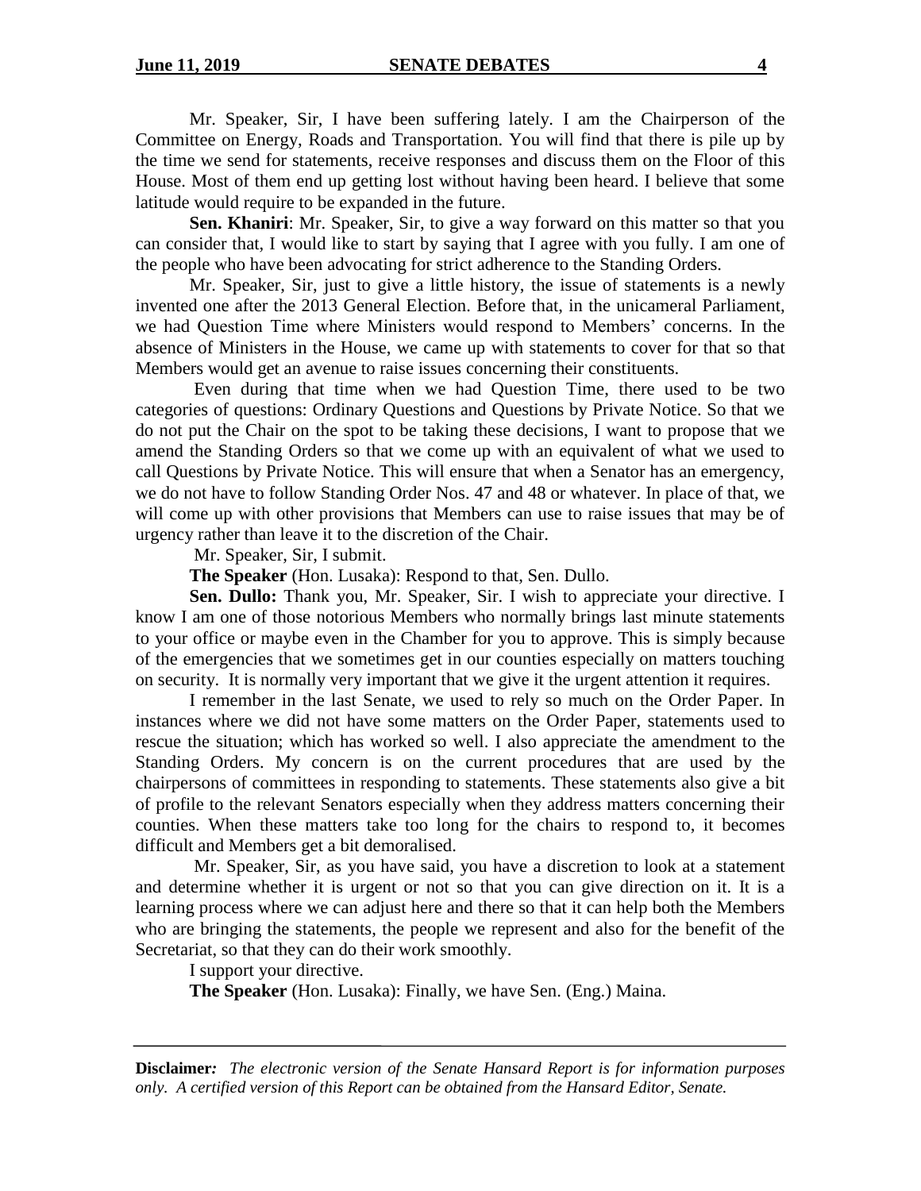Mr. Speaker, Sir, I have been suffering lately. I am the Chairperson of the Committee on Energy, Roads and Transportation. You will find that there is pile up by the time we send for statements, receive responses and discuss them on the Floor of this House. Most of them end up getting lost without having been heard. I believe that some latitude would require to be expanded in the future.

**Sen. Khaniri**: Mr. Speaker, Sir, to give a way forward on this matter so that you can consider that, I would like to start by saying that I agree with you fully. I am one of the people who have been advocating for strict adherence to the Standing Orders.

Mr. Speaker, Sir, just to give a little history, the issue of statements is a newly invented one after the 2013 General Election. Before that, in the unicameral Parliament, we had Question Time where Ministers would respond to Members' concerns. In the absence of Ministers in the House, we came up with statements to cover for that so that Members would get an avenue to raise issues concerning their constituents.

Even during that time when we had Question Time, there used to be two categories of questions: Ordinary Questions and Questions by Private Notice. So that we do not put the Chair on the spot to be taking these decisions, I want to propose that we amend the Standing Orders so that we come up with an equivalent of what we used to call Questions by Private Notice. This will ensure that when a Senator has an emergency, we do not have to follow Standing Order Nos. 47 and 48 or whatever. In place of that, we will come up with other provisions that Members can use to raise issues that may be of urgency rather than leave it to the discretion of the Chair.

Mr. Speaker, Sir, I submit.

**The Speaker** (Hon. Lusaka): Respond to that, Sen. Dullo.

**Sen. Dullo:** Thank you, Mr. Speaker, Sir. I wish to appreciate your directive. I know I am one of those notorious Members who normally brings last minute statements to your office or maybe even in the Chamber for you to approve. This is simply because of the emergencies that we sometimes get in our counties especially on matters touching on security. It is normally very important that we give it the urgent attention it requires.

I remember in the last Senate, we used to rely so much on the Order Paper. In instances where we did not have some matters on the Order Paper, statements used to rescue the situation; which has worked so well. I also appreciate the amendment to the Standing Orders. My concern is on the current procedures that are used by the chairpersons of committees in responding to statements. These statements also give a bit of profile to the relevant Senators especially when they address matters concerning their counties. When these matters take too long for the chairs to respond to, it becomes difficult and Members get a bit demoralised.

Mr. Speaker, Sir, as you have said, you have a discretion to look at a statement and determine whether it is urgent or not so that you can give direction on it. It is a learning process where we can adjust here and there so that it can help both the Members who are bringing the statements, the people we represent and also for the benefit of the Secretariat, so that they can do their work smoothly.

I support your directive.

**The Speaker** (Hon. Lusaka): Finally, we have Sen. (Eng.) Maina.

**Disclaimer***: The electronic version of the Senate Hansard Report is for information purposes only. A certified version of this Report can be obtained from the Hansard Editor, Senate.*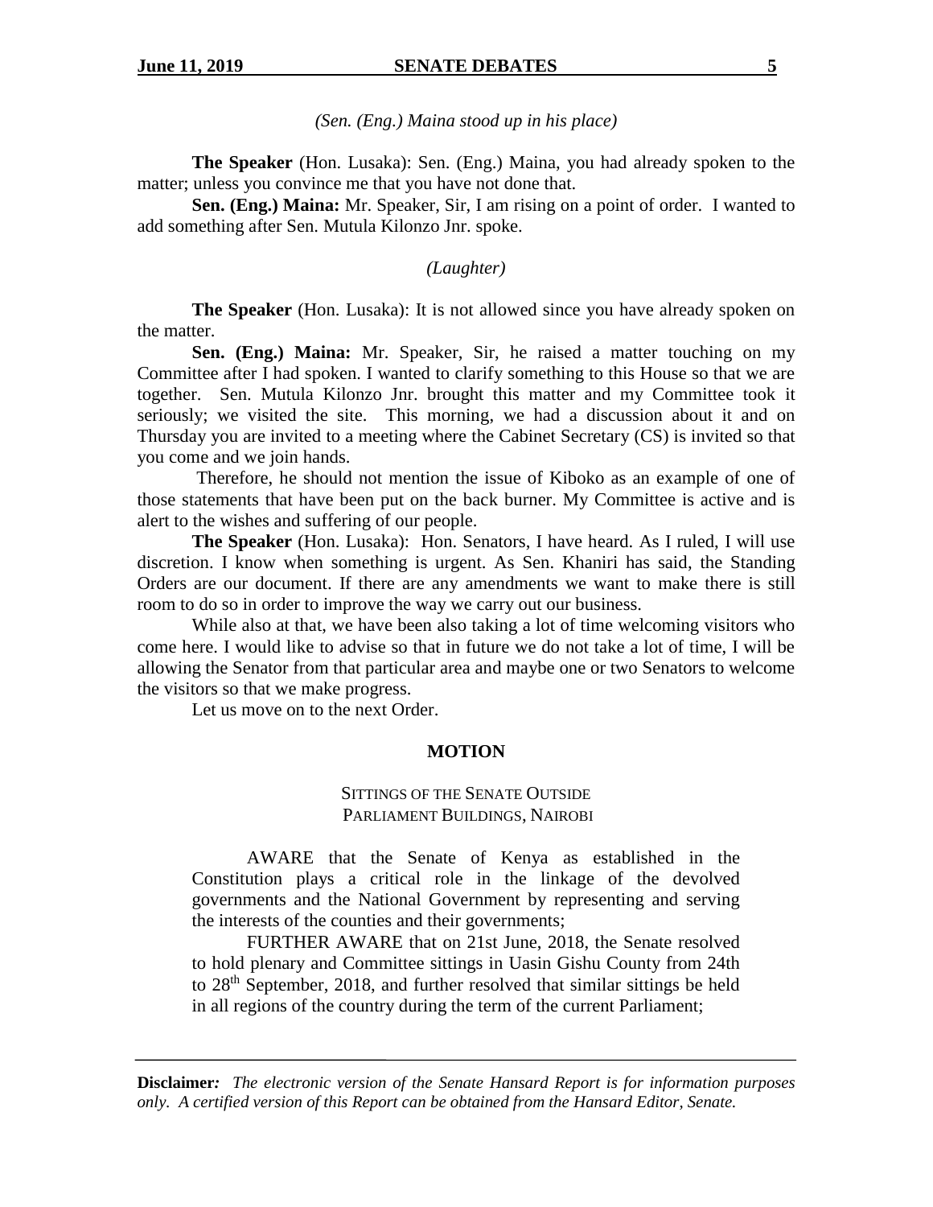*(Sen. (Eng.) Maina stood up in his place)*

**The Speaker** (Hon. Lusaka): Sen. (Eng.) Maina, you had already spoken to the matter; unless you convince me that you have not done that.

**Sen. (Eng.) Maina:** Mr. Speaker, Sir, I am rising on a point of order. I wanted to add something after Sen. Mutula Kilonzo Jnr. spoke.

*(Laughter)*

**The Speaker** (Hon. Lusaka): It is not allowed since you have already spoken on the matter.

**Sen. (Eng.) Maina:** Mr. Speaker, Sir, he raised a matter touching on my Committee after I had spoken. I wanted to clarify something to this House so that we are together. Sen. Mutula Kilonzo Jnr. brought this matter and my Committee took it seriously; we visited the site. This morning, we had a discussion about it and on Thursday you are invited to a meeting where the Cabinet Secretary (CS) is invited so that you come and we join hands.

Therefore, he should not mention the issue of Kiboko as an example of one of those statements that have been put on the back burner. My Committee is active and is alert to the wishes and suffering of our people.

**The Speaker** (Hon. Lusaka): Hon. Senators, I have heard. As I ruled, I will use discretion. I know when something is urgent. As Sen. Khaniri has said, the Standing Orders are our document. If there are any amendments we want to make there is still room to do so in order to improve the way we carry out our business.

While also at that, we have been also taking a lot of time welcoming visitors who come here. I would like to advise so that in future we do not take a lot of time, I will be allowing the Senator from that particular area and maybe one or two Senators to welcome the visitors so that we make progress.

Let us move on to the next Order.

## MOTION

### SITTINGS OF THE SENATE OUTSIDE PARLIAMENT BUILDINGS, NAIROBI

AWARE that the Senate of Kenya as established in the Constitution plays a critical role in the linkage of the devolved governments and the National Government by representing and serving the interests of the counties and their governments;

FURTHER AWARE that on 21st June, 2018, the Senate resolved to hold plenary and Committee sittings in Uasin Gishu County from 24th to 28th September, 2018, and further resolved that similar sittings be held in all regions of the country during the term of the current Parliament;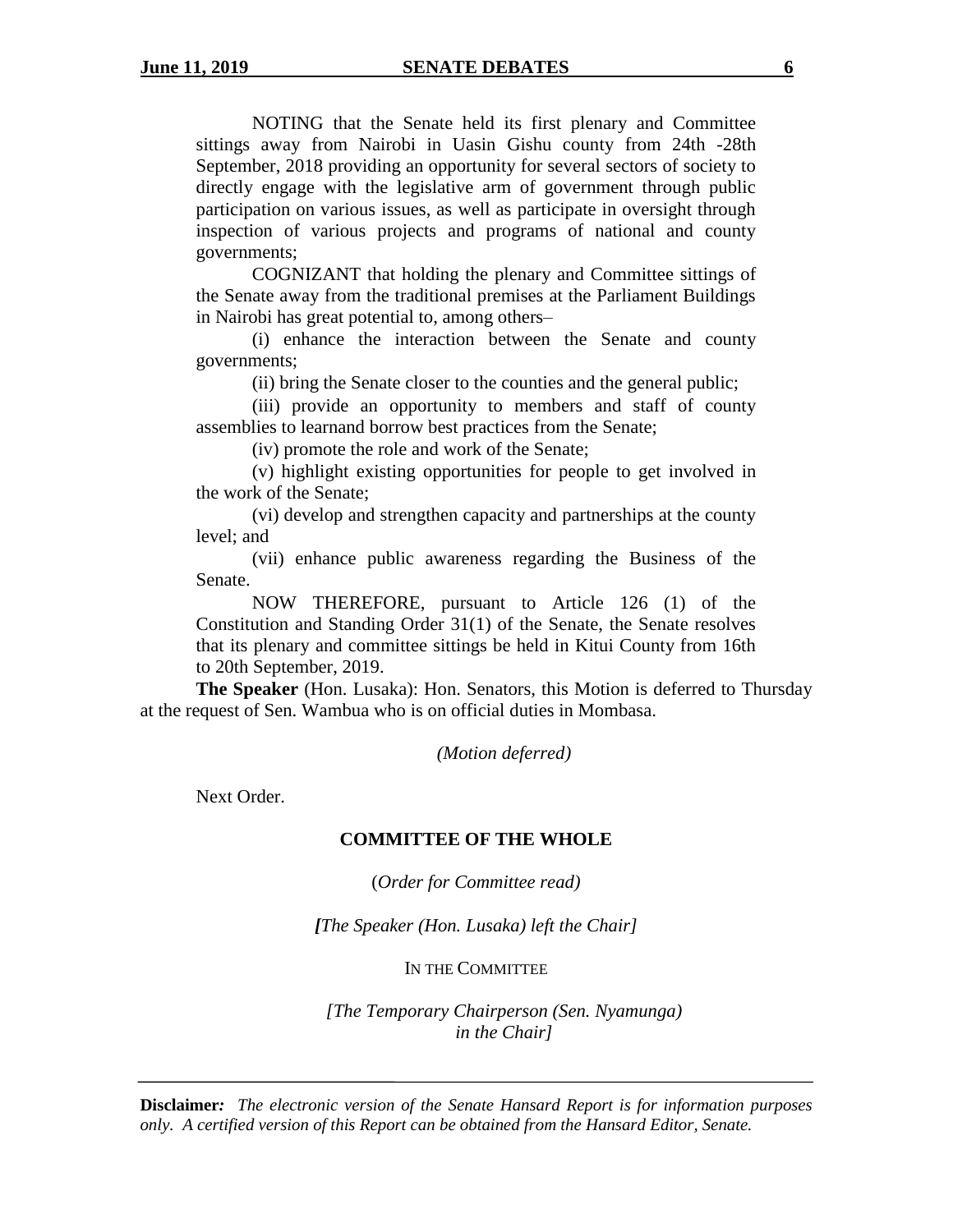NOTING that the Senate held its first plenary and Committee sittings away from Nairobi in Uasin Gishu county from 24th -28th September, 2018 providing an opportunity for several sectors of society to directly engage with the legislative arm of government through public participation on various issues, as well as participate in oversight through inspection of various projects and programs of national and county governments;

COGNIZANT that holding the plenary and Committee sittings of the Senate away from the traditional premises at the Parliament Buildings in Nairobi has great potential to, among others–

(i) enhance the interaction between the Senate and county governments;

(ii) bring the Senate closer to the counties and the general public;

(iii) provide an opportunity to members and staff of county assemblies to learnand borrow best practices from the Senate;

(iv) promote the role and work of the Senate;

(v) highlight existing opportunities for people to get involved in the work of the Senate;

(vi) develop and strengthen capacity and partnerships at the county level; and

(vii) enhance public awareness regarding the Business of the Senate.

NOW THEREFORE, pursuant to Article 126 (1) of the Constitution and Standing Order 31(1) of the Senate, the Senate resolves that its plenary and committee sittings be held in Kitui County from 16th to 20th September, 2019.

**The Speaker** (Hon. Lusaka): Hon. Senators, this Motion is deferred to Thursday at the request of Sen. Wambua who is on official duties in Mombasa.

*(Motion deferred)*

Next Order.

**COMMITTEE OF THE WHOLE**

(*Order for Committee read)*

*[The Speaker (Hon. Lusaka) left the Chair]*

IN THE COMMITTEE

*[The Temporary Chairperson (Sen. Nyamunga) in the Chair]*

**Disclaimer:** *The electronic version of the Senate Hansard Report is for information purposes only. A certified version of this Report can be obtained from the Hansard Editor, Senate.*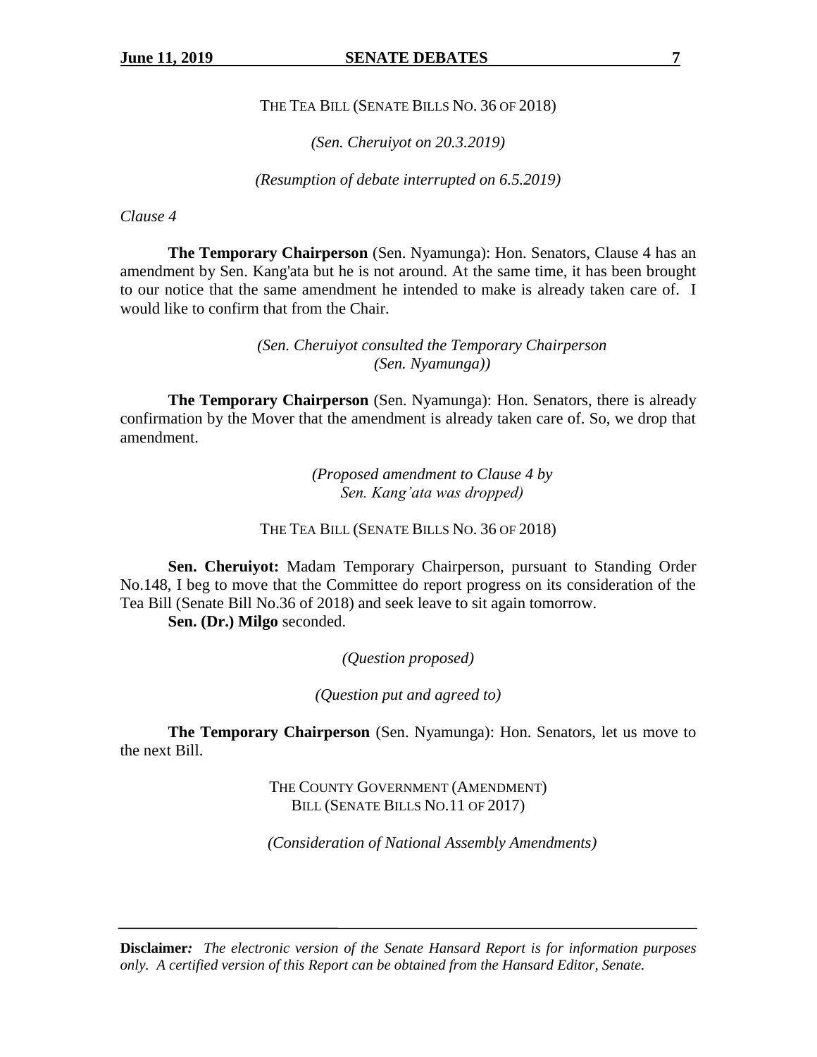THE TEA BILL (SENATE BILLS NO. 36 OF 2018)

*(Sen. Cheruiyot on 20.3.2019)*

*(Resumption of debate interrupted on 6.5.2019)*

*Clause 4*

**The Temporary Chairperson** (Sen. Nyamunga): Hon. Senators, Clause 4 has an amendment by Sen. Kang'ata but he is not around. At the same time, it has been brought to our notice that the same amendment he intended to make is already taken care of. I would like to confirm that from the Chair.

*(Sen. Cheruiyot consulted the Temporary Chairperson (Sen. Nyamunga))*

**The Temporary Chairperson** (Sen. Nyamunga): Hon. Senators, there is already confirmation by the Mover that the amendment is already taken care of. So, we drop that amendment.

*(Proposed amendment to Clause 4 by Sen. Kang'ata was dropped)*

THE TEA BILL (SENATE BILLS NO. 36 OF 2018)

**Sen. Cheruiyot:** Madam Temporary Chairperson, pursuant to Standing Order No.148, I beg to move that the Committee do report progress on its consideration of the Tea Bill (Senate Bill No.36 of 2018) and seek leave to sit again tomorrow.

**Sen. (Dr.) Milgo** seconded.

*(Question proposed)*

*(Question put and agreed to)*

**The Temporary Chairperson** (Sen. Nyamunga): Hon. Senators, let us move to the next Bill.

THE COUNTY GOVERNMENT (AMENDMENT) BILL (SENATE BILLS NO.11 OF 2017)

*(Consideration of National Assembly Amendments)*

**Disclaimer***:* *The electronic version of the Senate Hansard Report is for information purposes only. A certified version of this Report can be obtained from the Hansard Editor, Senate.*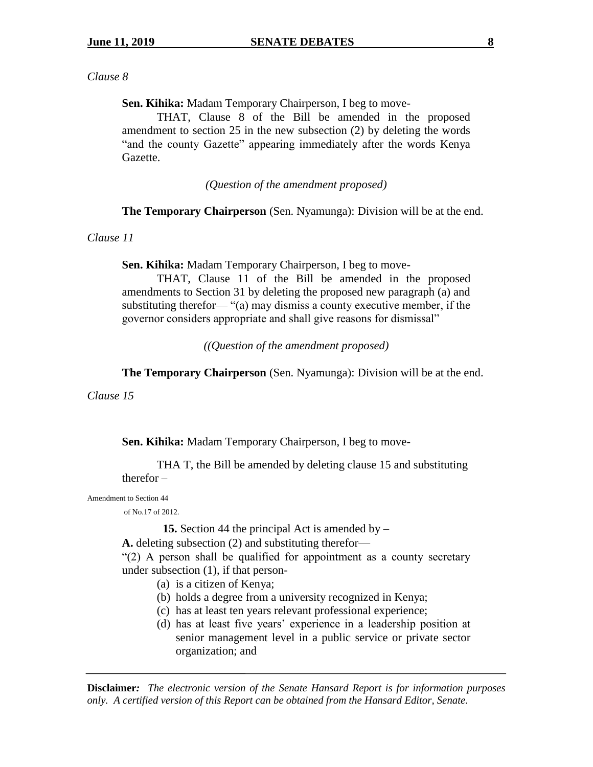*Clause 8*

**Sen. Kihika:** Madam Temporary Chairperson, I beg to move-

THAT, Clause 8 of the Bill be amended in the proposed amendment to section 25 in the new subsection (2) by deleting the words "and the county Gazette" appearing immediately after the words Kenya Gazette.

*(Question of the amendment proposed)*

**The Temporary Chairperson** (Sen. Nyamunga): Division will be at the end.

*Clause 11*

**Sen. Kihika:** Madam Temporary Chairperson, I beg to move-

THAT, Clause 11 of the Bill be amended in the proposed amendments to Section 31 by deleting the proposed new paragraph (a) and substituting therefor— "(a) may dismiss a county executive member, if the governor considers appropriate and shall give reasons for dismissal"

*((Question of the amendment proposed)*

**The Temporary Chairperson** (Sen. Nyamunga): Division will be at the end.

*Clause 15*

**Sen. Kihika:** Madam Temporary Chairperson, I beg to move-

THA T, the Bill be amended by deleting clause 15 and substituting therefor –

Amendment to Section 44 of No.17 of 2012.

**15.** Section 44 the principal Act is amended by –

**A.** deleting subsection (2) and substituting therefor—

"(2) A person shall be qualified for appointment as a county secretary under subsection (1), if that person-

(a) is a citizen of Kenya;
(b) holds a degree from a university recognized in Kenya;
(c) has at least ten years relevant professional experience;
(d) has at least five years' experience in a leadership position at senior management level in a public service or private sector organization; and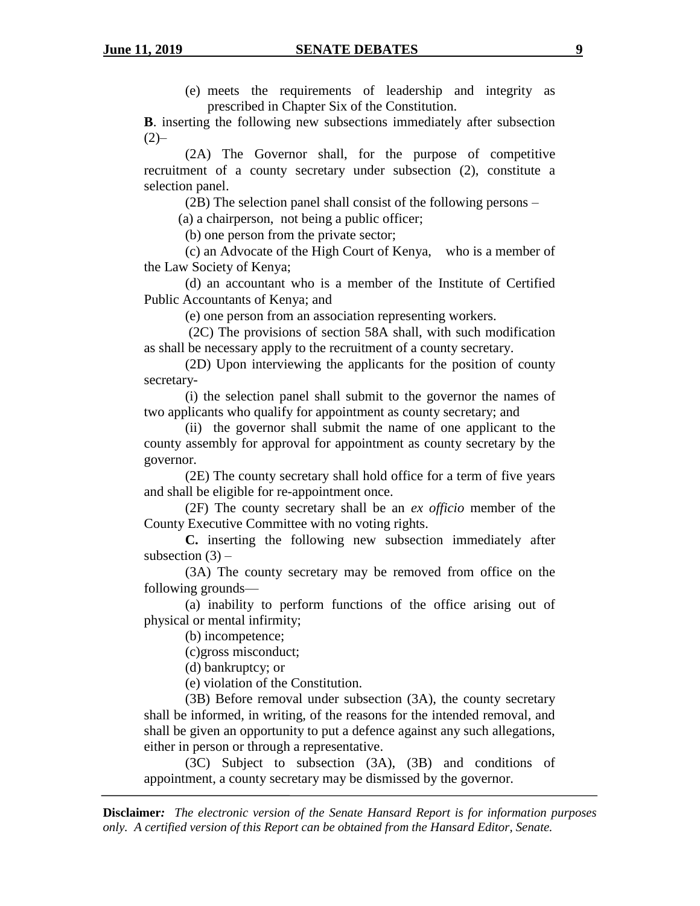(e) meets the requirements of leadership and integrity as prescribed in Chapter Six of the Constitution.

**B**. inserting the following new subsections immediately after subsection (2)–

(2A) The Governor shall, for the purpose of competitive recruitment of a county secretary under subsection (2), constitute a selection panel.

(2B) The selection panel shall consist of the following persons –

(a) a chairperson, not being a public officer;

(b) one person from the private sector;

(c) an Advocate of the High Court of Kenya, who is a member of the Law Society of Kenya;

(d) an accountant who is a member of the Institute of Certified Public Accountants of Kenya; and

(e) one person from an association representing workers.

(2C) The provisions of section 58A shall, with such modification as shall be necessary apply to the recruitment of a county secretary.

(2D) Upon interviewing the applicants for the position of county secretary-

(i) the selection panel shall submit to the governor the names of two applicants who qualify for appointment as county secretary; and

(ii) the governor shall submit the name of one applicant to the county assembly for approval for appointment as county secretary by the governor.

(2E) The county secretary shall hold office for a term of five years and shall be eligible for re-appointment once.

(2F) The county secretary shall be an *ex officio* member of the County Executive Committee with no voting rights.

**C.** inserting the following new subsection immediately after subsection (3) –

(3A) The county secretary may be removed from office on the following grounds—

(a) inability to perform functions of the office arising out of physical or mental infirmity;

(b) incompetence;

(c)gross misconduct;

(d) bankruptcy; or

(e) violation of the Constitution.

(3B) Before removal under subsection (3A), the county secretary shall be informed, in writing, of the reasons for the intended removal, and shall be given an opportunity to put a defence against any such allegations, either in person or through a representative.

(3C) Subject to subsection (3A), (3B) and conditions of appointment, a county secretary may be dismissed by the governor.

**Disclaimer***:* *The electronic version of the Senate Hansard Report is for information purposes only. A certified version of this Report can be obtained from the Hansard Editor, Senate.*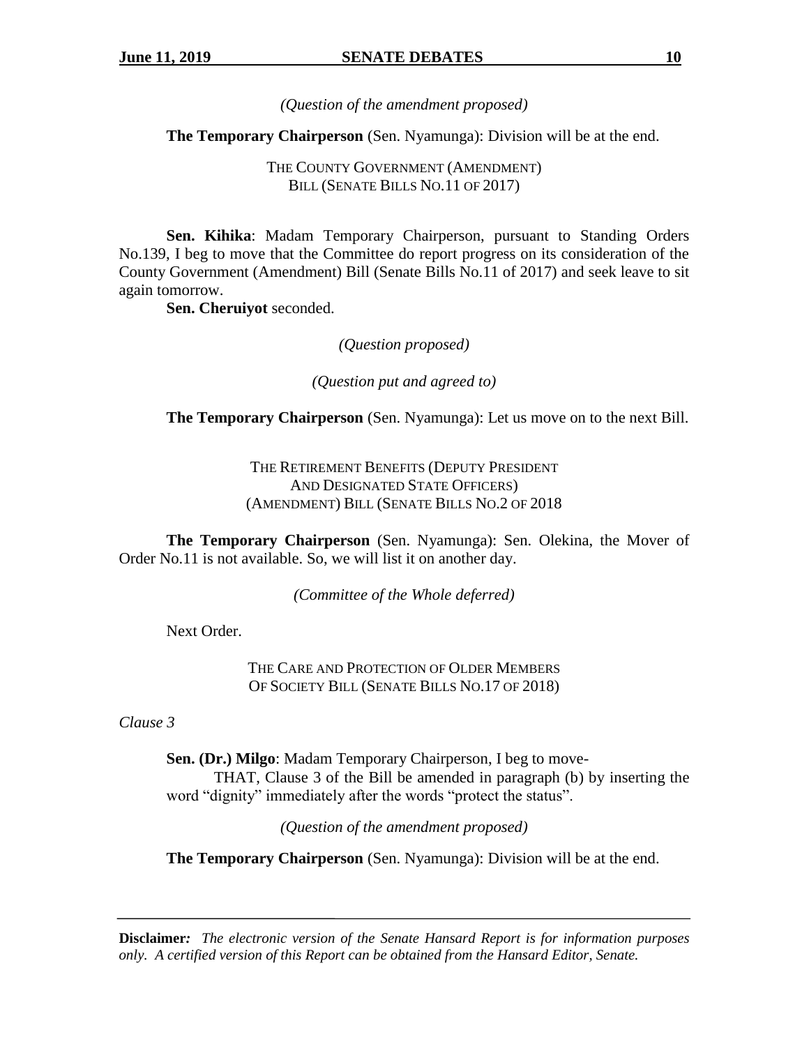*(Question of the amendment proposed)*

**The Temporary Chairperson** (Sen. Nyamunga): Division will be at the end.

THE COUNTY GOVERNMENT (AMENDMENT) BILL (SENATE BILLS NO.11 OF 2017)

**Sen. Kihika**: Madam Temporary Chairperson, pursuant to Standing Orders No.139, I beg to move that the Committee do report progress on its consideration of the County Government (Amendment) Bill (Senate Bills No.11 of 2017) and seek leave to sit again tomorrow.

**Sen. Cheruiyot** seconded.

*(Question proposed)*

*(Question put and agreed to)*

**The Temporary Chairperson** (Sen. Nyamunga): Let us move on to the next Bill.

THE RETIREMENT BENEFITS (DEPUTY PRESIDENT AND DESIGNATED STATE OFFICERS) (AMENDMENT) BILL (SENATE BILLS NO.2 OF 2018

**The Temporary Chairperson** (Sen. Nyamunga): Sen. Olekina, the Mover of Order No.11 is not available. So, we will list it on another day.

*(Committee of the Whole deferred)*

Next Order.

THE CARE AND PROTECTION OF OLDER MEMBERS OF SOCIETY BILL (SENATE BILLS NO.17 OF 2018)

*Clause 3*

**Sen. (Dr.) Milgo**: Madam Temporary Chairperson, I beg to move-

THAT, Clause 3 of the Bill be amended in paragraph (b) by inserting the word "dignity" immediately after the words "protect the status".

*(Question of the amendment proposed)*

**The Temporary Chairperson** (Sen. Nyamunga): Division will be at the end.

**Disclaimer:** *The electronic version of the Senate Hansard Report is for information purposes only. A certified version of this Report can be obtained from the Hansard Editor, Senate.*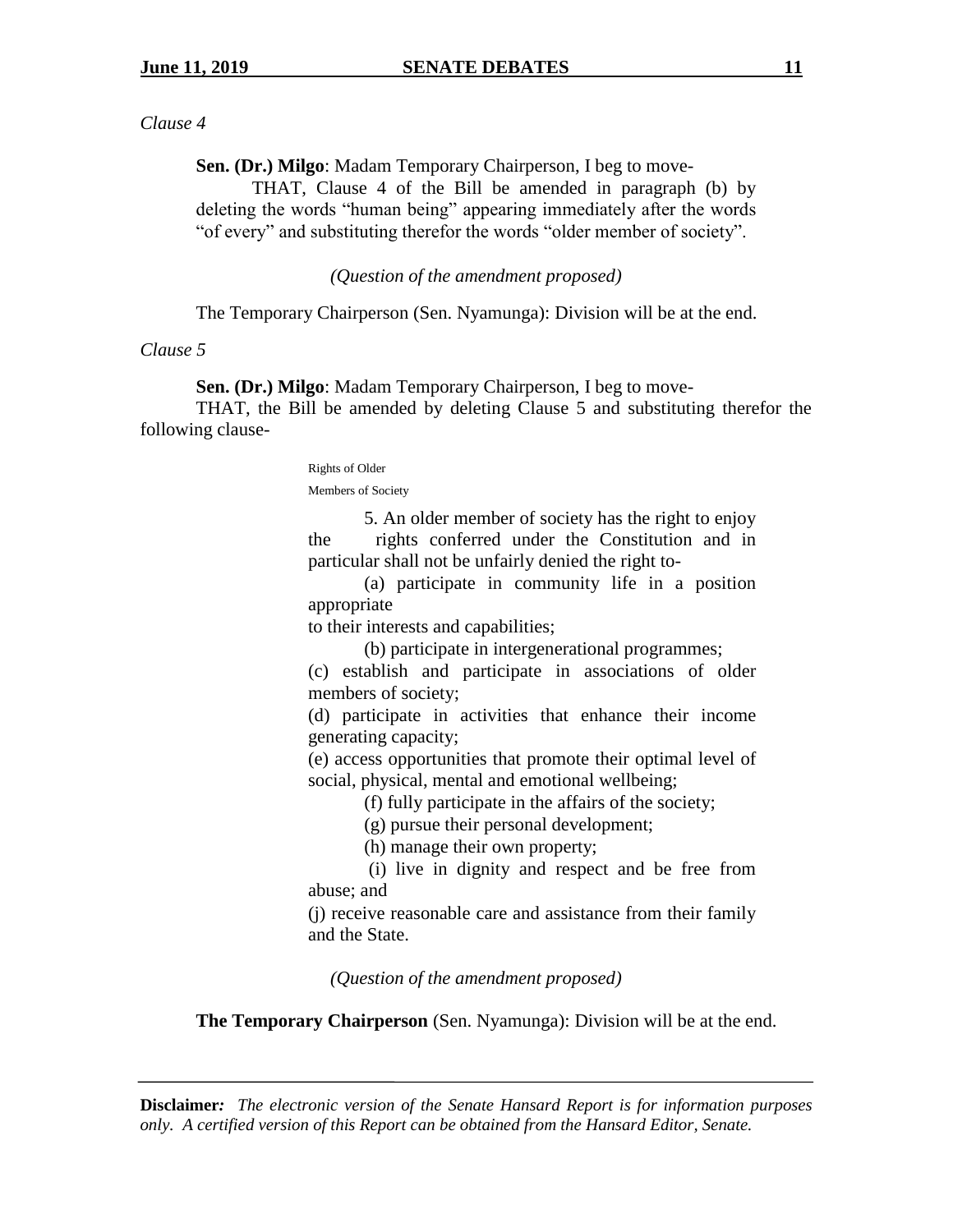*Clause 4*

**Sen. (Dr.) Milgo**: Madam Temporary Chairperson, I beg to move-

THAT, Clause 4 of the Bill be amended in paragraph (b) by deleting the words "human being" appearing immediately after the words "of every" and substituting therefor the words "older member of society".

*(Question of the amendment proposed)*

The Temporary Chairperson (Sen. Nyamunga): Division will be at the end.

*Clause 5*

**Sen. (Dr.) Milgo**: Madam Temporary Chairperson, I beg to move-

THAT, the Bill be amended by deleting Clause 5 and substituting therefor the following clause-

Rights of Older Members of Society

5. An older member of society has the right to enjoy the rights conferred under the Constitution and in particular shall not be unfairly denied the right to-

(a) participate in community life in a position appropriate to their interests and capabilities;

(b) participate in intergenerational programmes;

(c) establish and participate in associations of older members of society;

(d) participate in activities that enhance their income generating capacity;

(e) access opportunities that promote their optimal level of social, physical, mental and emotional wellbeing;

(f) fully participate in the affairs of the society;

(g) pursue their personal development;

(h) manage their own property;

(i) live in dignity and respect and be free from abuse; and

(j) receive reasonable care and assistance from their family and the State.

*(Question of the amendment proposed)*

**The Temporary Chairperson** (Sen. Nyamunga): Division will be at the end.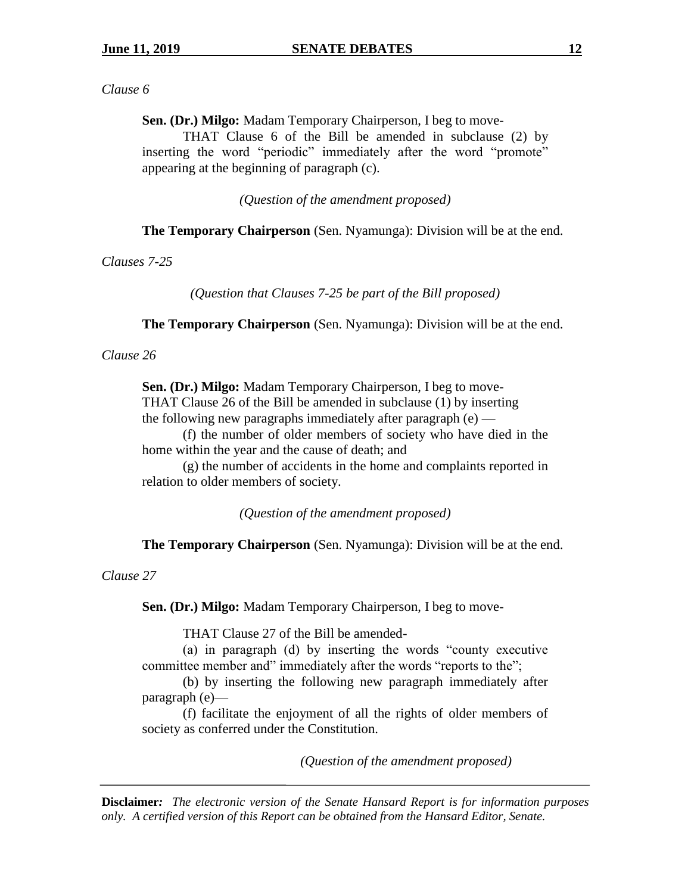*Clause 6*

**Sen. (Dr.) Milgo:** Madam Temporary Chairperson, I beg to move-

THAT Clause 6 of the Bill be amended in subclause (2) by inserting the word "periodic" immediately after the word "promote" appearing at the beginning of paragraph (c).

*(Question of the amendment proposed)*

**The Temporary Chairperson** (Sen. Nyamunga): Division will be at the end.

*Clauses 7-25*

*(Question that Clauses 7-25 be part of the Bill proposed)*

**The Temporary Chairperson** (Sen. Nyamunga): Division will be at the end.

*Clause 26*

**Sen. (Dr.) Milgo:** Madam Temporary Chairperson, I beg to move-

THAT Clause 26 of the Bill be amended in subclause (1) by inserting the following new paragraphs immediately after paragraph (e) —

(f) the number of older members of society who have died in the home within the year and the cause of death; and

(g) the number of accidents in the home and complaints reported in relation to older members of society.

*(Question of the amendment proposed)*

**The Temporary Chairperson** (Sen. Nyamunga): Division will be at the end.

*Clause 27*

**Sen. (Dr.) Milgo:** Madam Temporary Chairperson, I beg to move-

THAT Clause 27 of the Bill be amended-

(a) in paragraph (d) by inserting the words "county executive committee member and" immediately after the words "reports to the";

(b) by inserting the following new paragraph immediately after paragraph (e)—

(f) facilitate the enjoyment of all the rights of older members of society as conferred under the Constitution.

*(Question of the amendment proposed)*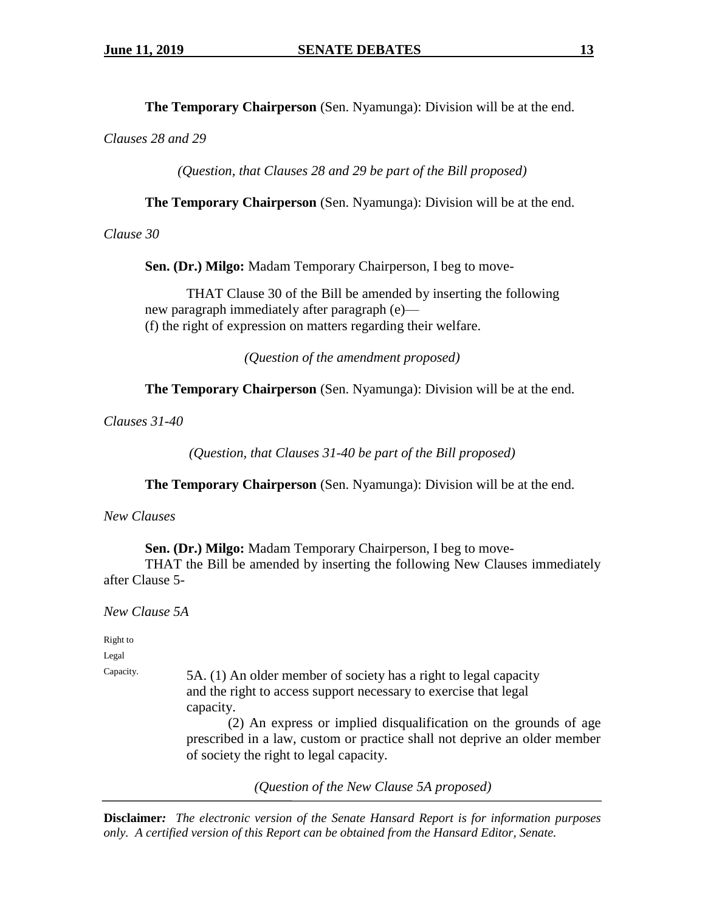**The Temporary Chairperson** (Sen. Nyamunga): Division will be at the end.

*Clauses 28 and 29*

*(Question, that Clauses 28 and 29 be part of the Bill proposed)*

**The Temporary Chairperson** (Sen. Nyamunga): Division will be at the end.

*Clause 30*

**Sen. (Dr.) Milgo:** Madam Temporary Chairperson, I beg to move-

THAT Clause 30 of the Bill be amended by inserting the following new paragraph immediately after paragraph (e)—
(f) the right of expression on matters regarding their welfare.

*(Question of the amendment proposed)*

**The Temporary Chairperson** (Sen. Nyamunga): Division will be at the end.

*Clauses 31-40*

*(Question, that Clauses 31-40 be part of the Bill proposed)*

**The Temporary Chairperson** (Sen. Nyamunga): Division will be at the end.

*New Clauses*

**Sen. (Dr.) Milgo:** Madam Temporary Chairperson, I beg to move-

THAT the Bill be amended by inserting the following New Clauses immediately after Clause 5-

*New Clause 5A*

Right to Legal Capacity.

5A. (1) An older member of society has a right to legal capacity and the right to access support necessary to exercise that legal capacity.

(2) An express or implied disqualification on the grounds of age prescribed in a law, custom or practice shall not deprive an older member of society the right to legal capacity.

*(Question of the New Clause 5A proposed)*

**Disclaimer:** *The electronic version of the Senate Hansard Report is for information purposes only. A certified version of this Report can be obtained from the Hansard Editor, Senate.*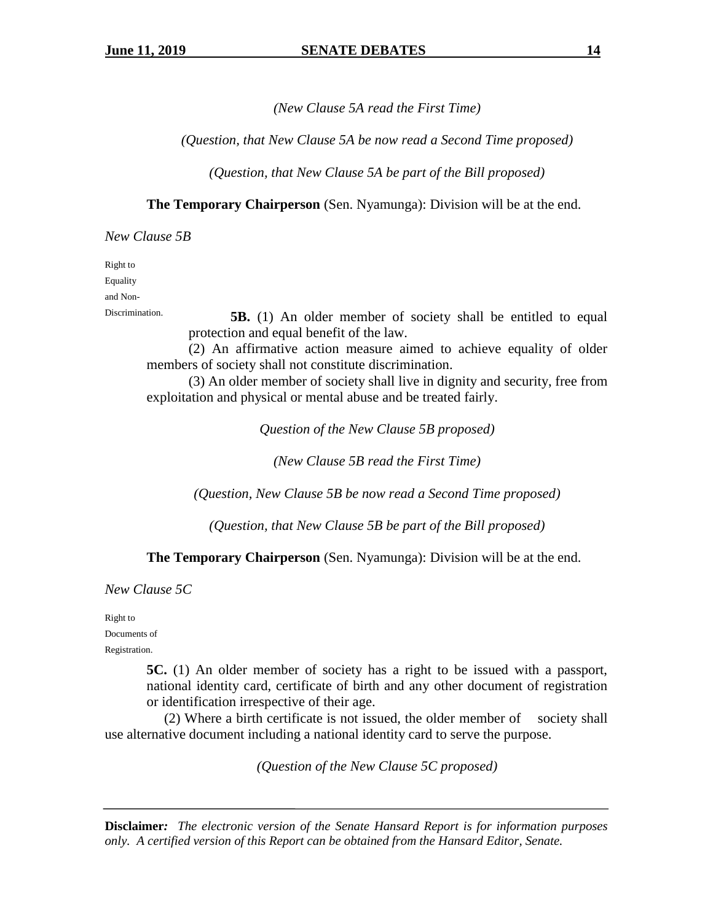*(New Clause 5A read the First Time)*

*(Question, that New Clause 5A be now read a Second Time proposed)*

*(Question, that New Clause 5A be part of the Bill proposed)*

**The Temporary Chairperson** (Sen. Nyamunga): Division will be at the end.

*New Clause 5B*

Right to Equality and Non-Discrimination.

**5B.** (1) An older member of society shall be entitled to equal protection and equal benefit of the law.

(2) An affirmative action measure aimed to achieve equality of older members of society shall not constitute discrimination.

(3) An older member of society shall live in dignity and security, free from exploitation and physical or mental abuse and be treated fairly.

*Question of the New Clause 5B proposed)*

*(New Clause 5B read the First Time)*

*(Question, New Clause 5B be now read a Second Time proposed)*

*(Question, that New Clause 5B be part of the Bill proposed)*

**The Temporary Chairperson** (Sen. Nyamunga): Division will be at the end.

*New Clause 5C*

Right to Documents of Registration.

**5C.** (1) An older member of society has a right to be issued with a passport, national identity card, certificate of birth and any other document of registration or identification irrespective of their age.

(2) Where a birth certificate is not issued, the older member of society shall use alternative document including a national identity card to serve the purpose.

*(Question of the New Clause 5C proposed)*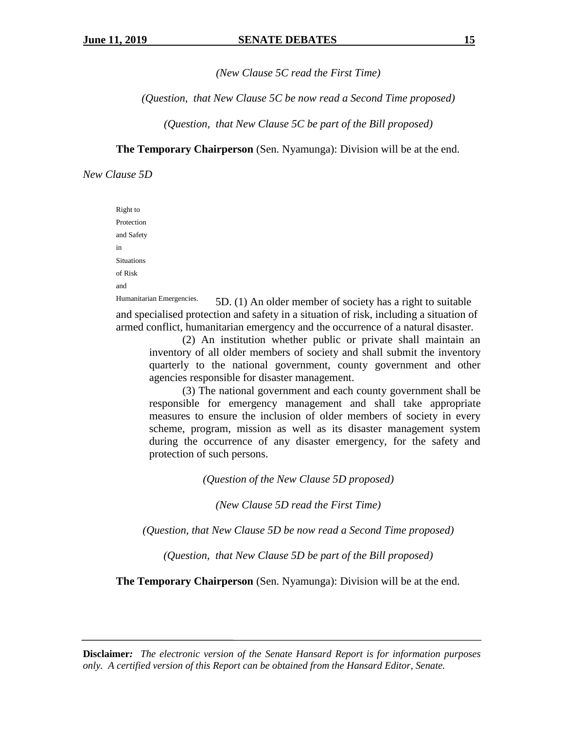*(New Clause 5C read the First Time)*

*(Question, that New Clause 5C be now read a Second Time proposed)*

*(Question, that New Clause 5C be part of the Bill proposed)*

**The Temporary Chairperson** (Sen. Nyamunga): Division will be at the end.

*New Clause 5D*

Right to Protection and Safety in Situations of Risk and Humanitarian Emergencies.

5D. (1) An older member of society has a right to suitable and specialised protection and safety in a situation of risk, including a situation of armed conflict, humanitarian emergency and the occurrence of a natural disaster.

(2) An institution whether public or private shall maintain an inventory of all older members of society and shall submit the inventory quarterly to the national government, county government and other agencies responsible for disaster management.

(3) The national government and each county government shall be responsible for emergency management and shall take appropriate measures to ensure the inclusion of older members of society in every scheme, program, mission as well as its disaster management system during the occurrence of any disaster emergency, for the safety and protection of such persons.

*(Question of the New Clause 5D proposed)*

*(New Clause 5D read the First Time)*

*(Question, that New Clause 5D be now read a Second Time proposed)*

*(Question, that New Clause 5D be part of the Bill proposed)*

**The Temporary Chairperson** (Sen. Nyamunga): Division will be at the end.

**Disclaimer:** *The electronic version of the Senate Hansard Report is for information purposes only. A certified version of this Report can be obtained from the Hansard Editor, Senate.*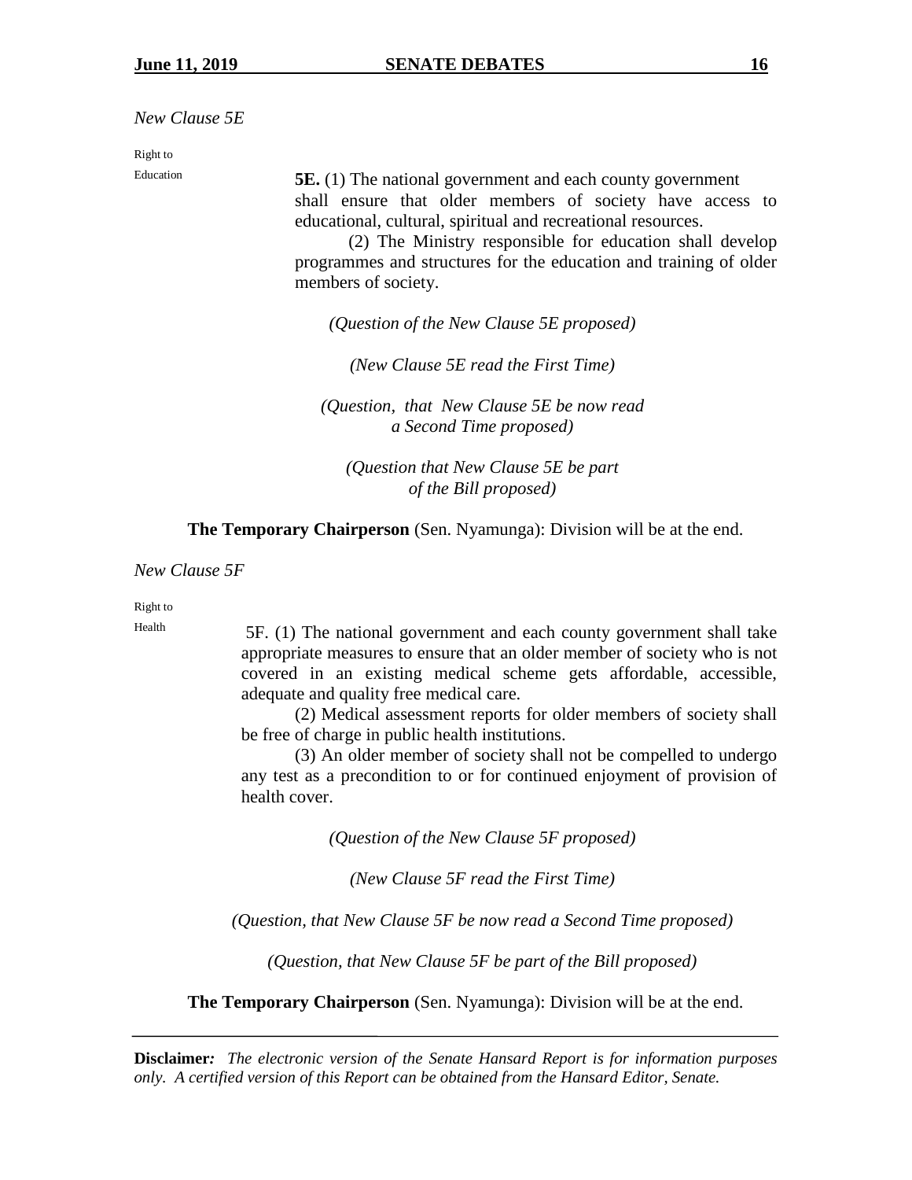*New Clause 5E*

Right to Education

**5E.** (1) The national government and each county government shall ensure that older members of society have access to educational, cultural, spiritual and recreational resources.

(2) The Ministry responsible for education shall develop programmes and structures for the education and training of older members of society.

*(Question of the New Clause 5E proposed)*

*(New Clause 5E read the First Time)*

*(Question, that New Clause 5E be now read a Second Time proposed)*

*(Question that New Clause 5E be part of the Bill proposed)*

**The Temporary Chairperson** (Sen. Nyamunga): Division will be at the end.

*New Clause 5F*

Right to Health

5F. (1) The national government and each county government shall take appropriate measures to ensure that an older member of society who is not covered in an existing medical scheme gets affordable, accessible, adequate and quality free medical care.

(2) Medical assessment reports for older members of society shall be free of charge in public health institutions.

(3) An older member of society shall not be compelled to undergo any test as a precondition to or for continued enjoyment of provision of health cover.

*(Question of the New Clause 5F proposed)*

*(New Clause 5F read the First Time)*

*(Question, that New Clause 5F be now read a Second Time proposed)*

*(Question, that New Clause 5F be part of the Bill proposed)*

**The Temporary Chairperson** (Sen. Nyamunga): Division will be at the end.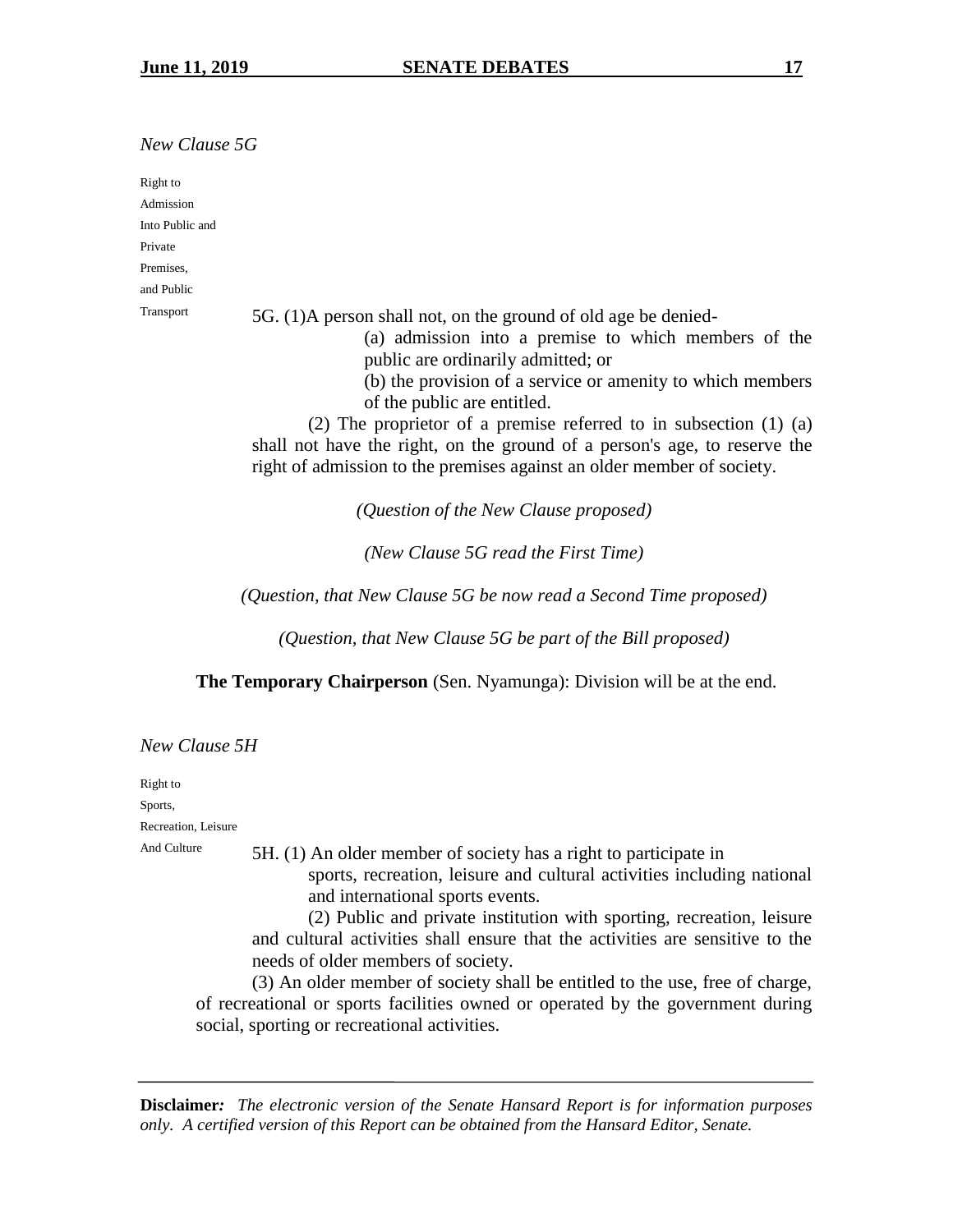*New Clause 5G*

Right to Admission Into Public and Private Premises, and Public Transport

5G. (1)A person shall not, on the ground of old age be denied-

(a) admission into a premise to which members of the public are ordinarily admitted; or

(b) the provision of a service or amenity to which members of the public are entitled.

(2) The proprietor of a premise referred to in subsection (1) (a) shall not have the right, on the ground of a person's age, to reserve the right of admission to the premises against an older member of society.

*(Question of the New Clause proposed)*

*(New Clause 5G read the First Time)*

*(Question, that New Clause 5G be now read a Second Time proposed)*

*(Question, that New Clause 5G be part of the Bill proposed)*

**The Temporary Chairperson** (Sen. Nyamunga): Division will be at the end.

*New Clause 5H*

Right to Sports, Recreation, Leisure And Culture

5H. (1) An older member of society has a right to participate in sports, recreation, leisure and cultural activities including national and international sports events.

(2) Public and private institution with sporting, recreation, leisure and cultural activities shall ensure that the activities are sensitive to the needs of older members of society.

(3) An older member of society shall be entitled to the use, free of charge, of recreational or sports facilities owned or operated by the government during social, sporting or recreational activities.

**Disclaimer:** *The electronic version of the Senate Hansard Report is for information purposes only. A certified version of this Report can be obtained from the Hansard Editor, Senate.*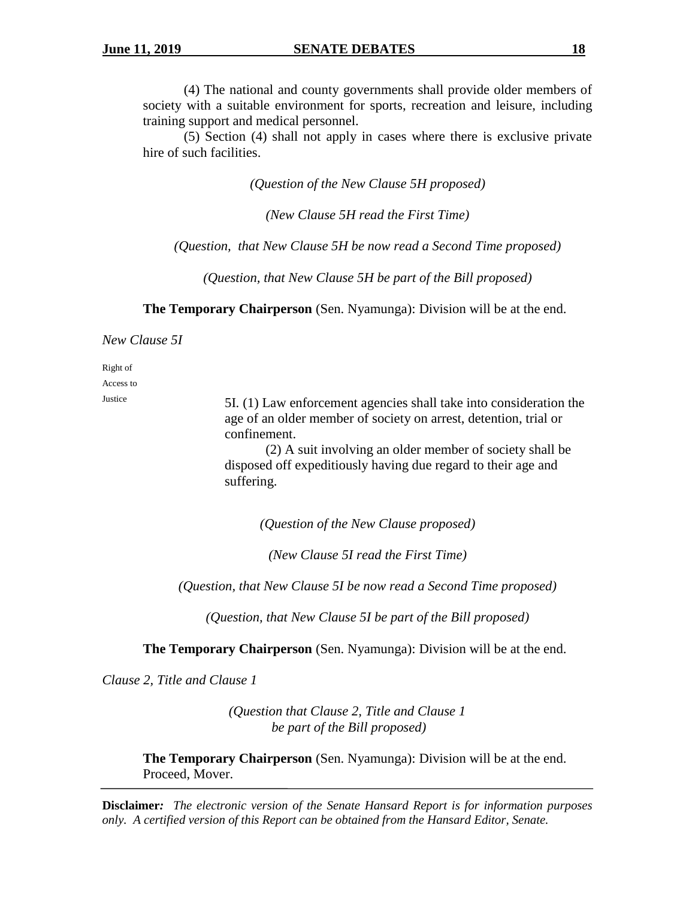(4) The national and county governments shall provide older members of society with a suitable environment for sports, recreation and leisure, including training support and medical personnel.

(5) Section (4) shall not apply in cases where there is exclusive private hire of such facilities.

*(Question of the New Clause 5H proposed)*

*(New Clause 5H read the First Time)*

*(Question, that New Clause 5H be now read a Second Time proposed)*

*(Question, that New Clause 5H be part of the Bill proposed)*

**The Temporary Chairperson** (Sen. Nyamunga): Division will be at the end.

*New Clause 5I*

Right of Access to Justice

5I. (1) Law enforcement agencies shall take into consideration the age of an older member of society on arrest, detention, trial or confinement.

(2) A suit involving an older member of society shall be disposed off expeditiously having due regard to their age and suffering.

*(Question of the New Clause proposed)*

*(New Clause 5I read the First Time)*

*(Question, that New Clause 5I be now read a Second Time proposed)*

*(Question, that New Clause 5I be part of the Bill proposed)*

**The Temporary Chairperson** (Sen. Nyamunga): Division will be at the end.

*Clause 2, Title and Clause 1*

*(Question that Clause 2, Title and Clause 1 be part of the Bill proposed)*

**The Temporary Chairperson** (Sen. Nyamunga): Division will be at the end. Proceed, Mover.

**Disclaimer:** *The electronic version of the Senate Hansard Report is for information purposes only. A certified version of this Report can be obtained from the Hansard Editor, Senate.*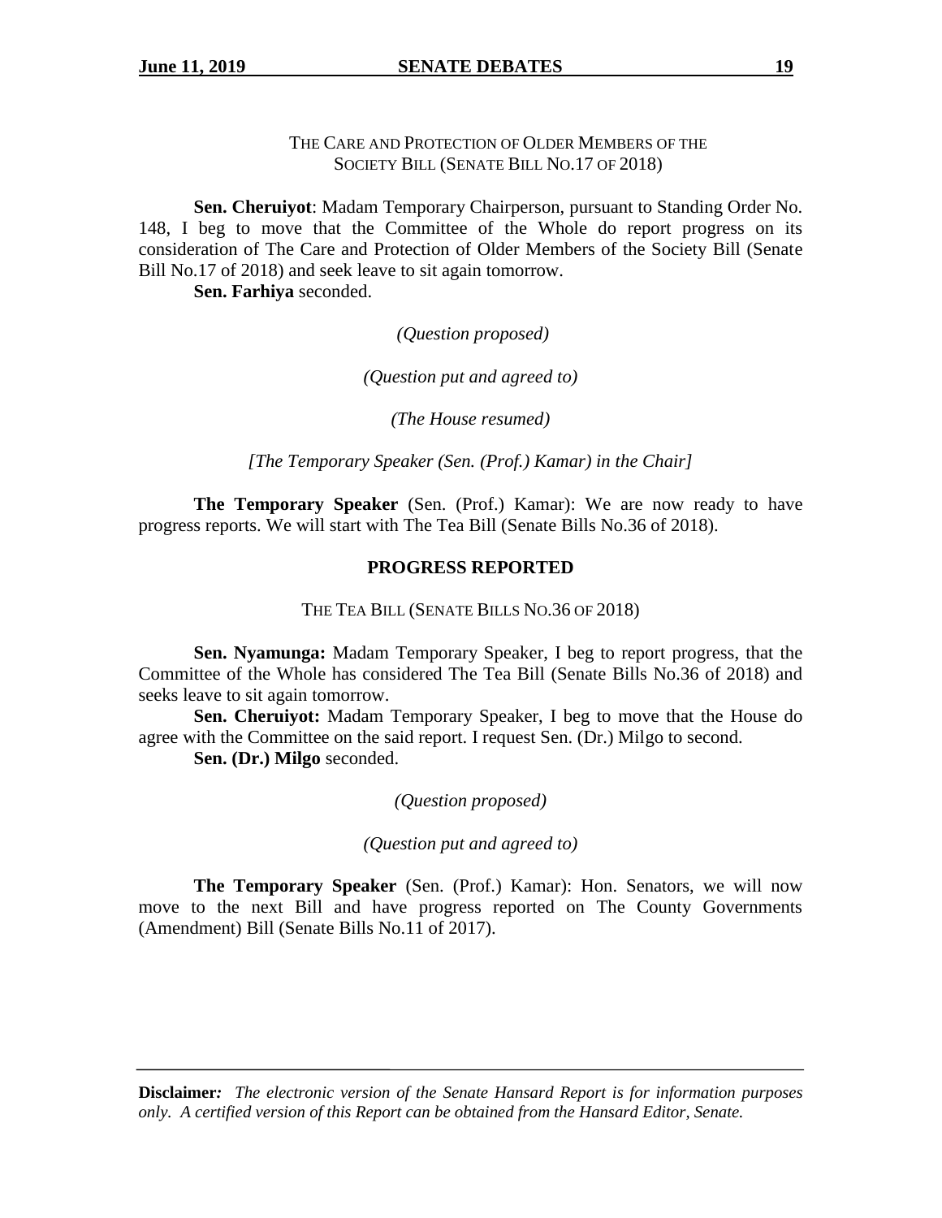THE CARE AND PROTECTION OF OLDER MEMBERS OF THE SOCIETY BILL (SENATE BILL NO.17 OF 2018)

**Sen. Cheruiyot**: Madam Temporary Chairperson, pursuant to Standing Order No. 148, I beg to move that the Committee of the Whole do report progress on its consideration of The Care and Protection of Older Members of the Society Bill (Senate Bill No.17 of 2018) and seek leave to sit again tomorrow.

**Sen. Farhiya** seconded.

*(Question proposed)*

*(Question put and agreed to)*

*(The House resumed)*

*[The Temporary Speaker (Sen. (Prof.) Kamar) in the Chair]*

**The Temporary Speaker** (Sen. (Prof.) Kamar): We are now ready to have progress reports. We will start with The Tea Bill (Senate Bills No.36 of 2018).

## PROGRESS REPORTED

THE TEA BILL (SENATE BILLS NO.36 OF 2018)

**Sen. Nyamunga:** Madam Temporary Speaker, I beg to report progress, that the Committee of the Whole has considered The Tea Bill (Senate Bills No.36 of 2018) and seeks leave to sit again tomorrow.

**Sen. Cheruiyot:** Madam Temporary Speaker, I beg to move that the House do agree with the Committee on the said report. I request Sen. (Dr.) Milgo to second.

**Sen. (Dr.) Milgo** seconded.

*(Question proposed)*

*(Question put and agreed to)*

**The Temporary Speaker** (Sen. (Prof.) Kamar): Hon. Senators, we will now move to the next Bill and have progress reported on The County Governments (Amendment) Bill (Senate Bills No.11 of 2017).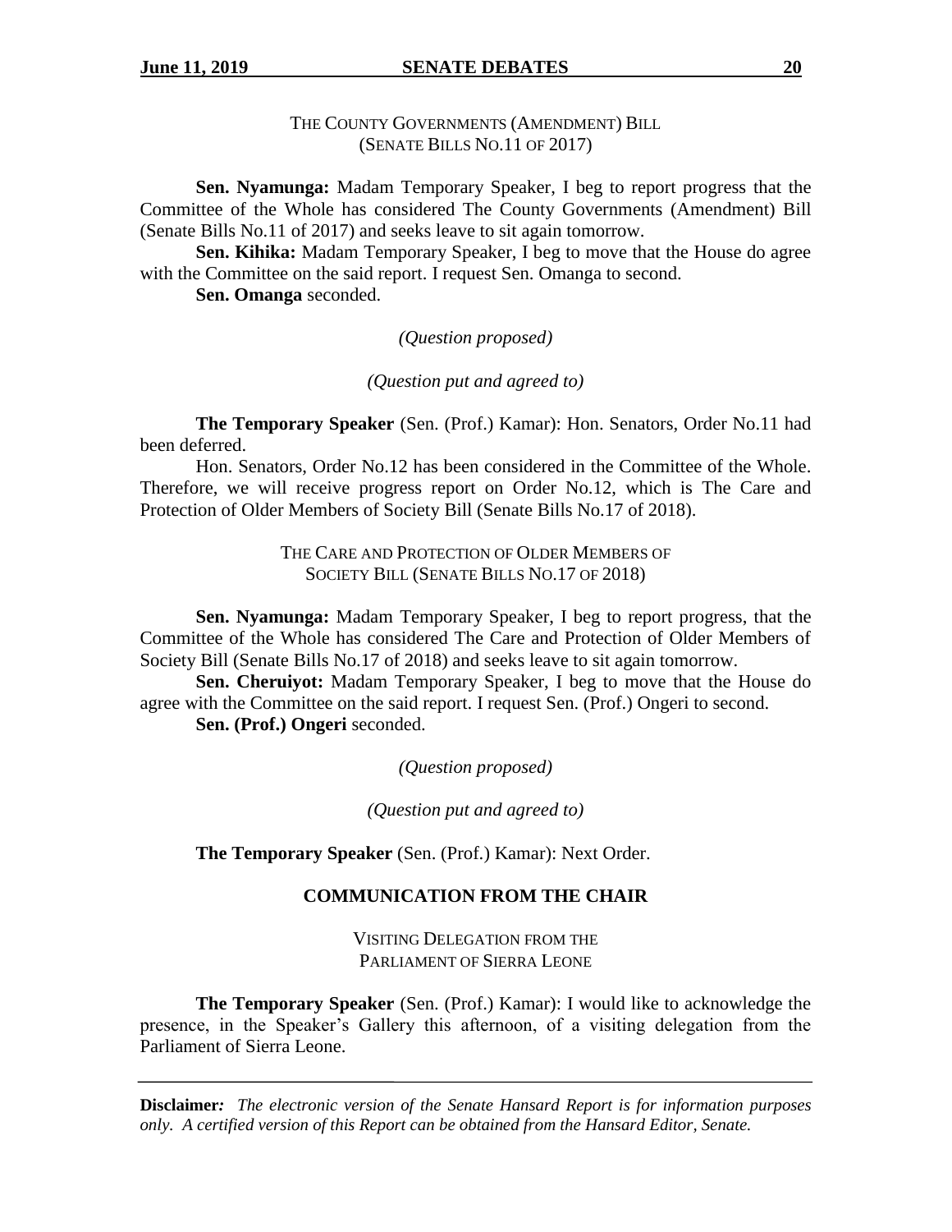THE COUNTY GOVERNMENTS (AMENDMENT) BILL
(SENATE BILLS NO.11 OF 2017)

**Sen. Nyamunga:** Madam Temporary Speaker, I beg to report progress that the Committee of the Whole has considered The County Governments (Amendment) Bill (Senate Bills No.11 of 2017) and seeks leave to sit again tomorrow.

**Sen. Kihika:** Madam Temporary Speaker, I beg to move that the House do agree with the Committee on the said report. I request Sen. Omanga to second.

**Sen. Omanga** seconded.

*(Question proposed)*

*(Question put and agreed to)*

**The Temporary Speaker** (Sen. (Prof.) Kamar): Hon. Senators, Order No.11 had been deferred.

Hon. Senators, Order No.12 has been considered in the Committee of the Whole. Therefore, we will receive progress report on Order No.12, which is The Care and Protection of Older Members of Society Bill (Senate Bills No.17 of 2018).

THE CARE AND PROTECTION OF OLDER MEMBERS OF
SOCIETY BILL (SENATE BILLS NO.17 OF 2018)

**Sen. Nyamunga:** Madam Temporary Speaker, I beg to report progress, that the Committee of the Whole has considered The Care and Protection of Older Members of Society Bill (Senate Bills No.17 of 2018) and seeks leave to sit again tomorrow.

**Sen. Cheruiyot:** Madam Temporary Speaker, I beg to move that the House do agree with the Committee on the said report. I request Sen. (Prof.) Ongeri to second.

**Sen. (Prof.) Ongeri** seconded.

*(Question proposed)*

*(Question put and agreed to)*

**The Temporary Speaker** (Sen. (Prof.) Kamar): Next Order.

## COMMUNICATION FROM THE CHAIR

VISITING DELEGATION FROM THE
PARLIAMENT OF SIERRA LEONE

**The Temporary Speaker** (Sen. (Prof.) Kamar): I would like to acknowledge the presence, in the Speaker's Gallery this afternoon, of a visiting delegation from the Parliament of Sierra Leone.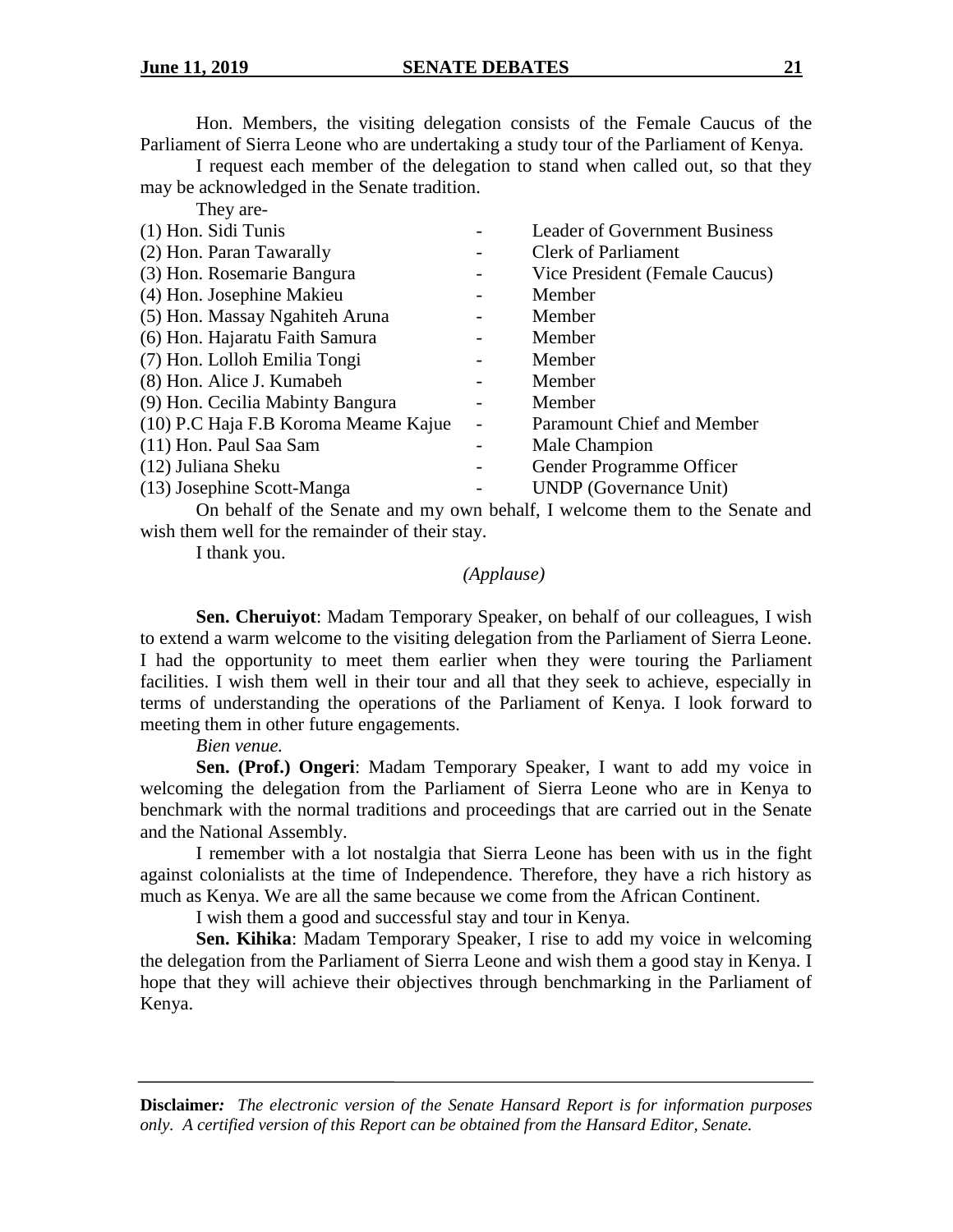Hon. Members, the visiting delegation consists of the Female Caucus of the Parliament of Sierra Leone who are undertaking a study tour of the Parliament of Kenya.

I request each member of the delegation to stand when called out, so that they may be acknowledged in the Senate tradition.

They are-

| | | |
|---|---|---|
| (1) Hon. Sidi Tunis | - | Leader of Government Business |
| (2) Hon. Paran Tawarally | - | Clerk of Parliament |
| (3) Hon. Rosemarie Bangura | - | Vice President (Female Caucus) |
| (4) Hon. Josephine Makieu | - | Member |
| (5) Hon. Massay Ngahiteh Aruna | - | Member |
| (6) Hon. Hajaratu Faith Samura | - | Member |
| (7) Hon. Lolloh Emilia Tongi | - | Member |
| (8) Hon. Alice J. Kumabeh | - | Member |
| (9) Hon. Cecilia Mabinty Bangura | - | Member |
| (10) P.C Haja F.B Koroma Meame Kajue | - | Paramount Chief and Member |
| (11) Hon. Paul Saa Sam | - | Male Champion |
| (12) Juliana Sheku | - | Gender Programme Officer |
| (13) Josephine Scott-Manga | - | UNDP (Governance Unit) |

On behalf of the Senate and my own behalf, I welcome them to the Senate and wish them well for the remainder of their stay.

I thank you.

*(Applause)*

**Sen. Cheruiyot**: Madam Temporary Speaker, on behalf of our colleagues, I wish to extend a warm welcome to the visiting delegation from the Parliament of Sierra Leone. I had the opportunity to meet them earlier when they were touring the Parliament facilities. I wish them well in their tour and all that they seek to achieve, especially in terms of understanding the operations of the Parliament of Kenya. I look forward to meeting them in other future engagements.

*Bien venue.*

**Sen. (Prof.) Ongeri**: Madam Temporary Speaker, I want to add my voice in welcoming the delegation from the Parliament of Sierra Leone who are in Kenya to benchmark with the normal traditions and proceedings that are carried out in the Senate and the National Assembly.

I remember with a lot nostalgia that Sierra Leone has been with us in the fight against colonialists at the time of Independence. Therefore, they have a rich history as much as Kenya. We are all the same because we come from the African Continent.

I wish them a good and successful stay and tour in Kenya.

**Sen. Kihika**: Madam Temporary Speaker, I rise to add my voice in welcoming the delegation from the Parliament of Sierra Leone and wish them a good stay in Kenya. I hope that they will achieve their objectives through benchmarking in the Parliament of Kenya.

**Disclaimer***: The electronic version of the Senate Hansard Report is for information purposes only. A certified version of this Report can be obtained from the Hansard Editor, Senate.*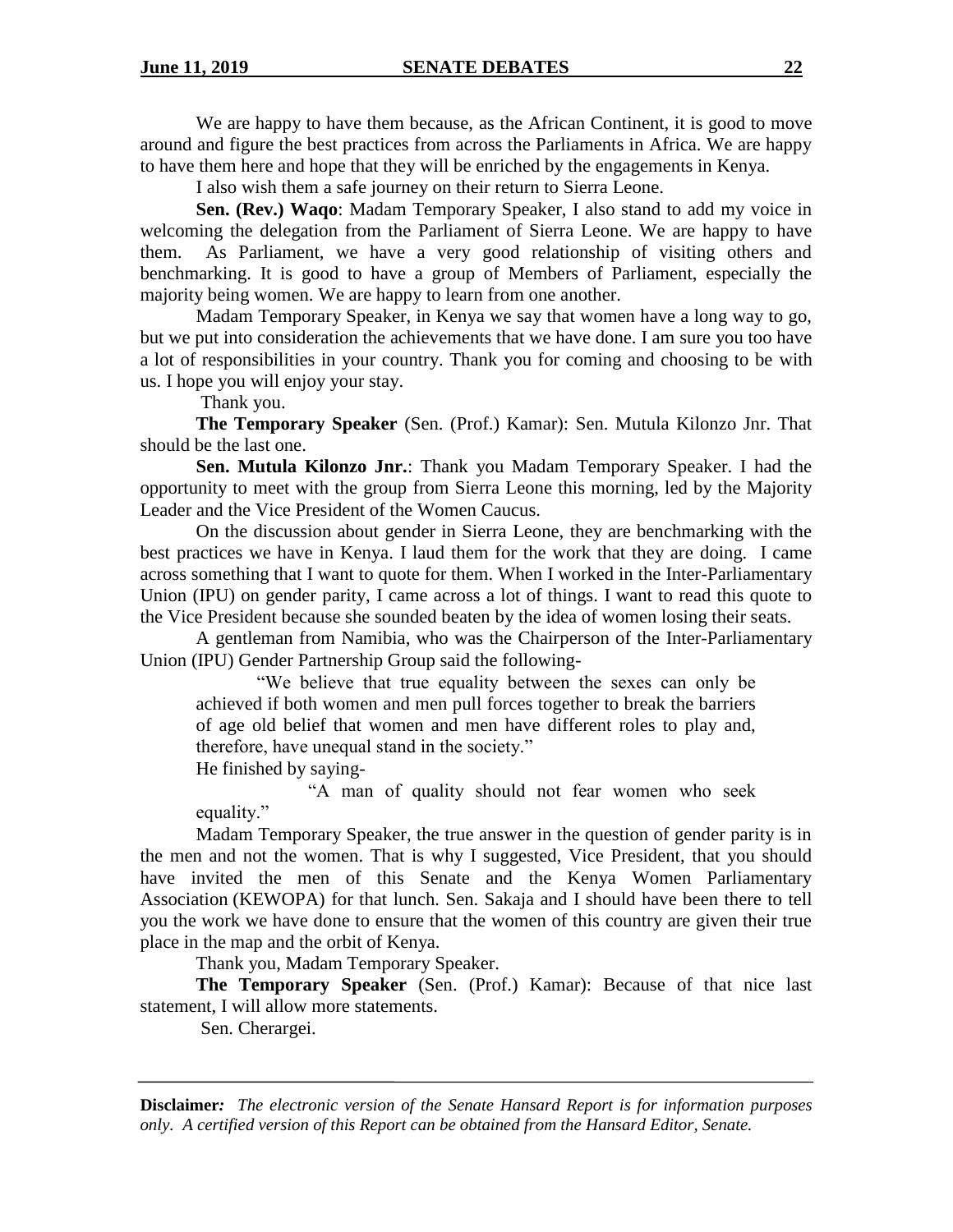We are happy to have them because, as the African Continent, it is good to move around and figure the best practices from across the Parliaments in Africa. We are happy to have them here and hope that they will be enriched by the engagements in Kenya.

I also wish them a safe journey on their return to Sierra Leone.

**Sen. (Rev.) Waqo**: Madam Temporary Speaker, I also stand to add my voice in welcoming the delegation from the Parliament of Sierra Leone. We are happy to have them. As Parliament, we have a very good relationship of visiting others and benchmarking. It is good to have a group of Members of Parliament, especially the majority being women. We are happy to learn from one another.

Madam Temporary Speaker, in Kenya we say that women have a long way to go, but we put into consideration the achievements that we have done. I am sure you too have a lot of responsibilities in your country. Thank you for coming and choosing to be with us. I hope you will enjoy your stay.

Thank you.

**The Temporary Speaker** (Sen. (Prof.) Kamar): Sen. Mutula Kilonzo Jnr. That should be the last one.

**Sen. Mutula Kilonzo Jnr.**: Thank you Madam Temporary Speaker. I had the opportunity to meet with the group from Sierra Leone this morning, led by the Majority Leader and the Vice President of the Women Caucus.

On the discussion about gender in Sierra Leone, they are benchmarking with the best practices we have in Kenya. I laud them for the work that they are doing. I came across something that I want to quote for them. When I worked in the Inter-Parliamentary Union (IPU) on gender parity, I came across a lot of things. I want to read this quote to the Vice President because she sounded beaten by the idea of women losing their seats.

A gentleman from Namibia, who was the Chairperson of the Inter-Parliamentary Union (IPU) Gender Partnership Group said the following-

> "We believe that true equality between the sexes can only be achieved if both women and men pull forces together to break the barriers of age old belief that women and men have different roles to play and, therefore, have unequal stand in the society."

He finished by saying-

> "A man of quality should not fear women who seek equality."

Madam Temporary Speaker, the true answer in the question of gender parity is in the men and not the women. That is why I suggested, Vice President, that you should have invited the men of this Senate and the Kenya Women Parliamentary Association (KEWOPA) for that lunch. Sen. Sakaja and I should have been there to tell you the work we have done to ensure that the women of this country are given their true place in the map and the orbit of Kenya.

Thank you, Madam Temporary Speaker.

**The Temporary Speaker** (Sen. (Prof.) Kamar): Because of that nice last statement, I will allow more statements.

Sen. Cherargei.

**Disclaimer***: The electronic version of the Senate Hansard Report is for information purposes only. A certified version of this Report can be obtained from the Hansard Editor, Senate.*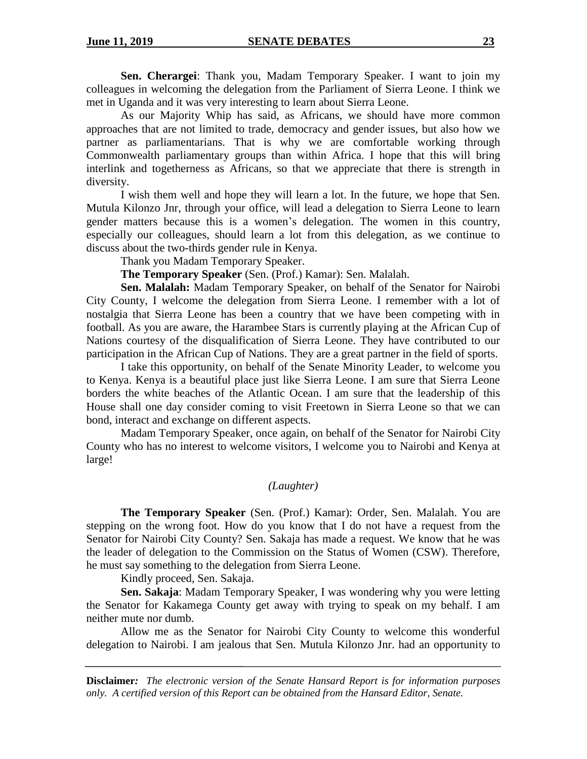**Sen. Cherargei**: Thank you, Madam Temporary Speaker. I want to join my colleagues in welcoming the delegation from the Parliament of Sierra Leone. I think we met in Uganda and it was very interesting to learn about Sierra Leone.

As our Majority Whip has said, as Africans, we should have more common approaches that are not limited to trade, democracy and gender issues, but also how we partner as parliamentarians. That is why we are comfortable working through Commonwealth parliamentary groups than within Africa. I hope that this will bring interlink and togetherness as Africans, so that we appreciate that there is strength in diversity.

I wish them well and hope they will learn a lot. In the future, we hope that Sen. Mutula Kilonzo Jnr, through your office, will lead a delegation to Sierra Leone to learn gender matters because this is a women's delegation. The women in this country, especially our colleagues, should learn a lot from this delegation, as we continue to discuss about the two-thirds gender rule in Kenya.

Thank you Madam Temporary Speaker.

**The Temporary Speaker** (Sen. (Prof.) Kamar): Sen. Malalah.

**Sen. Malalah:** Madam Temporary Speaker, on behalf of the Senator for Nairobi City County, I welcome the delegation from Sierra Leone. I remember with a lot of nostalgia that Sierra Leone has been a country that we have been competing with in football. As you are aware, the Harambee Stars is currently playing at the African Cup of Nations courtesy of the disqualification of Sierra Leone. They have contributed to our participation in the African Cup of Nations. They are a great partner in the field of sports.

I take this opportunity, on behalf of the Senate Minority Leader, to welcome you to Kenya. Kenya is a beautiful place just like Sierra Leone. I am sure that Sierra Leone borders the white beaches of the Atlantic Ocean. I am sure that the leadership of this House shall one day consider coming to visit Freetown in Sierra Leone so that we can bond, interact and exchange on different aspects.

Madam Temporary Speaker, once again, on behalf of the Senator for Nairobi City County who has no interest to welcome visitors, I welcome you to Nairobi and Kenya at large!

*(Laughter)*

**The Temporary Speaker** (Sen. (Prof.) Kamar): Order, Sen. Malalah. You are stepping on the wrong foot. How do you know that I do not have a request from the Senator for Nairobi City County? Sen. Sakaja has made a request. We know that he was the leader of delegation to the Commission on the Status of Women (CSW). Therefore, he must say something to the delegation from Sierra Leone.

Kindly proceed, Sen. Sakaja.

**Sen. Sakaja**: Madam Temporary Speaker, I was wondering why you were letting the Senator for Kakamega County get away with trying to speak on my behalf. I am neither mute nor dumb.

Allow me as the Senator for Nairobi City County to welcome this wonderful delegation to Nairobi. I am jealous that Sen. Mutula Kilonzo Jnr. had an opportunity to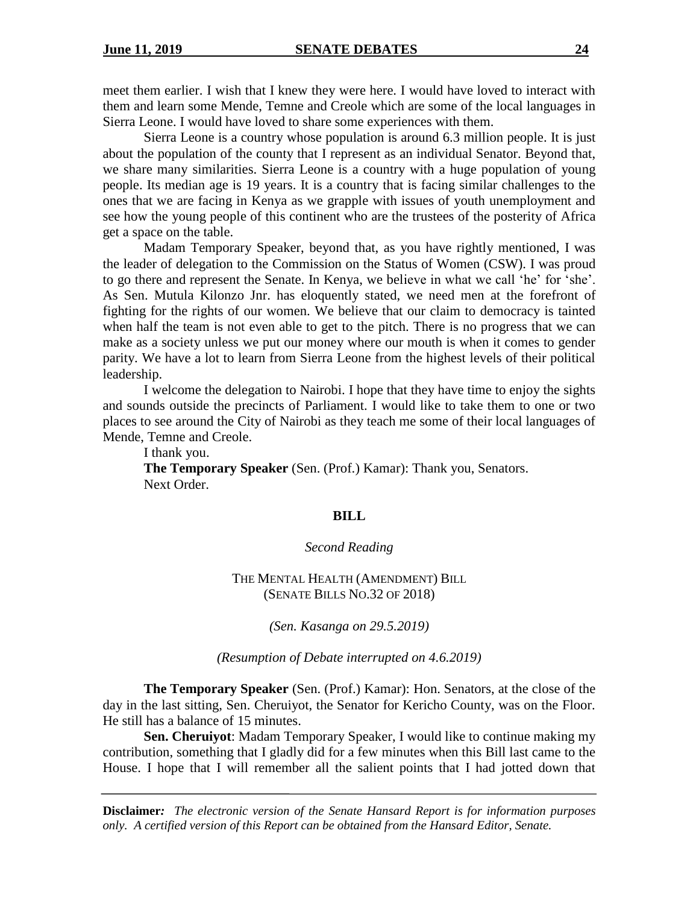meet them earlier. I wish that I knew they were here. I would have loved to interact with them and learn some Mende, Temne and Creole which are some of the local languages in Sierra Leone. I would have loved to share some experiences with them.

Sierra Leone is a country whose population is around 6.3 million people. It is just about the population of the county that I represent as an individual Senator. Beyond that, we share many similarities. Sierra Leone is a country with a huge population of young people. Its median age is 19 years. It is a country that is facing similar challenges to the ones that we are facing in Kenya as we grapple with issues of youth unemployment and see how the young people of this continent who are the trustees of the posterity of Africa get a space on the table.

Madam Temporary Speaker, beyond that, as you have rightly mentioned, I was the leader of delegation to the Commission on the Status of Women (CSW). I was proud to go there and represent the Senate. In Kenya, we believe in what we call 'he' for 'she'. As Sen. Mutula Kilonzo Jnr. has eloquently stated, we need men at the forefront of fighting for the rights of our women. We believe that our claim to democracy is tainted when half the team is not even able to get to the pitch. There is no progress that we can make as a society unless we put our money where our mouth is when it comes to gender parity. We have a lot to learn from Sierra Leone from the highest levels of their political leadership.

I welcome the delegation to Nairobi. I hope that they have time to enjoy the sights and sounds outside the precincts of Parliament. I would like to take them to one or two places to see around the City of Nairobi as they teach me some of their local languages of Mende, Temne and Creole.

I thank you.

**The Temporary Speaker** (Sen. (Prof.) Kamar): Thank you, Senators.

Next Order.

## BILL

*Second Reading*

THE MENTAL HEALTH (AMENDMENT) BILL
(SENATE BILLS NO.32 OF 2018)

*(Sen. Kasanga on 29.5.2019)*

*(Resumption of Debate interrupted on 4.6.2019)*

**The Temporary Speaker** (Sen. (Prof.) Kamar): Hon. Senators, at the close of the day in the last sitting, Sen. Cheruiyot, the Senator for Kericho County, was on the Floor. He still has a balance of 15 minutes.

**Sen. Cheruiyot**: Madam Temporary Speaker, I would like to continue making my contribution, something that I gladly did for a few minutes when this Bill last came to the House. I hope that I will remember all the salient points that I had jotted down that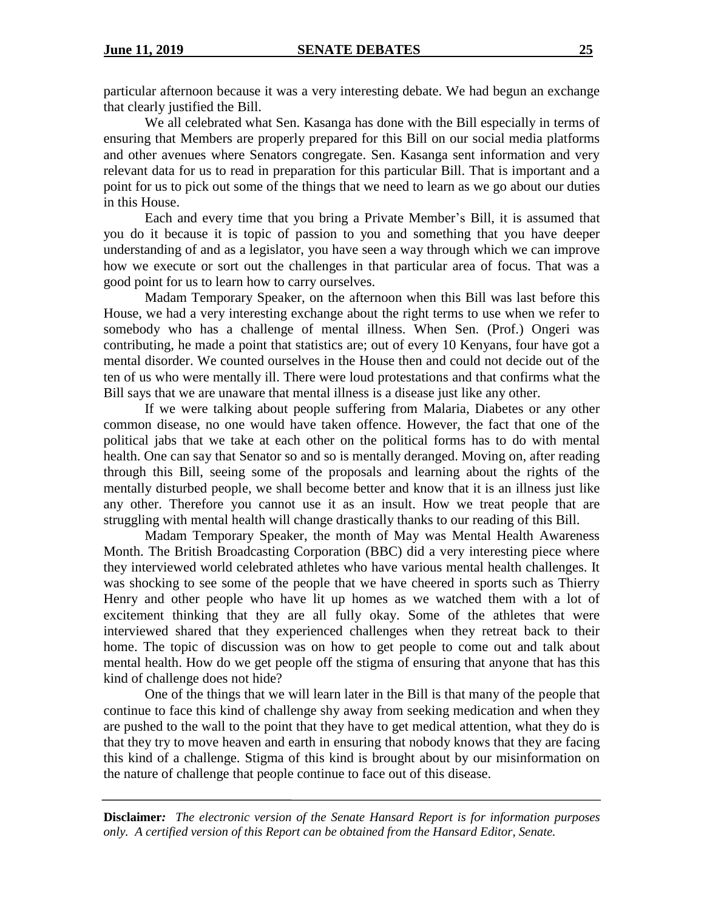particular afternoon because it was a very interesting debate. We had begun an exchange that clearly justified the Bill.

We all celebrated what Sen. Kasanga has done with the Bill especially in terms of ensuring that Members are properly prepared for this Bill on our social media platforms and other avenues where Senators congregate. Sen. Kasanga sent information and very relevant data for us to read in preparation for this particular Bill. That is important and a point for us to pick out some of the things that we need to learn as we go about our duties in this House.

Each and every time that you bring a Private Member's Bill, it is assumed that you do it because it is topic of passion to you and something that you have deeper understanding of and as a legislator, you have seen a way through which we can improve how we execute or sort out the challenges in that particular area of focus. That was a good point for us to learn how to carry ourselves.

Madam Temporary Speaker, on the afternoon when this Bill was last before this House, we had a very interesting exchange about the right terms to use when we refer to somebody who has a challenge of mental illness. When Sen. (Prof.) Ongeri was contributing, he made a point that statistics are; out of every 10 Kenyans, four have got a mental disorder. We counted ourselves in the House then and could not decide out of the ten of us who were mentally ill. There were loud protestations and that confirms what the Bill says that we are unaware that mental illness is a disease just like any other.

If we were talking about people suffering from Malaria, Diabetes or any other common disease, no one would have taken offence. However, the fact that one of the political jabs that we take at each other on the political forms has to do with mental health. One can say that Senator so and so is mentally deranged. Moving on, after reading through this Bill, seeing some of the proposals and learning about the rights of the mentally disturbed people, we shall become better and know that it is an illness just like any other. Therefore you cannot use it as an insult. How we treat people that are struggling with mental health will change drastically thanks to our reading of this Bill.

Madam Temporary Speaker, the month of May was Mental Health Awareness Month. The British Broadcasting Corporation (BBC) did a very interesting piece where they interviewed world celebrated athletes who have various mental health challenges. It was shocking to see some of the people that we have cheered in sports such as Thierry Henry and other people who have lit up homes as we watched them with a lot of excitement thinking that they are all fully okay. Some of the athletes that were interviewed shared that they experienced challenges when they retreat back to their home. The topic of discussion was on how to get people to come out and talk about mental health. How do we get people off the stigma of ensuring that anyone that has this kind of challenge does not hide?

One of the things that we will learn later in the Bill is that many of the people that continue to face this kind of challenge shy away from seeking medication and when they are pushed to the wall to the point that they have to get medical attention, what they do is that they try to move heaven and earth in ensuring that nobody knows that they are facing this kind of a challenge. Stigma of this kind is brought about by our misinformation on the nature of challenge that people continue to face out of this disease.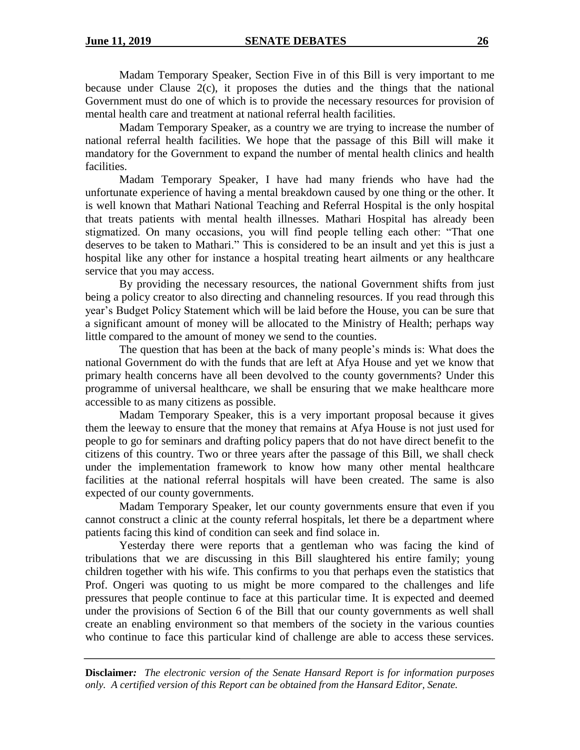Madam Temporary Speaker, Section Five in of this Bill is very important to me because under Clause 2(c), it proposes the duties and the things that the national Government must do one of which is to provide the necessary resources for provision of mental health care and treatment at national referral health facilities.

Madam Temporary Speaker, as a country we are trying to increase the number of national referral health facilities. We hope that the passage of this Bill will make it mandatory for the Government to expand the number of mental health clinics and health facilities.

Madam Temporary Speaker, I have had many friends who have had the unfortunate experience of having a mental breakdown caused by one thing or the other. It is well known that Mathari National Teaching and Referral Hospital is the only hospital that treats patients with mental health illnesses. Mathari Hospital has already been stigmatized. On many occasions, you will find people telling each other: "That one deserves to be taken to Mathari." This is considered to be an insult and yet this is just a hospital like any other for instance a hospital treating heart ailments or any healthcare service that you may access.

By providing the necessary resources, the national Government shifts from just being a policy creator to also directing and channeling resources. If you read through this year's Budget Policy Statement which will be laid before the House, you can be sure that a significant amount of money will be allocated to the Ministry of Health; perhaps way little compared to the amount of money we send to the counties.

The question that has been at the back of many people's minds is: What does the national Government do with the funds that are left at Afya House and yet we know that primary health concerns have all been devolved to the county governments? Under this programme of universal healthcare, we shall be ensuring that we make healthcare more accessible to as many citizens as possible.

Madam Temporary Speaker, this is a very important proposal because it gives them the leeway to ensure that the money that remains at Afya House is not just used for people to go for seminars and drafting policy papers that do not have direct benefit to the citizens of this country. Two or three years after the passage of this Bill, we shall check under the implementation framework to know how many other mental healthcare facilities at the national referral hospitals will have been created. The same is also expected of our county governments.

Madam Temporary Speaker, let our county governments ensure that even if you cannot construct a clinic at the county referral hospitals, let there be a department where patients facing this kind of condition can seek and find solace in.

Yesterday there were reports that a gentleman who was facing the kind of tribulations that we are discussing in this Bill slaughtered his entire family; young children together with his wife. This confirms to you that perhaps even the statistics that Prof. Ongeri was quoting to us might be more compared to the challenges and life pressures that people continue to face at this particular time. It is expected and deemed under the provisions of Section 6 of the Bill that our county governments as well shall create an enabling environment so that members of the society in the various counties who continue to face this particular kind of challenge are able to access these services.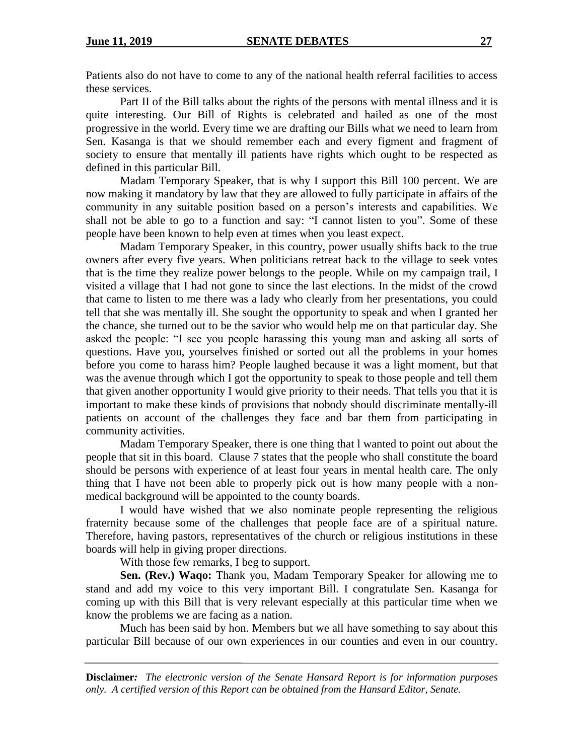Patients also do not have to come to any of the national health referral facilities to access these services.

Part II of the Bill talks about the rights of the persons with mental illness and it is quite interesting. Our Bill of Rights is celebrated and hailed as one of the most progressive in the world. Every time we are drafting our Bills what we need to learn from Sen. Kasanga is that we should remember each and every figment and fragment of society to ensure that mentally ill patients have rights which ought to be respected as defined in this particular Bill.

Madam Temporary Speaker, that is why I support this Bill 100 percent. We are now making it mandatory by law that they are allowed to fully participate in affairs of the community in any suitable position based on a person's interests and capabilities. We shall not be able to go to a function and say: "I cannot listen to you". Some of these people have been known to help even at times when you least expect.

Madam Temporary Speaker, in this country, power usually shifts back to the true owners after every five years. When politicians retreat back to the village to seek votes that is the time they realize power belongs to the people. While on my campaign trail, I visited a village that I had not gone to since the last elections. In the midst of the crowd that came to listen to me there was a lady who clearly from her presentations, you could tell that she was mentally ill. She sought the opportunity to speak and when I granted her the chance, she turned out to be the savior who would help me on that particular day. She asked the people: "I see you people harassing this young man and asking all sorts of questions. Have you, yourselves finished or sorted out all the problems in your homes before you come to harass him? People laughed because it was a light moment, but that was the avenue through which I got the opportunity to speak to those people and tell them that given another opportunity I would give priority to their needs. That tells you that it is important to make these kinds of provisions that nobody should discriminate mentally-ill patients on account of the challenges they face and bar them from participating in community activities.

Madam Temporary Speaker, there is one thing that l wanted to point out about the people that sit in this board. Clause 7 states that the people who shall constitute the board should be persons with experience of at least four years in mental health care. The only thing that I have not been able to properly pick out is how many people with a non-medical background will be appointed to the county boards.

I would have wished that we also nominate people representing the religious fraternity because some of the challenges that people face are of a spiritual nature. Therefore, having pastors, representatives of the church or religious institutions in these boards will help in giving proper directions.

With those few remarks, I beg to support.

**Sen. (Rev.) Waqo:** Thank you, Madam Temporary Speaker for allowing me to stand and add my voice to this very important Bill. I congratulate Sen. Kasanga for coming up with this Bill that is very relevant especially at this particular time when we know the problems we are facing as a nation.

Much has been said by hon. Members but we all have something to say about this particular Bill because of our own experiences in our counties and even in our country.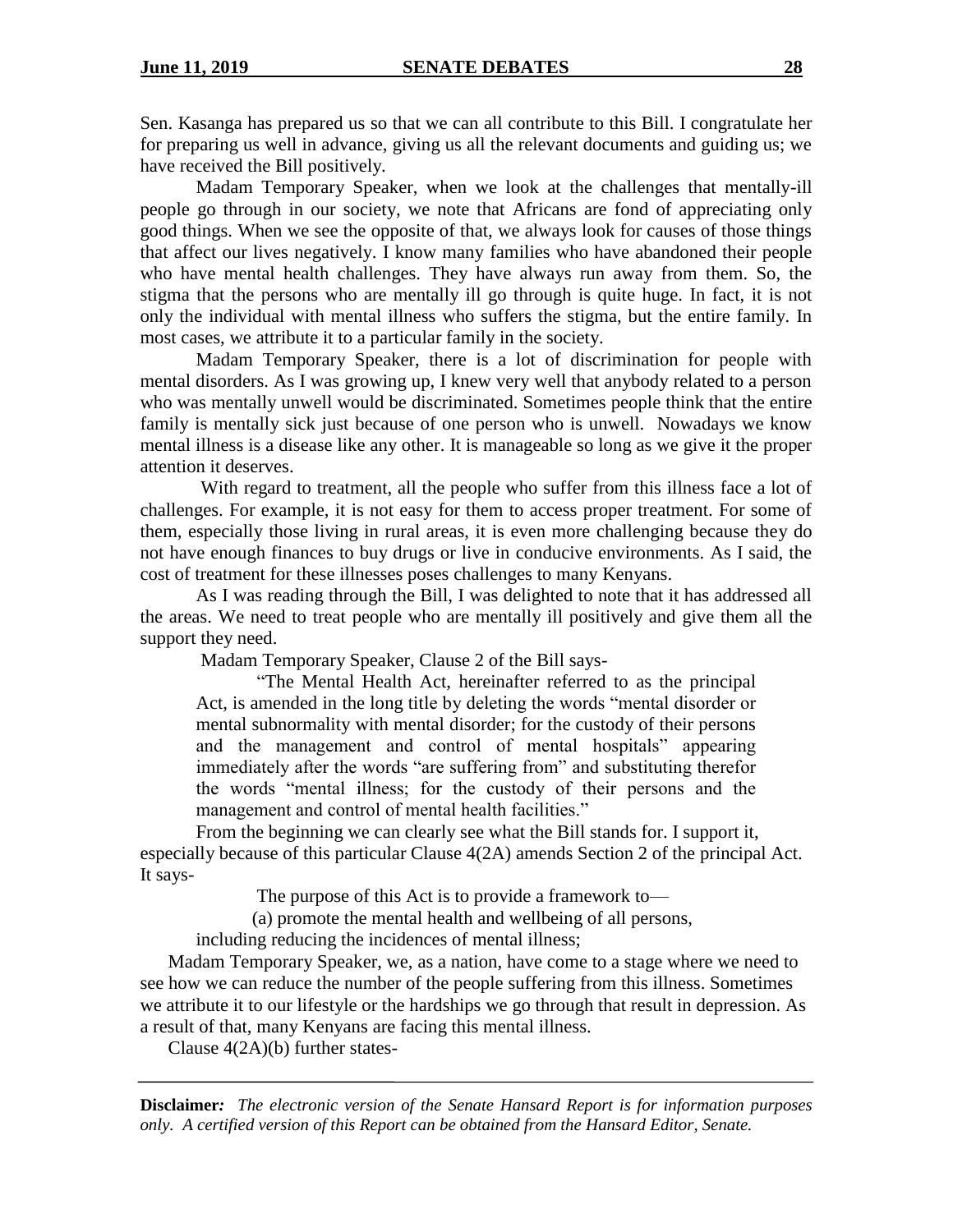Sen. Kasanga has prepared us so that we can all contribute to this Bill. I congratulate her for preparing us well in advance, giving us all the relevant documents and guiding us; we have received the Bill positively.

Madam Temporary Speaker, when we look at the challenges that mentally-ill people go through in our society, we note that Africans are fond of appreciating only good things. When we see the opposite of that, we always look for causes of those things that affect our lives negatively. I know many families who have abandoned their people who have mental health challenges. They have always run away from them. So, the stigma that the persons who are mentally ill go through is quite huge. In fact, it is not only the individual with mental illness who suffers the stigma, but the entire family. In most cases, we attribute it to a particular family in the society.

Madam Temporary Speaker, there is a lot of discrimination for people with mental disorders. As I was growing up, I knew very well that anybody related to a person who was mentally unwell would be discriminated. Sometimes people think that the entire family is mentally sick just because of one person who is unwell. Nowadays we know mental illness is a disease like any other. It is manageable so long as we give it the proper attention it deserves.

With regard to treatment, all the people who suffer from this illness face a lot of challenges. For example, it is not easy for them to access proper treatment. For some of them, especially those living in rural areas, it is even more challenging because they do not have enough finances to buy drugs or live in conducive environments. As I said, the cost of treatment for these illnesses poses challenges to many Kenyans.

As I was reading through the Bill, I was delighted to note that it has addressed all the areas. We need to treat people who are mentally ill positively and give them all the support they need.

Madam Temporary Speaker, Clause 2 of the Bill says-

> "The Mental Health Act, hereinafter referred to as the principal Act, is amended in the long title by deleting the words "mental disorder or mental subnormality with mental disorder; for the custody of their persons and the management and control of mental hospitals" appearing immediately after the words "are suffering from" and substituting therefor the words "mental illness; for the custody of their persons and the management and control of mental health facilities."

From the beginning we can clearly see what the Bill stands for. I support it, especially because of this particular Clause 4(2A) amends Section 2 of the principal Act. It says-

> The purpose of this Act is to provide a framework to—
>
> (a) promote the mental health and wellbeing of all persons, including reducing the incidences of mental illness;

Madam Temporary Speaker, we, as a nation, have come to a stage where we need to see how we can reduce the number of the people suffering from this illness. Sometimes we attribute it to our lifestyle or the hardships we go through that result in depression. As a result of that, many Kenyans are facing this mental illness.

Clause 4(2A)(b) further states-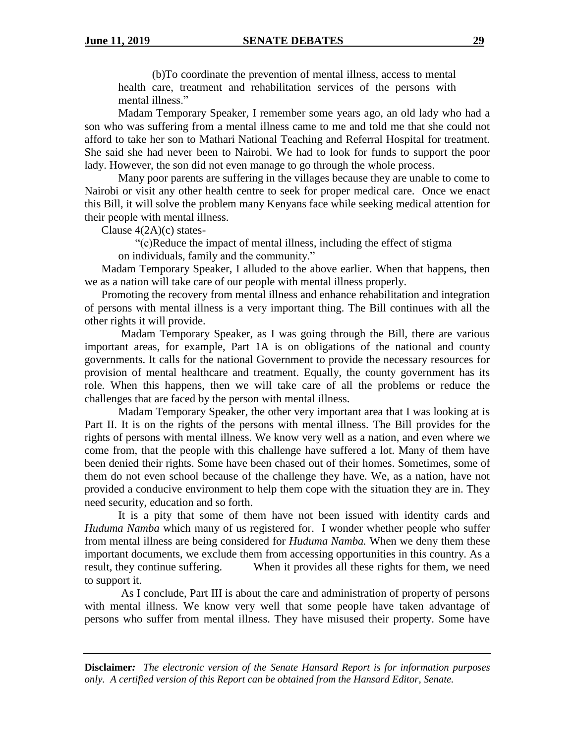(b)To coordinate the prevention of mental illness, access to mental health care, treatment and rehabilitation services of the persons with mental illness."

Madam Temporary Speaker, I remember some years ago, an old lady who had a son who was suffering from a mental illness came to me and told me that she could not afford to take her son to Mathari National Teaching and Referral Hospital for treatment. She said she had never been to Nairobi. We had to look for funds to support the poor lady. However, the son did not even manage to go through the whole process.

Many poor parents are suffering in the villages because they are unable to come to Nairobi or visit any other health centre to seek for proper medical care. Once we enact this Bill, it will solve the problem many Kenyans face while seeking medical attention for their people with mental illness.

Clause 4(2A)(c) states-

"(c)Reduce the impact of mental illness, including the effect of stigma on individuals, family and the community."

Madam Temporary Speaker, I alluded to the above earlier. When that happens, then we as a nation will take care of our people with mental illness properly.

Promoting the recovery from mental illness and enhance rehabilitation and integration of persons with mental illness is a very important thing. The Bill continues with all the other rights it will provide.

Madam Temporary Speaker, as I was going through the Bill, there are various important areas, for example, Part 1A is on obligations of the national and county governments. It calls for the national Government to provide the necessary resources for provision of mental healthcare and treatment. Equally, the county government has its role. When this happens, then we will take care of all the problems or reduce the challenges that are faced by the person with mental illness.

Madam Temporary Speaker, the other very important area that I was looking at is Part II. It is on the rights of the persons with mental illness. The Bill provides for the rights of persons with mental illness. We know very well as a nation, and even where we come from, that the people with this challenge have suffered a lot. Many of them have been denied their rights. Some have been chased out of their homes. Sometimes, some of them do not even school because of the challenge they have. We, as a nation, have not provided a conducive environment to help them cope with the situation they are in. They need security, education and so forth.

It is a pity that some of them have not been issued with identity cards and *Huduma Namba* which many of us registered for. I wonder whether people who suffer from mental illness are being considered for *Huduma Namba.* When we deny them these important documents, we exclude them from accessing opportunities in this country. As a result, they continue suffering. When it provides all these rights for them, we need to support it.

As I conclude, Part III is about the care and administration of property of persons with mental illness. We know very well that some people have taken advantage of persons who suffer from mental illness. They have misused their property. Some have

**Disclaimer***: The electronic version of the Senate Hansard Report is for information purposes only. A certified version of this Report can be obtained from the Hansard Editor, Senate.*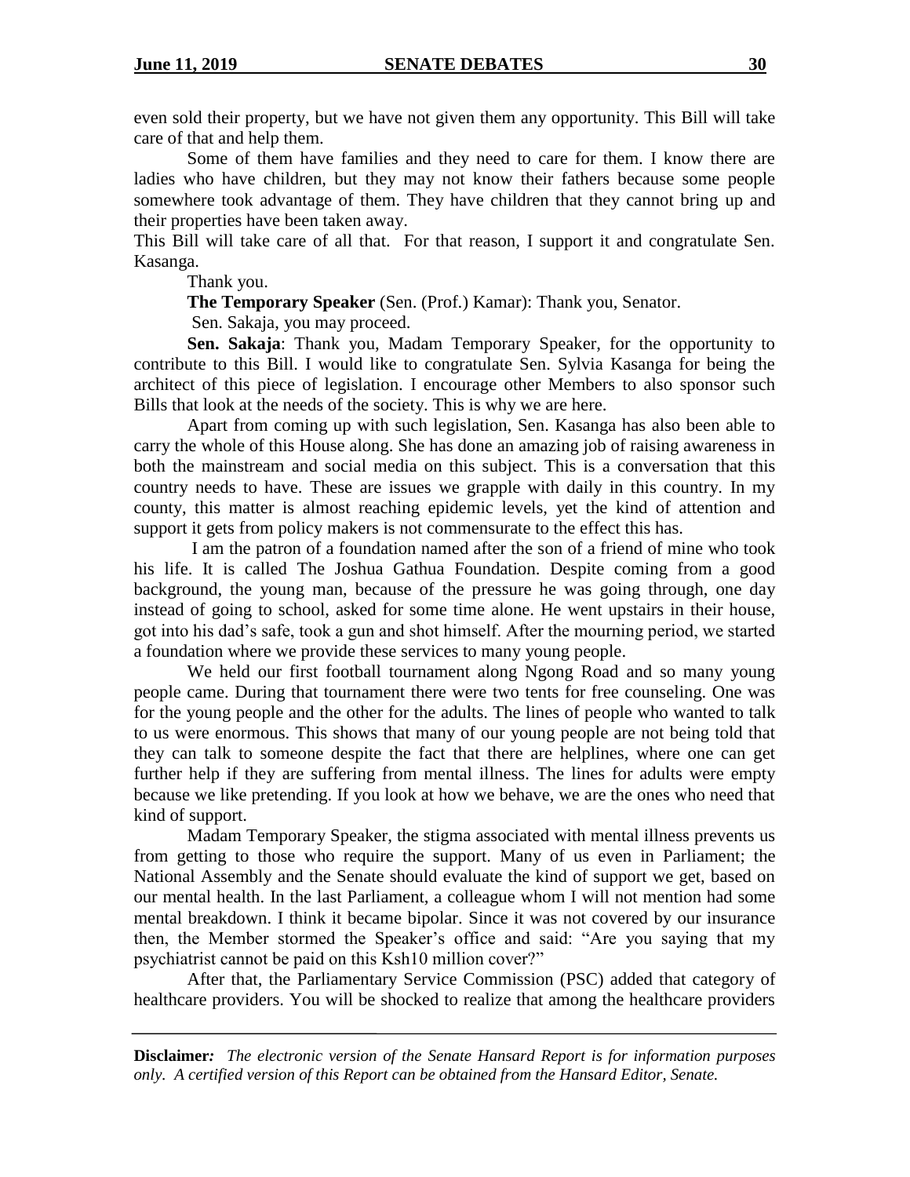even sold their property, but we have not given them any opportunity. This Bill will take care of that and help them.

Some of them have families and they need to care for them. I know there are ladies who have children, but they may not know their fathers because some people somewhere took advantage of them. They have children that they cannot bring up and their properties have been taken away.

This Bill will take care of all that. For that reason, I support it and congratulate Sen. Kasanga.

Thank you.

**The Temporary Speaker** (Sen. (Prof.) Kamar): Thank you, Senator.

Sen. Sakaja, you may proceed.

**Sen. Sakaja**: Thank you, Madam Temporary Speaker, for the opportunity to contribute to this Bill. I would like to congratulate Sen. Sylvia Kasanga for being the architect of this piece of legislation. I encourage other Members to also sponsor such Bills that look at the needs of the society. This is why we are here.

Apart from coming up with such legislation, Sen. Kasanga has also been able to carry the whole of this House along. She has done an amazing job of raising awareness in both the mainstream and social media on this subject. This is a conversation that this country needs to have. These are issues we grapple with daily in this country. In my county, this matter is almost reaching epidemic levels, yet the kind of attention and support it gets from policy makers is not commensurate to the effect this has.

I am the patron of a foundation named after the son of a friend of mine who took his life. It is called The Joshua Gathua Foundation. Despite coming from a good background, the young man, because of the pressure he was going through, one day instead of going to school, asked for some time alone. He went upstairs in their house, got into his dad's safe, took a gun and shot himself. After the mourning period, we started a foundation where we provide these services to many young people.

We held our first football tournament along Ngong Road and so many young people came. During that tournament there were two tents for free counseling. One was for the young people and the other for the adults. The lines of people who wanted to talk to us were enormous. This shows that many of our young people are not being told that they can talk to someone despite the fact that there are helplines, where one can get further help if they are suffering from mental illness. The lines for adults were empty because we like pretending. If you look at how we behave, we are the ones who need that kind of support.

Madam Temporary Speaker, the stigma associated with mental illness prevents us from getting to those who require the support. Many of us even in Parliament; the National Assembly and the Senate should evaluate the kind of support we get, based on our mental health. In the last Parliament, a colleague whom I will not mention had some mental breakdown. I think it became bipolar. Since it was not covered by our insurance then, the Member stormed the Speaker's office and said: "Are you saying that my psychiatrist cannot be paid on this Ksh10 million cover?"

After that, the Parliamentary Service Commission (PSC) added that category of healthcare providers. You will be shocked to realize that among the healthcare providers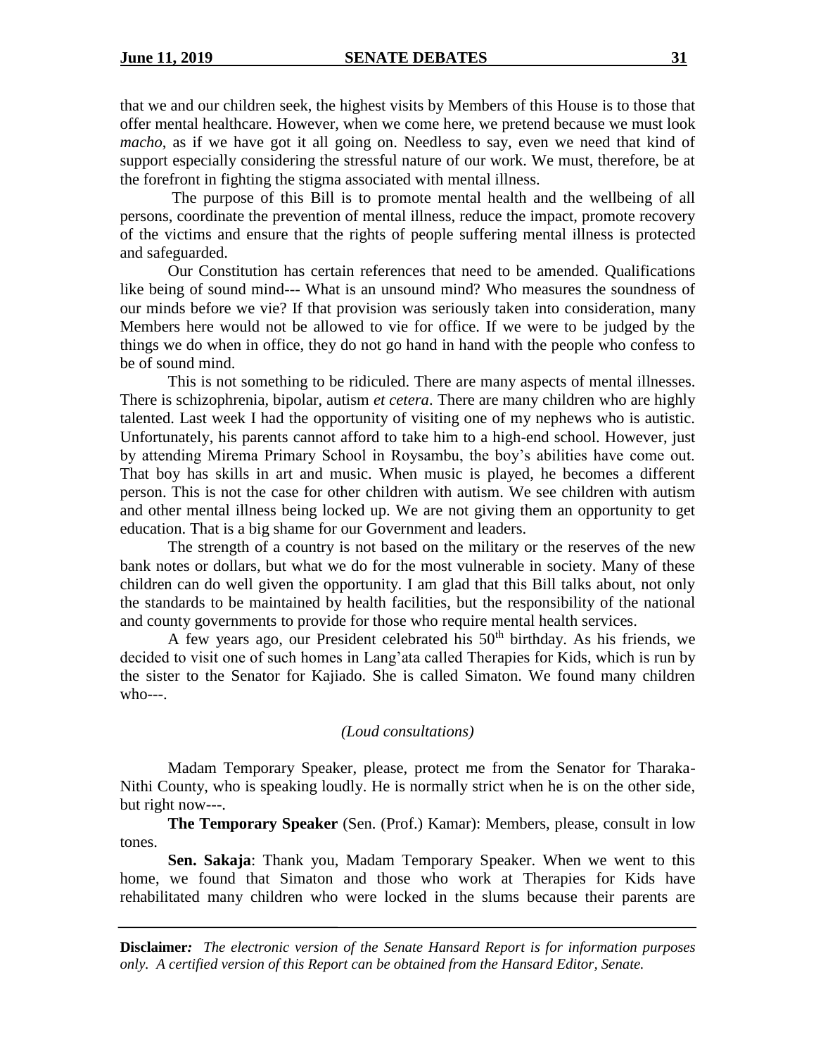that we and our children seek, the highest visits by Members of this House is to those that offer mental healthcare. However, when we come here, we pretend because we must look *macho*, as if we have got it all going on. Needless to say, even we need that kind of support especially considering the stressful nature of our work. We must, therefore, be at the forefront in fighting the stigma associated with mental illness.

The purpose of this Bill is to promote mental health and the wellbeing of all persons, coordinate the prevention of mental illness, reduce the impact, promote recovery of the victims and ensure that the rights of people suffering mental illness is protected and safeguarded.

Our Constitution has certain references that need to be amended. Qualifications like being of sound mind--- What is an unsound mind? Who measures the soundness of our minds before we vie? If that provision was seriously taken into consideration, many Members here would not be allowed to vie for office. If we were to be judged by the things we do when in office, they do not go hand in hand with the people who confess to be of sound mind.

This is not something to be ridiculed. There are many aspects of mental illnesses. There is schizophrenia, bipolar, autism *et cetera*. There are many children who are highly talented. Last week I had the opportunity of visiting one of my nephews who is autistic. Unfortunately, his parents cannot afford to take him to a high-end school. However, just by attending Mirema Primary School in Roysambu, the boy's abilities have come out. That boy has skills in art and music. When music is played, he becomes a different person. This is not the case for other children with autism. We see children with autism and other mental illness being locked up. We are not giving them an opportunity to get education. That is a big shame for our Government and leaders.

The strength of a country is not based on the military or the reserves of the new bank notes or dollars, but what we do for the most vulnerable in society. Many of these children can do well given the opportunity. I am glad that this Bill talks about, not only the standards to be maintained by health facilities, but the responsibility of the national and county governments to provide for those who require mental health services.

A few years ago, our President celebrated his 50th birthday. As his friends, we decided to visit one of such homes in Lang'ata called Therapies for Kids, which is run by the sister to the Senator for Kajiado. She is called Simaton. We found many children who---.

*(Loud consultations)*

Madam Temporary Speaker, please, protect me from the Senator for Tharaka-Nithi County, who is speaking loudly. He is normally strict when he is on the other side, but right now---.

**The Temporary Speaker** (Sen. (Prof.) Kamar): Members, please, consult in low tones.

**Sen. Sakaja**: Thank you, Madam Temporary Speaker. When we went to this home, we found that Simaton and those who work at Therapies for Kids have rehabilitated many children who were locked in the slums because their parents are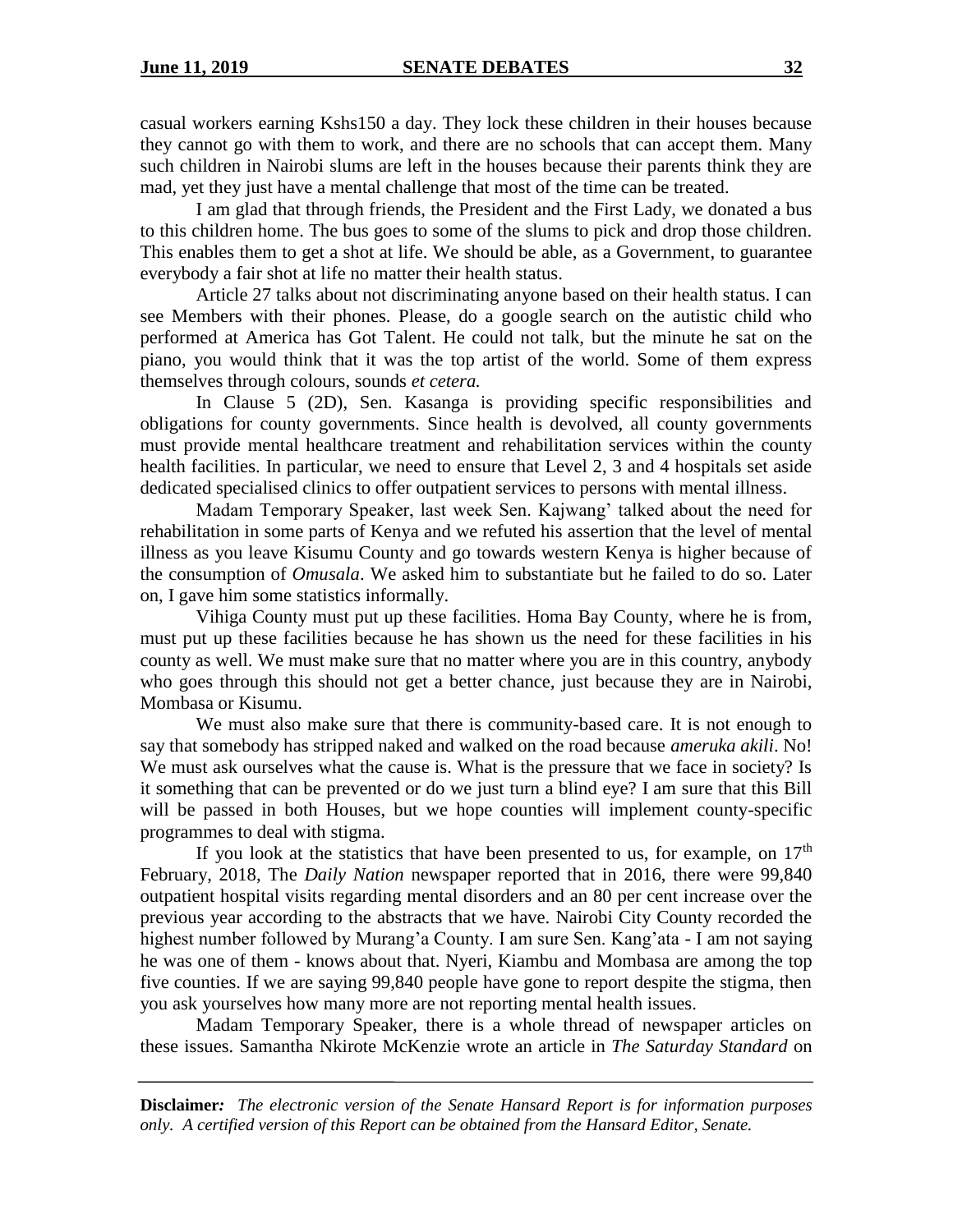casual workers earning Kshs150 a day. They lock these children in their houses because they cannot go with them to work, and there are no schools that can accept them. Many such children in Nairobi slums are left in the houses because their parents think they are mad, yet they just have a mental challenge that most of the time can be treated.

I am glad that through friends, the President and the First Lady, we donated a bus to this children home. The bus goes to some of the slums to pick and drop those children. This enables them to get a shot at life. We should be able, as a Government, to guarantee everybody a fair shot at life no matter their health status.

Article 27 talks about not discriminating anyone based on their health status. I can see Members with their phones. Please, do a google search on the autistic child who performed at America has Got Talent. He could not talk, but the minute he sat on the piano, you would think that it was the top artist of the world. Some of them express themselves through colours, sounds *et cetera.*

In Clause 5 (2D), Sen. Kasanga is providing specific responsibilities and obligations for county governments. Since health is devolved, all county governments must provide mental healthcare treatment and rehabilitation services within the county health facilities. In particular, we need to ensure that Level 2, 3 and 4 hospitals set aside dedicated specialised clinics to offer outpatient services to persons with mental illness.

Madam Temporary Speaker, last week Sen. Kajwang' talked about the need for rehabilitation in some parts of Kenya and we refuted his assertion that the level of mental illness as you leave Kisumu County and go towards western Kenya is higher because of the consumption of *Omusala*. We asked him to substantiate but he failed to do so. Later on, I gave him some statistics informally.

Vihiga County must put up these facilities. Homa Bay County, where he is from, must put up these facilities because he has shown us the need for these facilities in his county as well. We must make sure that no matter where you are in this country, anybody who goes through this should not get a better chance, just because they are in Nairobi, Mombasa or Kisumu.

We must also make sure that there is community-based care. It is not enough to say that somebody has stripped naked and walked on the road because *ameruka akili*. No! We must ask ourselves what the cause is. What is the pressure that we face in society? Is it something that can be prevented or do we just turn a blind eye? I am sure that this Bill will be passed in both Houses, but we hope counties will implement county-specific programmes to deal with stigma.

If you look at the statistics that have been presented to us, for example, on 17th February, 2018, The *Daily Nation* newspaper reported that in 2016, there were 99,840 outpatient hospital visits regarding mental disorders and an 80 per cent increase over the previous year according to the abstracts that we have. Nairobi City County recorded the highest number followed by Murang'a County. I am sure Sen. Kang'ata - I am not saying he was one of them - knows about that. Nyeri, Kiambu and Mombasa are among the top five counties. If we are saying 99,840 people have gone to report despite the stigma, then you ask yourselves how many more are not reporting mental health issues.

Madam Temporary Speaker, there is a whole thread of newspaper articles on these issues. Samantha Nkirote McKenzie wrote an article in *The Saturday Standard* on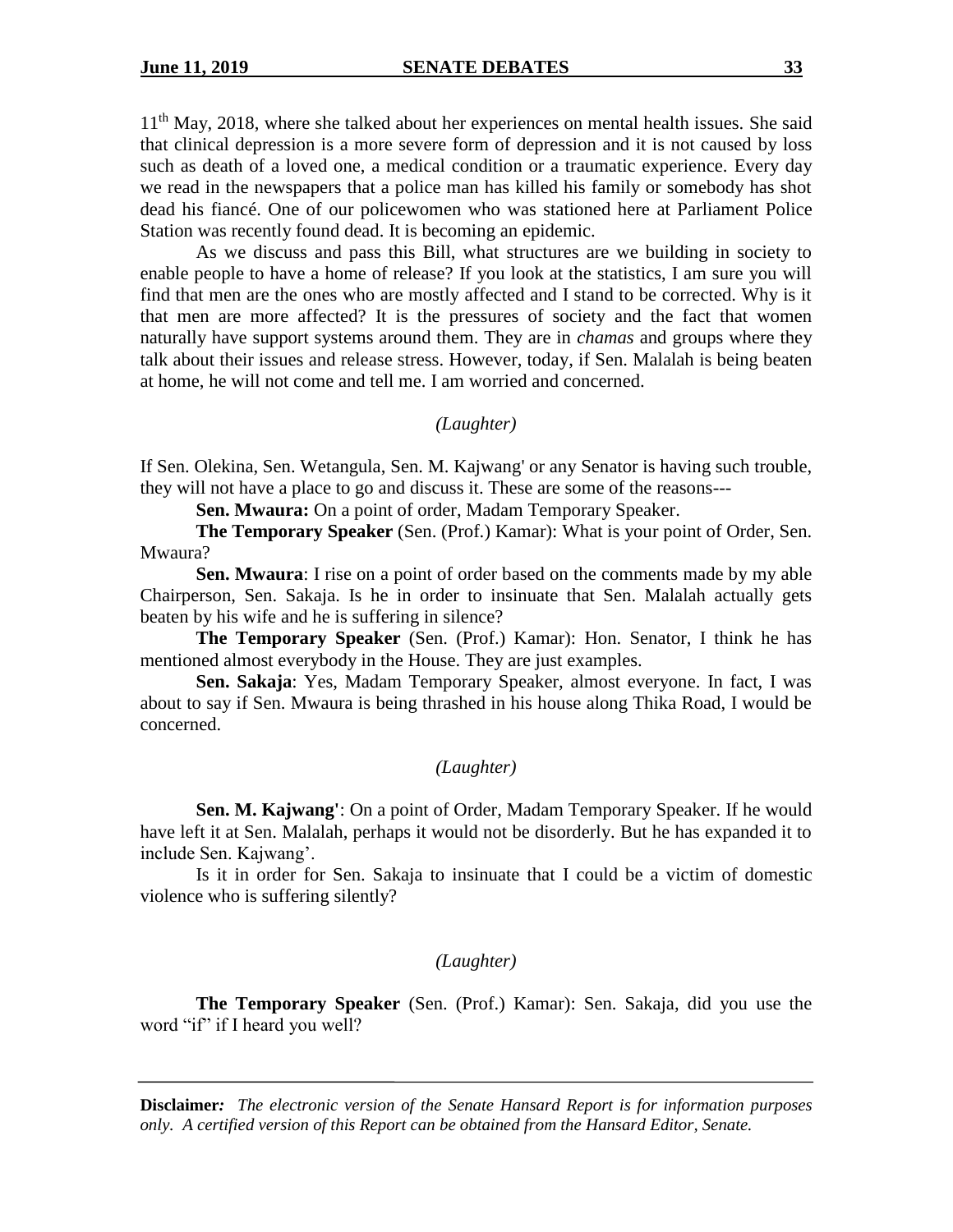11th May, 2018, where she talked about her experiences on mental health issues. She said that clinical depression is a more severe form of depression and it is not caused by loss such as death of a loved one, a medical condition or a traumatic experience. Every day we read in the newspapers that a police man has killed his family or somebody has shot dead his fiancé. One of our policewomen who was stationed here at Parliament Police Station was recently found dead. It is becoming an epidemic.

As we discuss and pass this Bill, what structures are we building in society to enable people to have a home of release? If you look at the statistics, I am sure you will find that men are the ones who are mostly affected and I stand to be corrected. Why is it that men are more affected? It is the pressures of society and the fact that women naturally have support systems around them. They are in *chamas* and groups where they talk about their issues and release stress. However, today, if Sen. Malalah is being beaten at home, he will not come and tell me. I am worried and concerned.

*(Laughter)*

If Sen. Olekina, Sen. Wetangula, Sen. M. Kajwang' or any Senator is having such trouble, they will not have a place to go and discuss it. These are some of the reasons---

**Sen. Mwaura:** On a point of order, Madam Temporary Speaker.

**The Temporary Speaker** (Sen. (Prof.) Kamar): What is your point of Order, Sen. Mwaura?

**Sen. Mwaura**: I rise on a point of order based on the comments made by my able Chairperson, Sen. Sakaja. Is he in order to insinuate that Sen. Malalah actually gets beaten by his wife and he is suffering in silence?

**The Temporary Speaker** (Sen. (Prof.) Kamar): Hon. Senator, I think he has mentioned almost everybody in the House. They are just examples.

**Sen. Sakaja**: Yes, Madam Temporary Speaker, almost everyone. In fact, I was about to say if Sen. Mwaura is being thrashed in his house along Thika Road, I would be concerned.

*(Laughter)*

**Sen. M. Kajwang'**: On a point of Order, Madam Temporary Speaker. If he would have left it at Sen. Malalah, perhaps it would not be disorderly. But he has expanded it to include Sen. Kajwang'.

Is it in order for Sen. Sakaja to insinuate that I could be a victim of domestic violence who is suffering silently?

*(Laughter)*

**The Temporary Speaker** (Sen. (Prof.) Kamar): Sen. Sakaja, did you use the word "if" if I heard you well?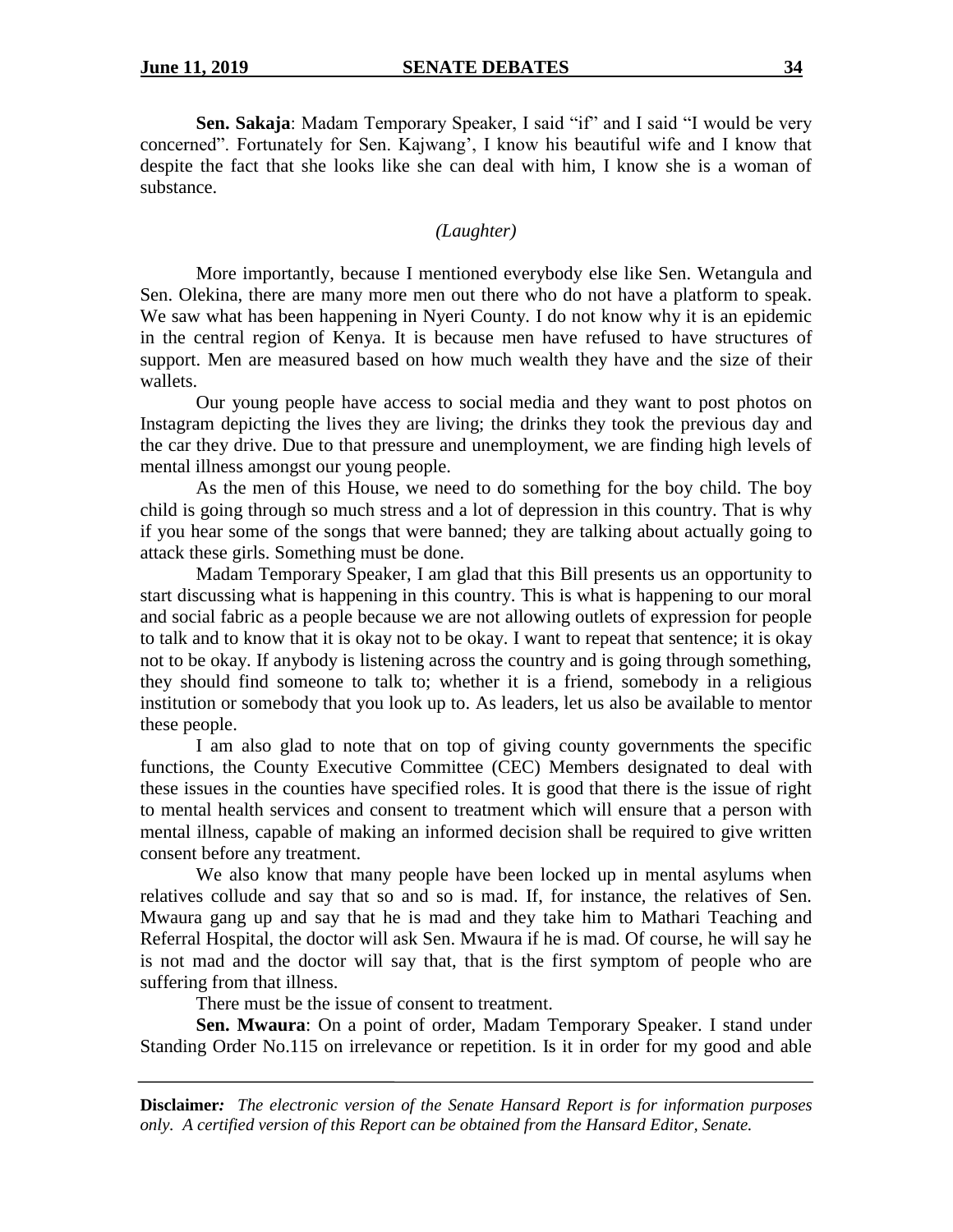**Sen. Sakaja**: Madam Temporary Speaker, I said "if" and I said "I would be very concerned". Fortunately for Sen. Kajwang', I know his beautiful wife and I know that despite the fact that she looks like she can deal with him, I know she is a woman of substance.

*(Laughter)*

More importantly, because I mentioned everybody else like Sen. Wetangula and Sen. Olekina, there are many more men out there who do not have a platform to speak. We saw what has been happening in Nyeri County. I do not know why it is an epidemic in the central region of Kenya. It is because men have refused to have structures of support. Men are measured based on how much wealth they have and the size of their wallets.

Our young people have access to social media and they want to post photos on Instagram depicting the lives they are living; the drinks they took the previous day and the car they drive. Due to that pressure and unemployment, we are finding high levels of mental illness amongst our young people.

As the men of this House, we need to do something for the boy child. The boy child is going through so much stress and a lot of depression in this country. That is why if you hear some of the songs that were banned; they are talking about actually going to attack these girls. Something must be done.

Madam Temporary Speaker, I am glad that this Bill presents us an opportunity to start discussing what is happening in this country. This is what is happening to our moral and social fabric as a people because we are not allowing outlets of expression for people to talk and to know that it is okay not to be okay. I want to repeat that sentence; it is okay not to be okay. If anybody is listening across the country and is going through something, they should find someone to talk to; whether it is a friend, somebody in a religious institution or somebody that you look up to. As leaders, let us also be available to mentor these people.

I am also glad to note that on top of giving county governments the specific functions, the County Executive Committee (CEC) Members designated to deal with these issues in the counties have specified roles. It is good that there is the issue of right to mental health services and consent to treatment which will ensure that a person with mental illness, capable of making an informed decision shall be required to give written consent before any treatment.

We also know that many people have been locked up in mental asylums when relatives collude and say that so and so is mad. If, for instance, the relatives of Sen. Mwaura gang up and say that he is mad and they take him to Mathari Teaching and Referral Hospital, the doctor will ask Sen. Mwaura if he is mad. Of course, he will say he is not mad and the doctor will say that, that is the first symptom of people who are suffering from that illness.

There must be the issue of consent to treatment.

**Sen. Mwaura**: On a point of order, Madam Temporary Speaker. I stand under Standing Order No.115 on irrelevance or repetition. Is it in order for my good and able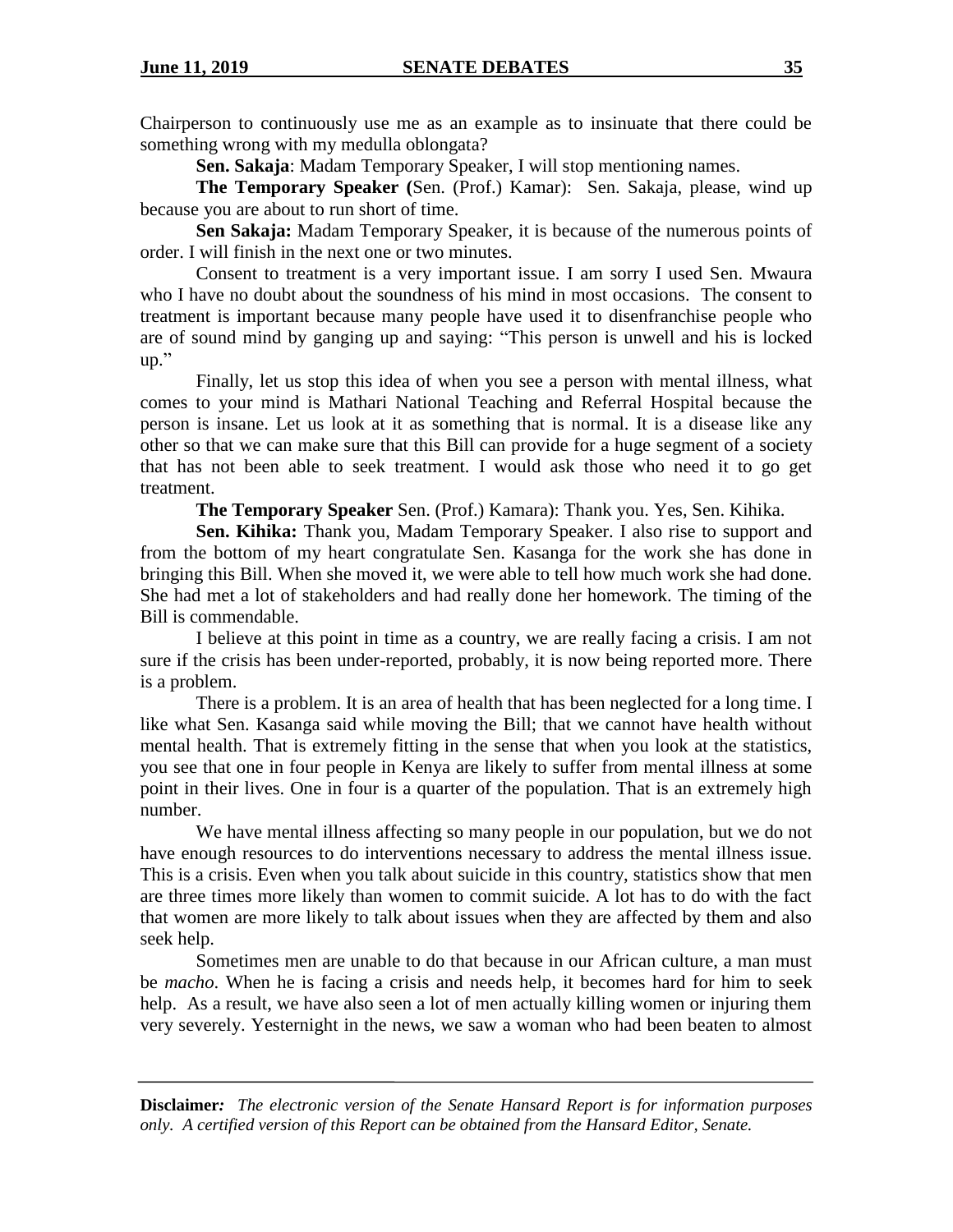Chairperson to continuously use me as an example as to insinuate that there could be something wrong with my medulla oblongata?

**Sen. Sakaja**: Madam Temporary Speaker, I will stop mentioning names.

**The Temporary Speaker (**Sen. (Prof.) Kamar): Sen. Sakaja, please, wind up because you are about to run short of time.

**Sen Sakaja:** Madam Temporary Speaker, it is because of the numerous points of order. I will finish in the next one or two minutes.

Consent to treatment is a very important issue. I am sorry I used Sen. Mwaura who I have no doubt about the soundness of his mind in most occasions. The consent to treatment is important because many people have used it to disenfranchise people who are of sound mind by ganging up and saying: "This person is unwell and his is locked up."

Finally, let us stop this idea of when you see a person with mental illness, what comes to your mind is Mathari National Teaching and Referral Hospital because the person is insane. Let us look at it as something that is normal. It is a disease like any other so that we can make sure that this Bill can provide for a huge segment of a society that has not been able to seek treatment. I would ask those who need it to go get treatment.

**The Temporary Speaker** Sen. (Prof.) Kamara): Thank you. Yes, Sen. Kihika.

**Sen. Kihika:** Thank you, Madam Temporary Speaker. I also rise to support and from the bottom of my heart congratulate Sen. Kasanga for the work she has done in bringing this Bill. When she moved it, we were able to tell how much work she had done. She had met a lot of stakeholders and had really done her homework. The timing of the Bill is commendable.

I believe at this point in time as a country, we are really facing a crisis. I am not sure if the crisis has been under-reported, probably, it is now being reported more. There is a problem.

There is a problem. It is an area of health that has been neglected for a long time. I like what Sen. Kasanga said while moving the Bill; that we cannot have health without mental health. That is extremely fitting in the sense that when you look at the statistics, you see that one in four people in Kenya are likely to suffer from mental illness at some point in their lives. One in four is a quarter of the population. That is an extremely high number.

We have mental illness affecting so many people in our population, but we do not have enough resources to do interventions necessary to address the mental illness issue. This is a crisis. Even when you talk about suicide in this country, statistics show that men are three times more likely than women to commit suicide. A lot has to do with the fact that women are more likely to talk about issues when they are affected by them and also seek help.

Sometimes men are unable to do that because in our African culture, a man must be *macho*. When he is facing a crisis and needs help, it becomes hard for him to seek help. As a result, we have also seen a lot of men actually killing women or injuring them very severely. Yesternight in the news, we saw a woman who had been beaten to almost

---

**Disclaimer***: The electronic version of the Senate Hansard Report is for information purposes only. A certified version of this Report can be obtained from the Hansard Editor, Senate.*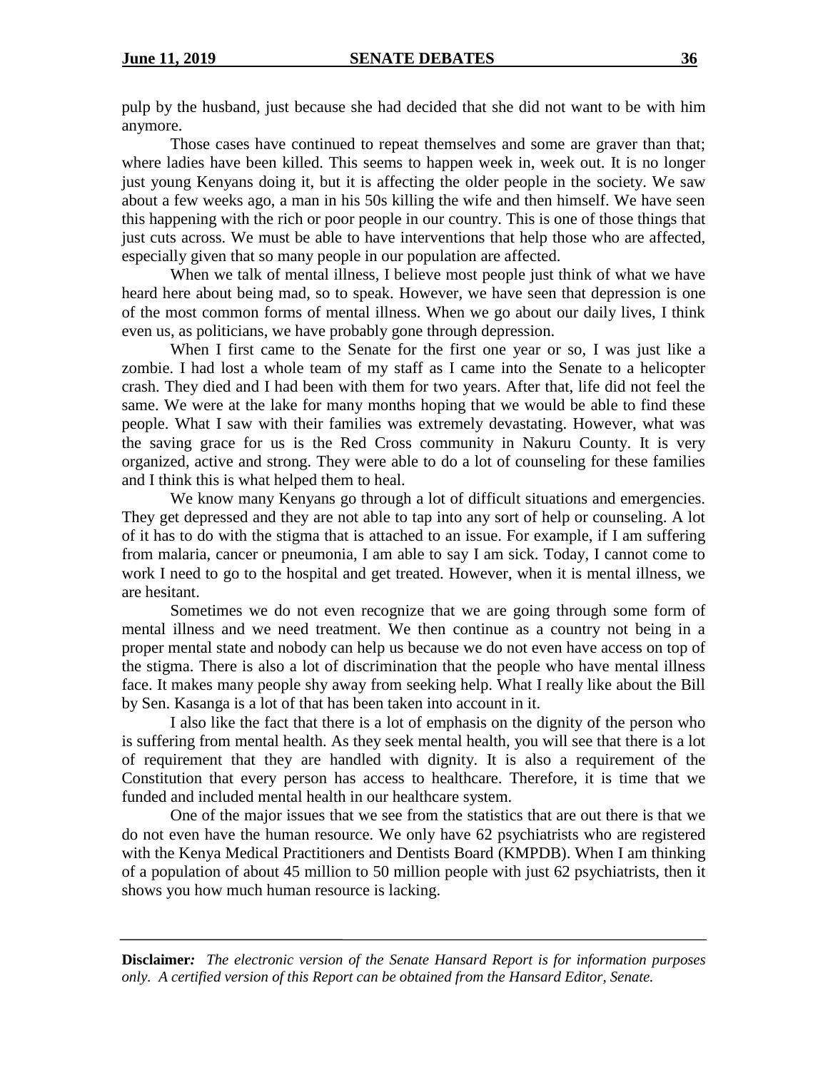pulp by the husband, just because she had decided that she did not want to be with him anymore.

Those cases have continued to repeat themselves and some are graver than that; where ladies have been killed. This seems to happen week in, week out. It is no longer just young Kenyans doing it, but it is affecting the older people in the society. We saw about a few weeks ago, a man in his 50s killing the wife and then himself. We have seen this happening with the rich or poor people in our country. This is one of those things that just cuts across. We must be able to have interventions that help those who are affected, especially given that so many people in our population are affected.

When we talk of mental illness, I believe most people just think of what we have heard here about being mad, so to speak. However, we have seen that depression is one of the most common forms of mental illness. When we go about our daily lives, I think even us, as politicians, we have probably gone through depression.

When I first came to the Senate for the first one year or so, I was just like a zombie. I had lost a whole team of my staff as I came into the Senate to a helicopter crash. They died and I had been with them for two years. After that, life did not feel the same. We were at the lake for many months hoping that we would be able to find these people. What I saw with their families was extremely devastating. However, what was the saving grace for us is the Red Cross community in Nakuru County. It is very organized, active and strong. They were able to do a lot of counseling for these families and I think this is what helped them to heal.

We know many Kenyans go through a lot of difficult situations and emergencies. They get depressed and they are not able to tap into any sort of help or counseling. A lot of it has to do with the stigma that is attached to an issue. For example, if I am suffering from malaria, cancer or pneumonia, I am able to say I am sick. Today, I cannot come to work I need to go to the hospital and get treated. However, when it is mental illness, we are hesitant.

Sometimes we do not even recognize that we are going through some form of mental illness and we need treatment. We then continue as a country not being in a proper mental state and nobody can help us because we do not even have access on top of the stigma. There is also a lot of discrimination that the people who have mental illness face. It makes many people shy away from seeking help. What I really like about the Bill by Sen. Kasanga is a lot of that has been taken into account in it.

I also like the fact that there is a lot of emphasis on the dignity of the person who is suffering from mental health. As they seek mental health, you will see that there is a lot of requirement that they are handled with dignity. It is also a requirement of the Constitution that every person has access to healthcare. Therefore, it is time that we funded and included mental health in our healthcare system.

One of the major issues that we see from the statistics that are out there is that we do not even have the human resource. We only have 62 psychiatrists who are registered with the Kenya Medical Practitioners and Dentists Board (KMPDB). When I am thinking of a population of about 45 million to 50 million people with just 62 psychiatrists, then it shows you how much human resource is lacking.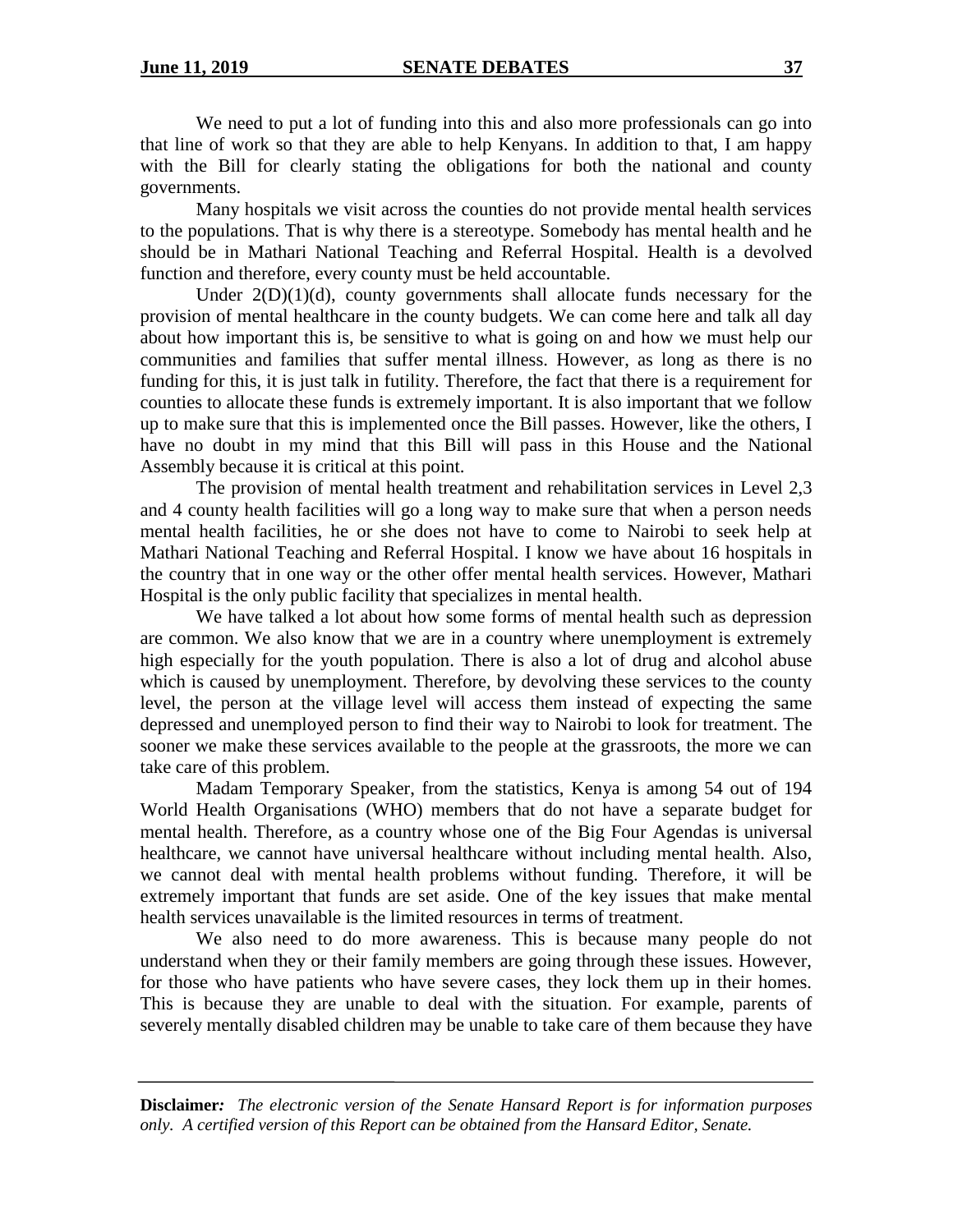We need to put a lot of funding into this and also more professionals can go into that line of work so that they are able to help Kenyans. In addition to that, I am happy with the Bill for clearly stating the obligations for both the national and county governments.

Many hospitals we visit across the counties do not provide mental health services to the populations. That is why there is a stereotype. Somebody has mental health and he should be in Mathari National Teaching and Referral Hospital. Health is a devolved function and therefore, every county must be held accountable.

Under 2(D)(1)(d), county governments shall allocate funds necessary for the provision of mental healthcare in the county budgets. We can come here and talk all day about how important this is, be sensitive to what is going on and how we must help our communities and families that suffer mental illness. However, as long as there is no funding for this, it is just talk in futility. Therefore, the fact that there is a requirement for counties to allocate these funds is extremely important. It is also important that we follow up to make sure that this is implemented once the Bill passes. However, like the others, I have no doubt in my mind that this Bill will pass in this House and the National Assembly because it is critical at this point.

The provision of mental health treatment and rehabilitation services in Level 2,3 and 4 county health facilities will go a long way to make sure that when a person needs mental health facilities, he or she does not have to come to Nairobi to seek help at Mathari National Teaching and Referral Hospital. I know we have about 16 hospitals in the country that in one way or the other offer mental health services. However, Mathari Hospital is the only public facility that specializes in mental health.

We have talked a lot about how some forms of mental health such as depression are common. We also know that we are in a country where unemployment is extremely high especially for the youth population. There is also a lot of drug and alcohol abuse which is caused by unemployment. Therefore, by devolving these services to the county level, the person at the village level will access them instead of expecting the same depressed and unemployed person to find their way to Nairobi to look for treatment. The sooner we make these services available to the people at the grassroots, the more we can take care of this problem.

Madam Temporary Speaker, from the statistics, Kenya is among 54 out of 194 World Health Organisations (WHO) members that do not have a separate budget for mental health. Therefore, as a country whose one of the Big Four Agendas is universal healthcare, we cannot have universal healthcare without including mental health. Also, we cannot deal with mental health problems without funding. Therefore, it will be extremely important that funds are set aside. One of the key issues that make mental health services unavailable is the limited resources in terms of treatment.

We also need to do more awareness. This is because many people do not understand when they or their family members are going through these issues. However, for those who have patients who have severe cases, they lock them up in their homes. This is because they are unable to deal with the situation. For example, parents of severely mentally disabled children may be unable to take care of them because they have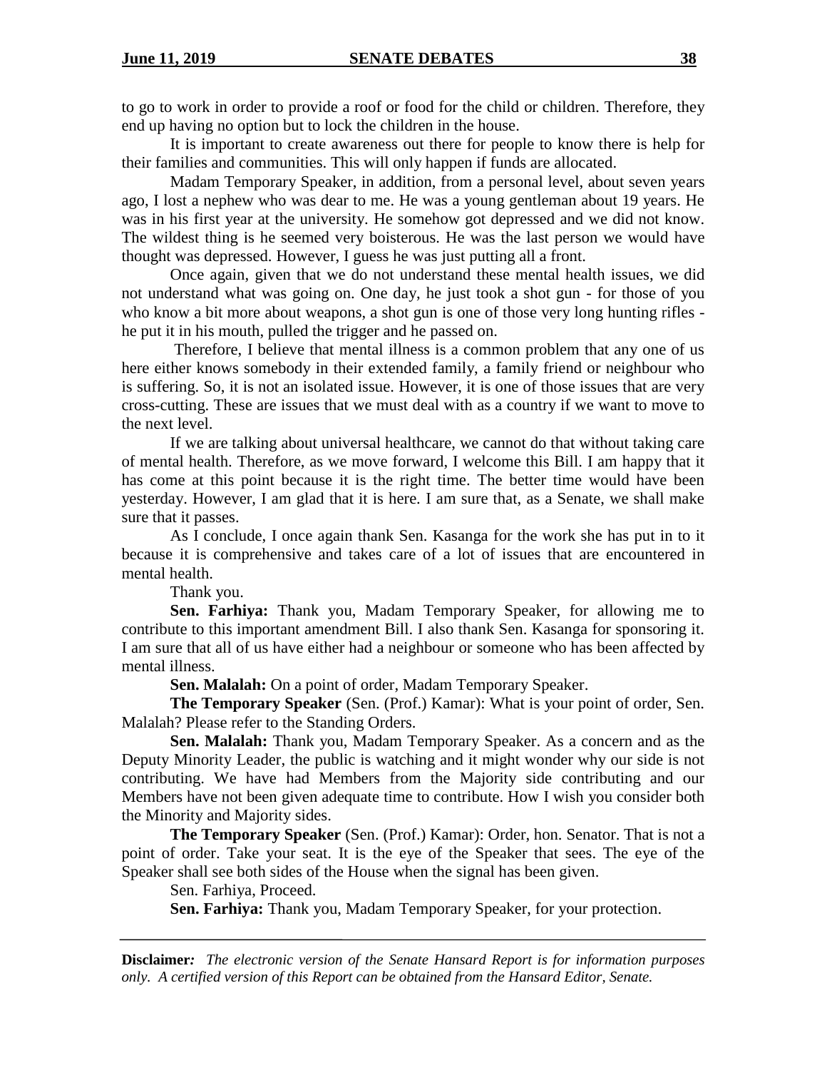to go to work in order to provide a roof or food for the child or children. Therefore, they end up having no option but to lock the children in the house.

It is important to create awareness out there for people to know there is help for their families and communities. This will only happen if funds are allocated.

Madam Temporary Speaker, in addition, from a personal level, about seven years ago, I lost a nephew who was dear to me. He was a young gentleman about 19 years. He was in his first year at the university. He somehow got depressed and we did not know. The wildest thing is he seemed very boisterous. He was the last person we would have thought was depressed. However, I guess he was just putting all a front.

Once again, given that we do not understand these mental health issues, we did not understand what was going on. One day, he just took a shot gun - for those of you who know a bit more about weapons, a shot gun is one of those very long hunting rifles - he put it in his mouth, pulled the trigger and he passed on.

Therefore, I believe that mental illness is a common problem that any one of us here either knows somebody in their extended family, a family friend or neighbour who is suffering. So, it is not an isolated issue. However, it is one of those issues that are very cross-cutting. These are issues that we must deal with as a country if we want to move to the next level.

If we are talking about universal healthcare, we cannot do that without taking care of mental health. Therefore, as we move forward, I welcome this Bill. I am happy that it has come at this point because it is the right time. The better time would have been yesterday. However, I am glad that it is here. I am sure that, as a Senate, we shall make sure that it passes.

As I conclude, I once again thank Sen. Kasanga for the work she has put in to it because it is comprehensive and takes care of a lot of issues that are encountered in mental health.

Thank you.

**Sen. Farhiya:** Thank you, Madam Temporary Speaker, for allowing me to contribute to this important amendment Bill. I also thank Sen. Kasanga for sponsoring it. I am sure that all of us have either had a neighbour or someone who has been affected by mental illness.

**Sen. Malalah:** On a point of order, Madam Temporary Speaker.

**The Temporary Speaker** (Sen. (Prof.) Kamar): What is your point of order, Sen. Malalah? Please refer to the Standing Orders.

**Sen. Malalah:** Thank you, Madam Temporary Speaker. As a concern and as the Deputy Minority Leader, the public is watching and it might wonder why our side is not contributing. We have had Members from the Majority side contributing and our Members have not been given adequate time to contribute. How I wish you consider both the Minority and Majority sides.

**The Temporary Speaker** (Sen. (Prof.) Kamar): Order, hon. Senator. That is not a point of order. Take your seat. It is the eye of the Speaker that sees. The eye of the Speaker shall see both sides of the House when the signal has been given.

Sen. Farhiya, Proceed.

**Sen. Farhiya:** Thank you, Madam Temporary Speaker, for your protection.

**Disclaimer:** *The electronic version of the Senate Hansard Report is for information purposes only. A certified version of this Report can be obtained from the Hansard Editor, Senate.*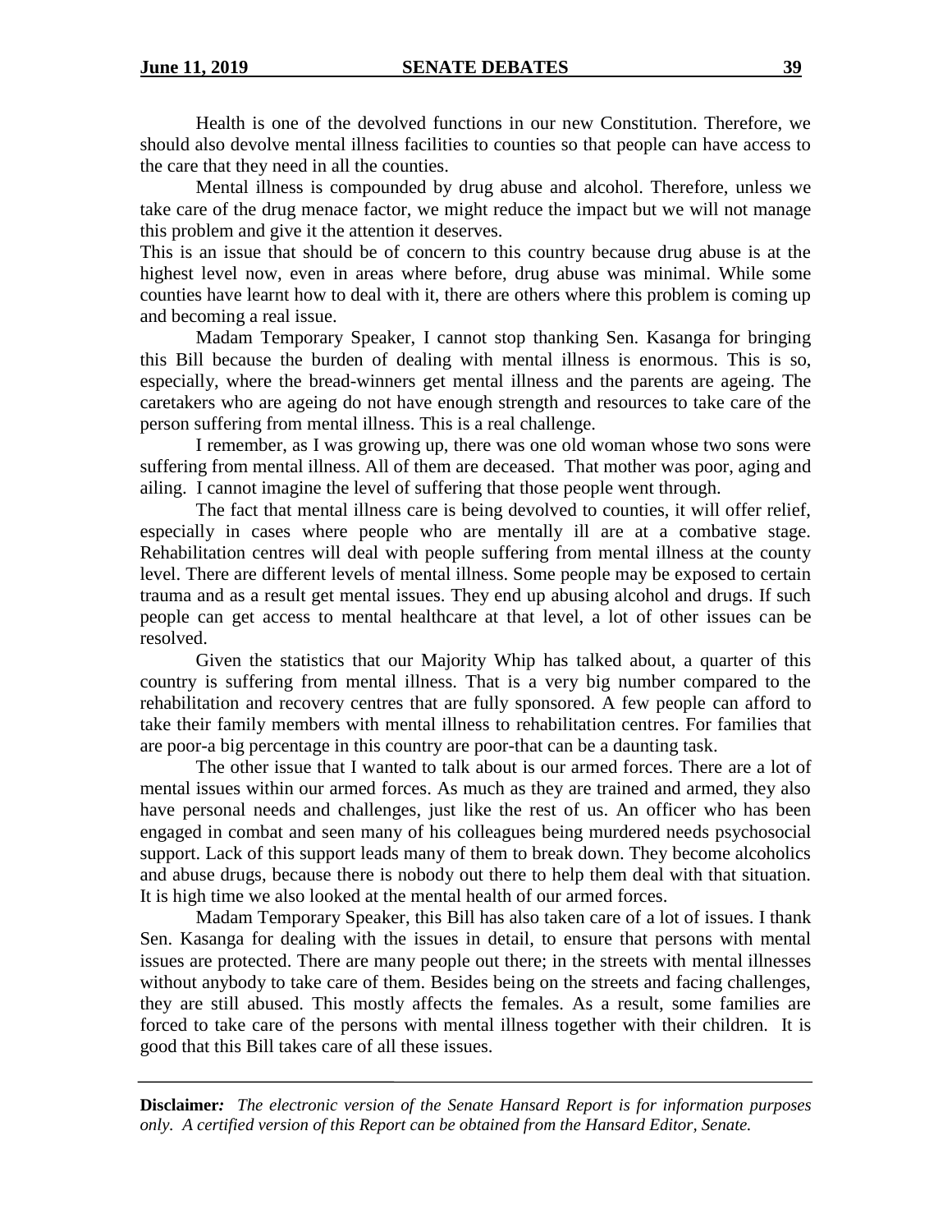Health is one of the devolved functions in our new Constitution. Therefore, we should also devolve mental illness facilities to counties so that people can have access to the care that they need in all the counties.

Mental illness is compounded by drug abuse and alcohol. Therefore, unless we take care of the drug menace factor, we might reduce the impact but we will not manage this problem and give it the attention it deserves.

This is an issue that should be of concern to this country because drug abuse is at the highest level now, even in areas where before, drug abuse was minimal. While some counties have learnt how to deal with it, there are others where this problem is coming up and becoming a real issue.

Madam Temporary Speaker, I cannot stop thanking Sen. Kasanga for bringing this Bill because the burden of dealing with mental illness is enormous. This is so, especially, where the bread-winners get mental illness and the parents are ageing. The caretakers who are ageing do not have enough strength and resources to take care of the person suffering from mental illness. This is a real challenge.

I remember, as I was growing up, there was one old woman whose two sons were suffering from mental illness. All of them are deceased. That mother was poor, aging and ailing. I cannot imagine the level of suffering that those people went through.

The fact that mental illness care is being devolved to counties, it will offer relief, especially in cases where people who are mentally ill are at a combative stage. Rehabilitation centres will deal with people suffering from mental illness at the county level. There are different levels of mental illness. Some people may be exposed to certain trauma and as a result get mental issues. They end up abusing alcohol and drugs. If such people can get access to mental healthcare at that level, a lot of other issues can be resolved.

Given the statistics that our Majority Whip has talked about, a quarter of this country is suffering from mental illness. That is a very big number compared to the rehabilitation and recovery centres that are fully sponsored. A few people can afford to take their family members with mental illness to rehabilitation centres. For families that are poor-a big percentage in this country are poor-that can be a daunting task.

The other issue that I wanted to talk about is our armed forces. There are a lot of mental issues within our armed forces. As much as they are trained and armed, they also have personal needs and challenges, just like the rest of us. An officer who has been engaged in combat and seen many of his colleagues being murdered needs psychosocial support. Lack of this support leads many of them to break down. They become alcoholics and abuse drugs, because there is nobody out there to help them deal with that situation. It is high time we also looked at the mental health of our armed forces.

Madam Temporary Speaker, this Bill has also taken care of a lot of issues. I thank Sen. Kasanga for dealing with the issues in detail, to ensure that persons with mental issues are protected. There are many people out there; in the streets with mental illnesses without anybody to take care of them. Besides being on the streets and facing challenges, they are still abused. This mostly affects the females. As a result, some families are forced to take care of the persons with mental illness together with their children. It is good that this Bill takes care of all these issues.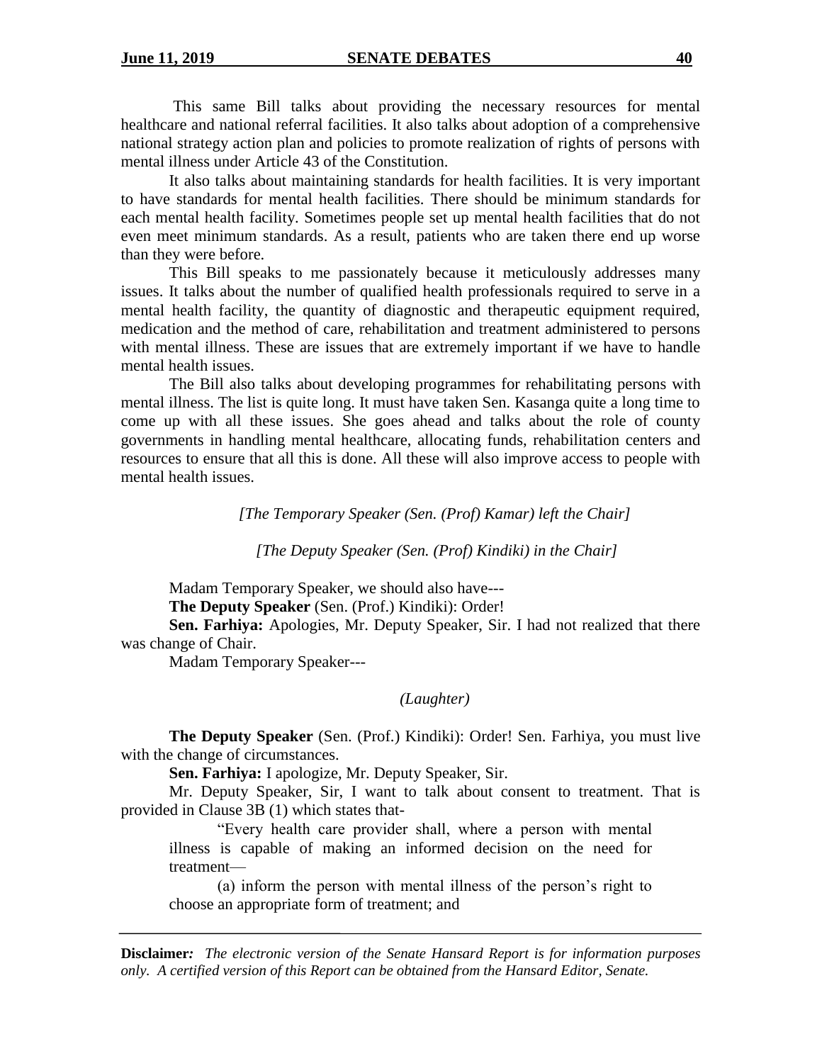This same Bill talks about providing the necessary resources for mental healthcare and national referral facilities. It also talks about adoption of a comprehensive national strategy action plan and policies to promote realization of rights of persons with mental illness under Article 43 of the Constitution.

It also talks about maintaining standards for health facilities. It is very important to have standards for mental health facilities. There should be minimum standards for each mental health facility. Sometimes people set up mental health facilities that do not even meet minimum standards. As a result, patients who are taken there end up worse than they were before.

This Bill speaks to me passionately because it meticulously addresses many issues. It talks about the number of qualified health professionals required to serve in a mental health facility, the quantity of diagnostic and therapeutic equipment required, medication and the method of care, rehabilitation and treatment administered to persons with mental illness. These are issues that are extremely important if we have to handle mental health issues.

The Bill also talks about developing programmes for rehabilitating persons with mental illness. The list is quite long. It must have taken Sen. Kasanga quite a long time to come up with all these issues. She goes ahead and talks about the role of county governments in handling mental healthcare, allocating funds, rehabilitation centers and resources to ensure that all this is done. All these will also improve access to people with mental health issues.

*[The Temporary Speaker (Sen. (Prof) Kamar) left the Chair]*

*[The Deputy Speaker (Sen. (Prof) Kindiki) in the Chair]*

Madam Temporary Speaker, we should also have---

**The Deputy Speaker** (Sen. (Prof.) Kindiki): Order!

**Sen. Farhiya:** Apologies, Mr. Deputy Speaker, Sir. I had not realized that there was change of Chair.

Madam Temporary Speaker---

*(Laughter)*

**The Deputy Speaker** (Sen. (Prof.) Kindiki): Order! Sen. Farhiya, you must live with the change of circumstances.

**Sen. Farhiya:** I apologize, Mr. Deputy Speaker, Sir.

Mr. Deputy Speaker, Sir, I want to talk about consent to treatment. That is provided in Clause 3B (1) which states that-

> "Every health care provider shall, where a person with mental illness is capable of making an informed decision on the need for treatment—
>
> (a) inform the person with mental illness of the person's right to choose an appropriate form of treatment; and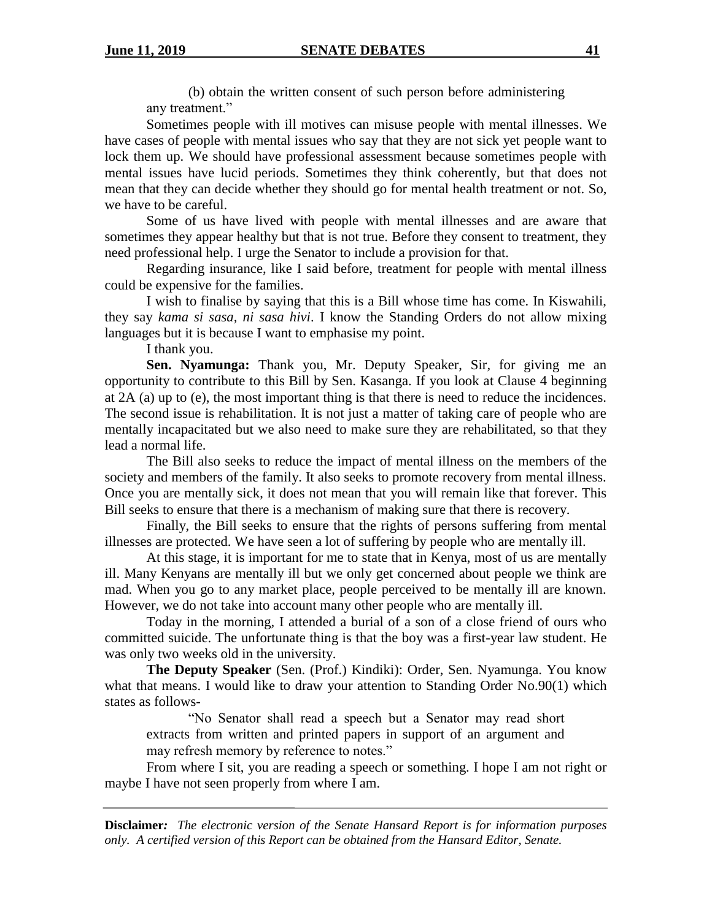(b) obtain the written consent of such person before administering any treatment."

Sometimes people with ill motives can misuse people with mental illnesses. We have cases of people with mental issues who say that they are not sick yet people want to lock them up. We should have professional assessment because sometimes people with mental issues have lucid periods. Sometimes they think coherently, but that does not mean that they can decide whether they should go for mental health treatment or not. So, we have to be careful.

Some of us have lived with people with mental illnesses and are aware that sometimes they appear healthy but that is not true. Before they consent to treatment, they need professional help. I urge the Senator to include a provision for that.

Regarding insurance, like I said before, treatment for people with mental illness could be expensive for the families.

I wish to finalise by saying that this is a Bill whose time has come. In Kiswahili, they say *kama si sasa, ni sasa hivi*. I know the Standing Orders do not allow mixing languages but it is because I want to emphasise my point.

I thank you.

**Sen. Nyamunga:** Thank you, Mr. Deputy Speaker, Sir, for giving me an opportunity to contribute to this Bill by Sen. Kasanga. If you look at Clause 4 beginning at 2A (a) up to (e), the most important thing is that there is need to reduce the incidences. The second issue is rehabilitation. It is not just a matter of taking care of people who are mentally incapacitated but we also need to make sure they are rehabilitated, so that they lead a normal life.

The Bill also seeks to reduce the impact of mental illness on the members of the society and members of the family. It also seeks to promote recovery from mental illness. Once you are mentally sick, it does not mean that you will remain like that forever. This Bill seeks to ensure that there is a mechanism of making sure that there is recovery.

Finally, the Bill seeks to ensure that the rights of persons suffering from mental illnesses are protected. We have seen a lot of suffering by people who are mentally ill.

At this stage, it is important for me to state that in Kenya, most of us are mentally ill. Many Kenyans are mentally ill but we only get concerned about people we think are mad. When you go to any market place, people perceived to be mentally ill are known. However, we do not take into account many other people who are mentally ill.

Today in the morning, I attended a burial of a son of a close friend of ours who committed suicide. The unfortunate thing is that the boy was a first-year law student. He was only two weeks old in the university.

**The Deputy Speaker** (Sen. (Prof.) Kindiki): Order, Sen. Nyamunga. You know what that means. I would like to draw your attention to Standing Order No.90(1) which states as follows-

> "No Senator shall read a speech but a Senator may read short extracts from written and printed papers in support of an argument and may refresh memory by reference to notes."

From where I sit, you are reading a speech or something. I hope I am not right or maybe I have not seen properly from where I am.

**Disclaimer:** *The electronic version of the Senate Hansard Report is for information purposes only. A certified version of this Report can be obtained from the Hansard Editor, Senate.*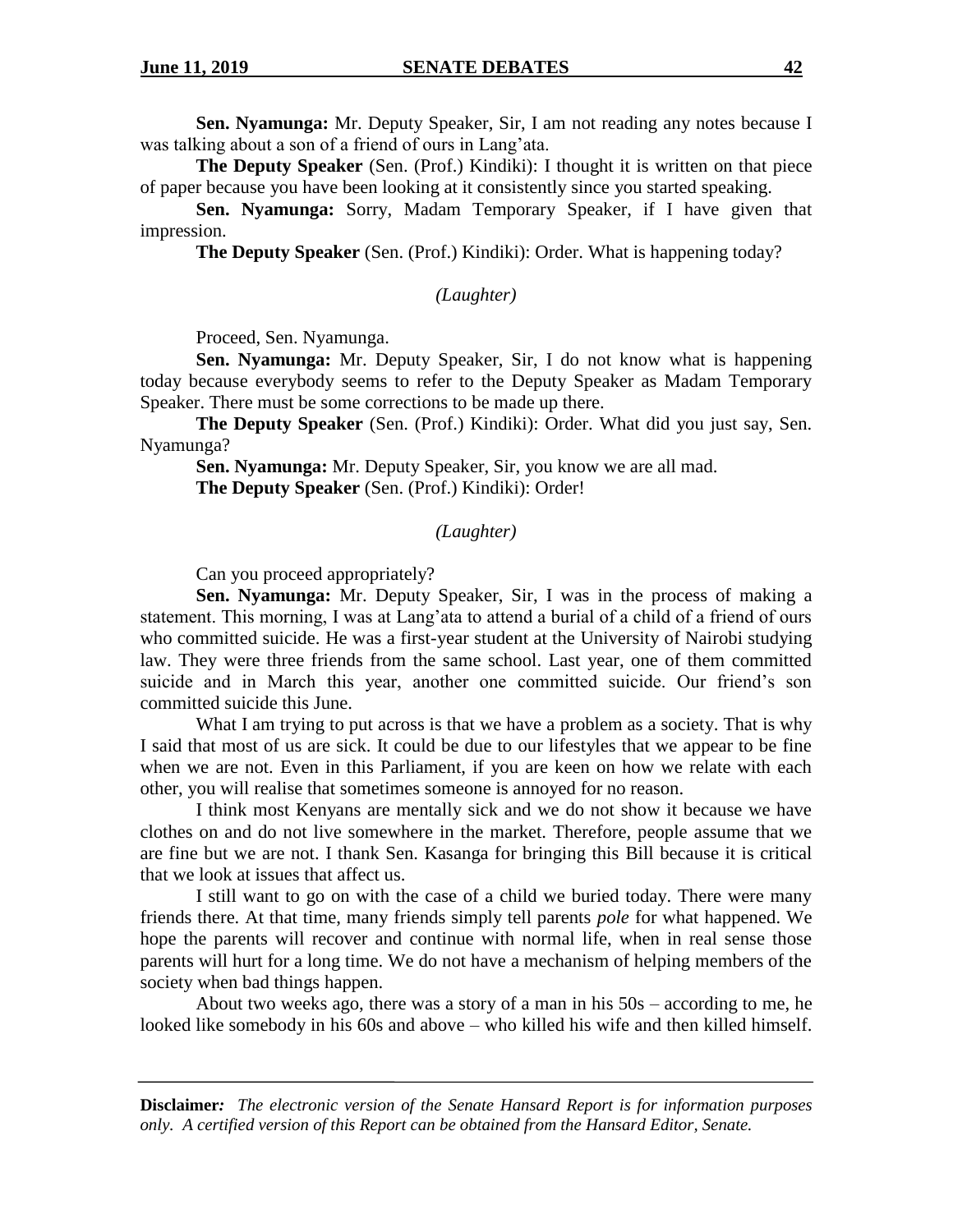**Sen. Nyamunga:** Mr. Deputy Speaker, Sir, I am not reading any notes because I was talking about a son of a friend of ours in Lang'ata.

**The Deputy Speaker** (Sen. (Prof.) Kindiki): I thought it is written on that piece of paper because you have been looking at it consistently since you started speaking.

**Sen. Nyamunga:** Sorry, Madam Temporary Speaker, if I have given that impression.

**The Deputy Speaker** (Sen. (Prof.) Kindiki): Order. What is happening today?

*(Laughter)*

Proceed, Sen. Nyamunga.

**Sen. Nyamunga:** Mr. Deputy Speaker, Sir, I do not know what is happening today because everybody seems to refer to the Deputy Speaker as Madam Temporary Speaker. There must be some corrections to be made up there.

**The Deputy Speaker** (Sen. (Prof.) Kindiki): Order. What did you just say, Sen. Nyamunga?

**Sen. Nyamunga:** Mr. Deputy Speaker, Sir, you know we are all mad.

**The Deputy Speaker** (Sen. (Prof.) Kindiki): Order!

*(Laughter)*

Can you proceed appropriately?

**Sen. Nyamunga:** Mr. Deputy Speaker, Sir, I was in the process of making a statement. This morning, I was at Lang'ata to attend a burial of a child of a friend of ours who committed suicide. He was a first-year student at the University of Nairobi studying law. They were three friends from the same school. Last year, one of them committed suicide and in March this year, another one committed suicide. Our friend's son committed suicide this June.

What I am trying to put across is that we have a problem as a society. That is why I said that most of us are sick. It could be due to our lifestyles that we appear to be fine when we are not. Even in this Parliament, if you are keen on how we relate with each other, you will realise that sometimes someone is annoyed for no reason.

I think most Kenyans are mentally sick and we do not show it because we have clothes on and do not live somewhere in the market. Therefore, people assume that we are fine but we are not. I thank Sen. Kasanga for bringing this Bill because it is critical that we look at issues that affect us.

I still want to go on with the case of a child we buried today. There were many friends there. At that time, many friends simply tell parents *pole* for what happened. We hope the parents will recover and continue with normal life, when in real sense those parents will hurt for a long time. We do not have a mechanism of helping members of the society when bad things happen.

About two weeks ago, there was a story of a man in his 50s – according to me, he looked like somebody in his 60s and above – who killed his wife and then killed himself.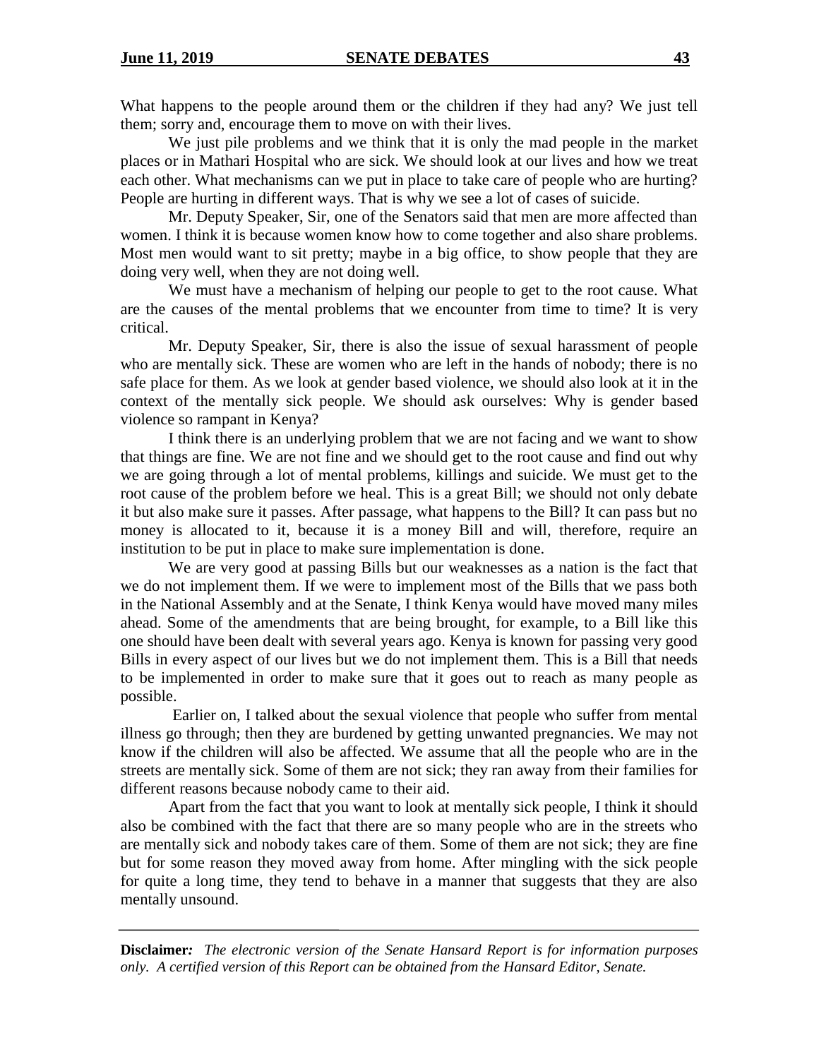What happens to the people around them or the children if they had any? We just tell them; sorry and, encourage them to move on with their lives.

We just pile problems and we think that it is only the mad people in the market places or in Mathari Hospital who are sick. We should look at our lives and how we treat each other. What mechanisms can we put in place to take care of people who are hurting? People are hurting in different ways. That is why we see a lot of cases of suicide.

Mr. Deputy Speaker, Sir, one of the Senators said that men are more affected than women. I think it is because women know how to come together and also share problems. Most men would want to sit pretty; maybe in a big office, to show people that they are doing very well, when they are not doing well.

We must have a mechanism of helping our people to get to the root cause. What are the causes of the mental problems that we encounter from time to time? It is very critical.

Mr. Deputy Speaker, Sir, there is also the issue of sexual harassment of people who are mentally sick. These are women who are left in the hands of nobody; there is no safe place for them. As we look at gender based violence, we should also look at it in the context of the mentally sick people. We should ask ourselves: Why is gender based violence so rampant in Kenya?

I think there is an underlying problem that we are not facing and we want to show that things are fine. We are not fine and we should get to the root cause and find out why we are going through a lot of mental problems, killings and suicide. We must get to the root cause of the problem before we heal. This is a great Bill; we should not only debate it but also make sure it passes. After passage, what happens to the Bill? It can pass but no money is allocated to it, because it is a money Bill and will, therefore, require an institution to be put in place to make sure implementation is done.

We are very good at passing Bills but our weaknesses as a nation is the fact that we do not implement them. If we were to implement most of the Bills that we pass both in the National Assembly and at the Senate, I think Kenya would have moved many miles ahead. Some of the amendments that are being brought, for example, to a Bill like this one should have been dealt with several years ago. Kenya is known for passing very good Bills in every aspect of our lives but we do not implement them. This is a Bill that needs to be implemented in order to make sure that it goes out to reach as many people as possible.

Earlier on, I talked about the sexual violence that people who suffer from mental illness go through; then they are burdened by getting unwanted pregnancies. We may not know if the children will also be affected. We assume that all the people who are in the streets are mentally sick. Some of them are not sick; they ran away from their families for different reasons because nobody came to their aid.

Apart from the fact that you want to look at mentally sick people, I think it should also be combined with the fact that there are so many people who are in the streets who are mentally sick and nobody takes care of them. Some of them are not sick; they are fine but for some reason they moved away from home. After mingling with the sick people for quite a long time, they tend to behave in a manner that suggests that they are also mentally unsound.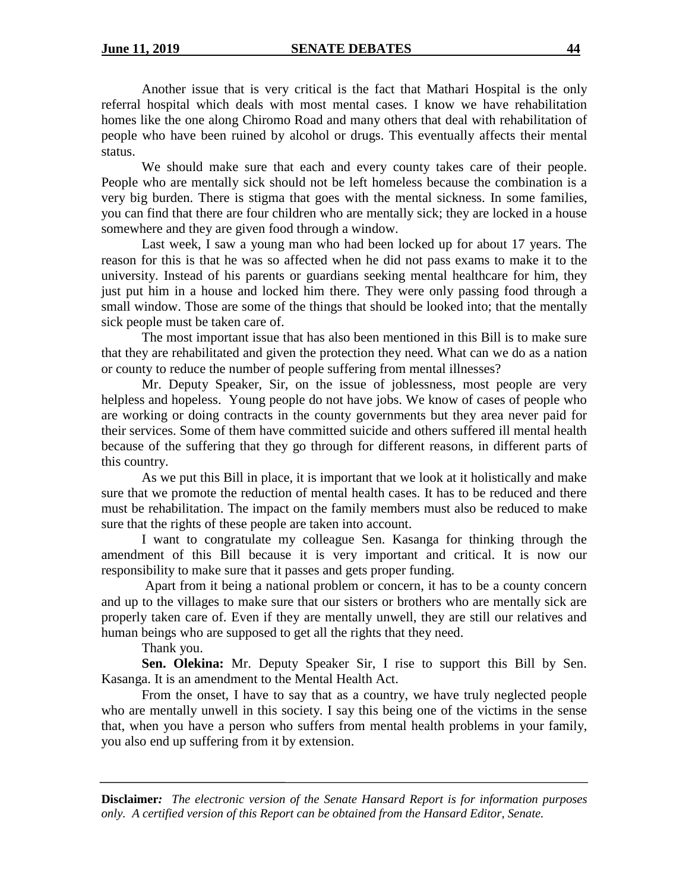Another issue that is very critical is the fact that Mathari Hospital is the only referral hospital which deals with most mental cases. I know we have rehabilitation homes like the one along Chiromo Road and many others that deal with rehabilitation of people who have been ruined by alcohol or drugs. This eventually affects their mental status.

We should make sure that each and every county takes care of their people. People who are mentally sick should not be left homeless because the combination is a very big burden. There is stigma that goes with the mental sickness. In some families, you can find that there are four children who are mentally sick; they are locked in a house somewhere and they are given food through a window.

Last week, I saw a young man who had been locked up for about 17 years. The reason for this is that he was so affected when he did not pass exams to make it to the university. Instead of his parents or guardians seeking mental healthcare for him, they just put him in a house and locked him there. They were only passing food through a small window. Those are some of the things that should be looked into; that the mentally sick people must be taken care of.

The most important issue that has also been mentioned in this Bill is to make sure that they are rehabilitated and given the protection they need. What can we do as a nation or county to reduce the number of people suffering from mental illnesses?

Mr. Deputy Speaker, Sir, on the issue of joblessness, most people are very helpless and hopeless. Young people do not have jobs. We know of cases of people who are working or doing contracts in the county governments but they area never paid for their services. Some of them have committed suicide and others suffered ill mental health because of the suffering that they go through for different reasons, in different parts of this country.

As we put this Bill in place, it is important that we look at it holistically and make sure that we promote the reduction of mental health cases. It has to be reduced and there must be rehabilitation. The impact on the family members must also be reduced to make sure that the rights of these people are taken into account.

I want to congratulate my colleague Sen. Kasanga for thinking through the amendment of this Bill because it is very important and critical. It is now our responsibility to make sure that it passes and gets proper funding.

Apart from it being a national problem or concern, it has to be a county concern and up to the villages to make sure that our sisters or brothers who are mentally sick are properly taken care of. Even if they are mentally unwell, they are still our relatives and human beings who are supposed to get all the rights that they need.

Thank you.

**Sen. Olekina:** Mr. Deputy Speaker Sir, I rise to support this Bill by Sen. Kasanga. It is an amendment to the Mental Health Act.

From the onset, I have to say that as a country, we have truly neglected people who are mentally unwell in this society. I say this being one of the victims in the sense that, when you have a person who suffers from mental health problems in your family, you also end up suffering from it by extension.

**Disclaimer:** *The electronic version of the Senate Hansard Report is for information purposes only. A certified version of this Report can be obtained from the Hansard Editor, Senate.*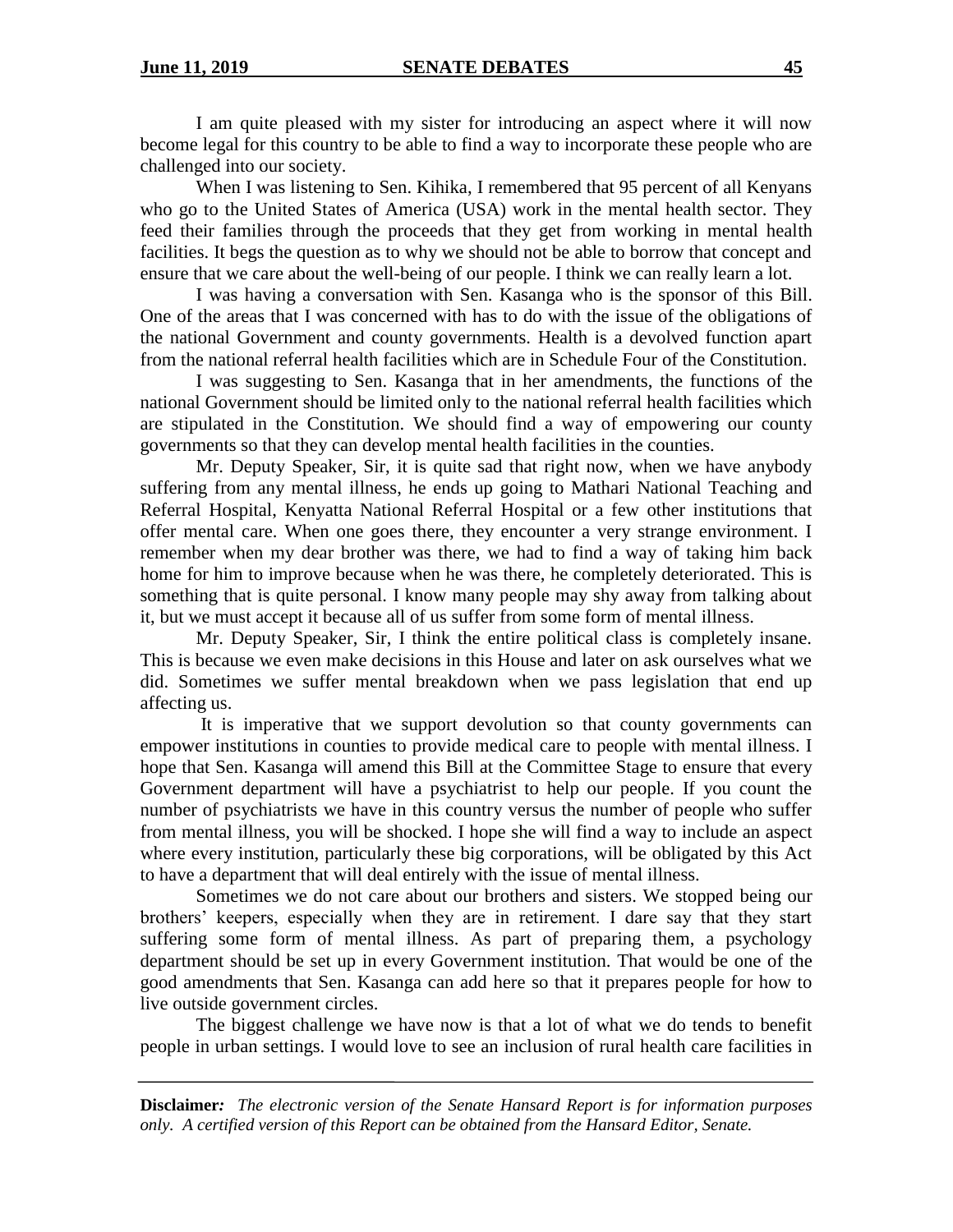I am quite pleased with my sister for introducing an aspect where it will now become legal for this country to be able to find a way to incorporate these people who are challenged into our society.

When I was listening to Sen. Kihika, I remembered that 95 percent of all Kenyans who go to the United States of America (USA) work in the mental health sector. They feed their families through the proceeds that they get from working in mental health facilities. It begs the question as to why we should not be able to borrow that concept and ensure that we care about the well-being of our people. I think we can really learn a lot.

I was having a conversation with Sen. Kasanga who is the sponsor of this Bill. One of the areas that I was concerned with has to do with the issue of the obligations of the national Government and county governments. Health is a devolved function apart from the national referral health facilities which are in Schedule Four of the Constitution.

I was suggesting to Sen. Kasanga that in her amendments, the functions of the national Government should be limited only to the national referral health facilities which are stipulated in the Constitution. We should find a way of empowering our county governments so that they can develop mental health facilities in the counties.

Mr. Deputy Speaker, Sir, it is quite sad that right now, when we have anybody suffering from any mental illness, he ends up going to Mathari National Teaching and Referral Hospital, Kenyatta National Referral Hospital or a few other institutions that offer mental care. When one goes there, they encounter a very strange environment. I remember when my dear brother was there, we had to find a way of taking him back home for him to improve because when he was there, he completely deteriorated. This is something that is quite personal. I know many people may shy away from talking about it, but we must accept it because all of us suffer from some form of mental illness.

Mr. Deputy Speaker, Sir, I think the entire political class is completely insane. This is because we even make decisions in this House and later on ask ourselves what we did. Sometimes we suffer mental breakdown when we pass legislation that end up affecting us.

It is imperative that we support devolution so that county governments can empower institutions in counties to provide medical care to people with mental illness. I hope that Sen. Kasanga will amend this Bill at the Committee Stage to ensure that every Government department will have a psychiatrist to help our people. If you count the number of psychiatrists we have in this country versus the number of people who suffer from mental illness, you will be shocked. I hope she will find a way to include an aspect where every institution, particularly these big corporations, will be obligated by this Act to have a department that will deal entirely with the issue of mental illness.

Sometimes we do not care about our brothers and sisters. We stopped being our brothers' keepers, especially when they are in retirement. I dare say that they start suffering some form of mental illness. As part of preparing them, a psychology department should be set up in every Government institution. That would be one of the good amendments that Sen. Kasanga can add here so that it prepares people for how to live outside government circles.

The biggest challenge we have now is that a lot of what we do tends to benefit people in urban settings. I would love to see an inclusion of rural health care facilities in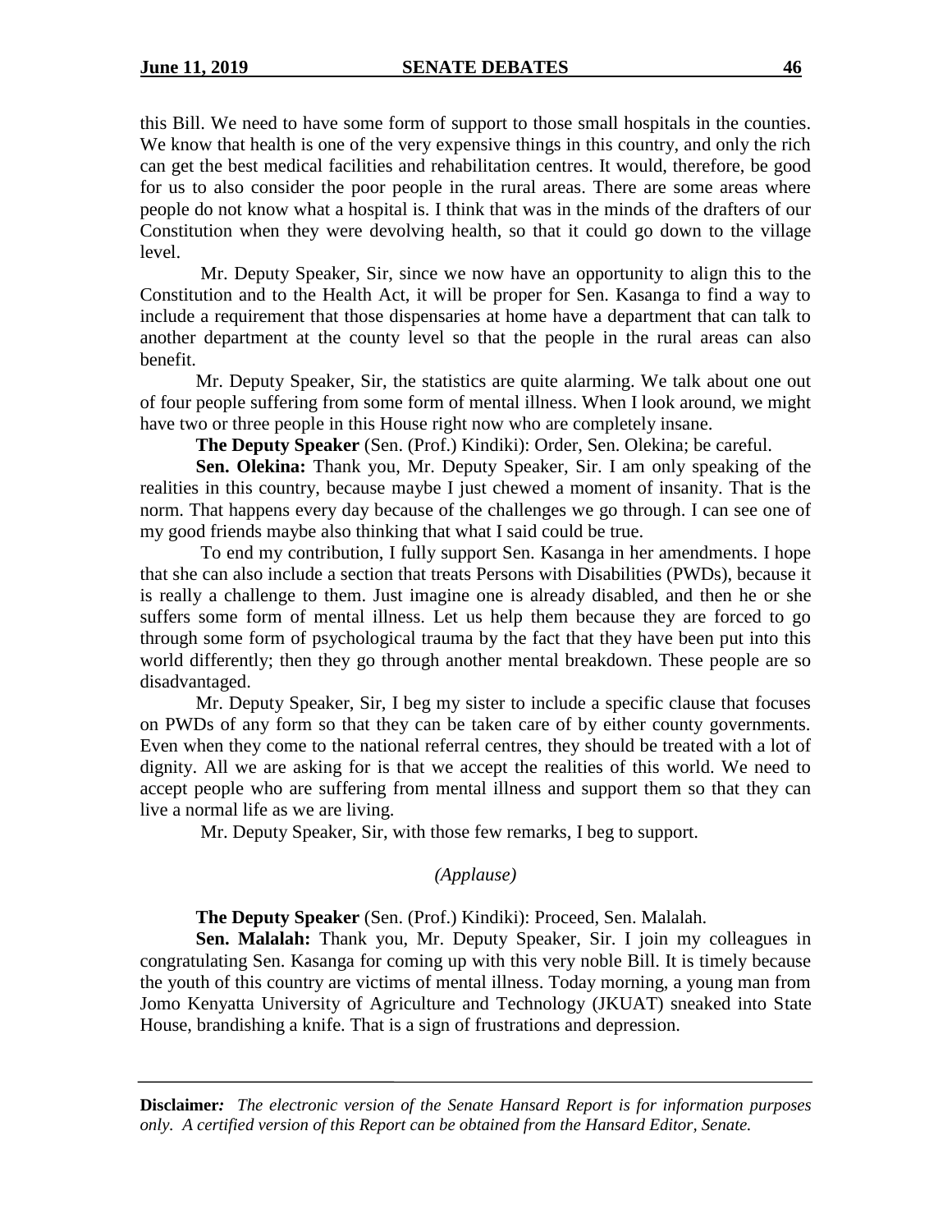this Bill. We need to have some form of support to those small hospitals in the counties. We know that health is one of the very expensive things in this country, and only the rich can get the best medical facilities and rehabilitation centres. It would, therefore, be good for us to also consider the poor people in the rural areas. There are some areas where people do not know what a hospital is. I think that was in the minds of the drafters of our Constitution when they were devolving health, so that it could go down to the village level.

Mr. Deputy Speaker, Sir, since we now have an opportunity to align this to the Constitution and to the Health Act, it will be proper for Sen. Kasanga to find a way to include a requirement that those dispensaries at home have a department that can talk to another department at the county level so that the people in the rural areas can also benefit.

Mr. Deputy Speaker, Sir, the statistics are quite alarming. We talk about one out of four people suffering from some form of mental illness. When I look around, we might have two or three people in this House right now who are completely insane.

**The Deputy Speaker** (Sen. (Prof.) Kindiki): Order, Sen. Olekina; be careful.

**Sen. Olekina:** Thank you, Mr. Deputy Speaker, Sir. I am only speaking of the realities in this country, because maybe I just chewed a moment of insanity. That is the norm. That happens every day because of the challenges we go through. I can see one of my good friends maybe also thinking that what I said could be true.

To end my contribution, I fully support Sen. Kasanga in her amendments. I hope that she can also include a section that treats Persons with Disabilities (PWDs), because it is really a challenge to them. Just imagine one is already disabled, and then he or she suffers some form of mental illness. Let us help them because they are forced to go through some form of psychological trauma by the fact that they have been put into this world differently; then they go through another mental breakdown. These people are so disadvantaged.

Mr. Deputy Speaker, Sir, I beg my sister to include a specific clause that focuses on PWDs of any form so that they can be taken care of by either county governments. Even when they come to the national referral centres, they should be treated with a lot of dignity. All we are asking for is that we accept the realities of this world. We need to accept people who are suffering from mental illness and support them so that they can live a normal life as we are living.

Mr. Deputy Speaker, Sir, with those few remarks, I beg to support.

*(Applause)*

**The Deputy Speaker** (Sen. (Prof.) Kindiki): Proceed, Sen. Malalah.

**Sen. Malalah:** Thank you, Mr. Deputy Speaker, Sir. I join my colleagues in congratulating Sen. Kasanga for coming up with this very noble Bill. It is timely because the youth of this country are victims of mental illness. Today morning, a young man from Jomo Kenyatta University of Agriculture and Technology (JKUAT) sneaked into State House, brandishing a knife. That is a sign of frustrations and depression.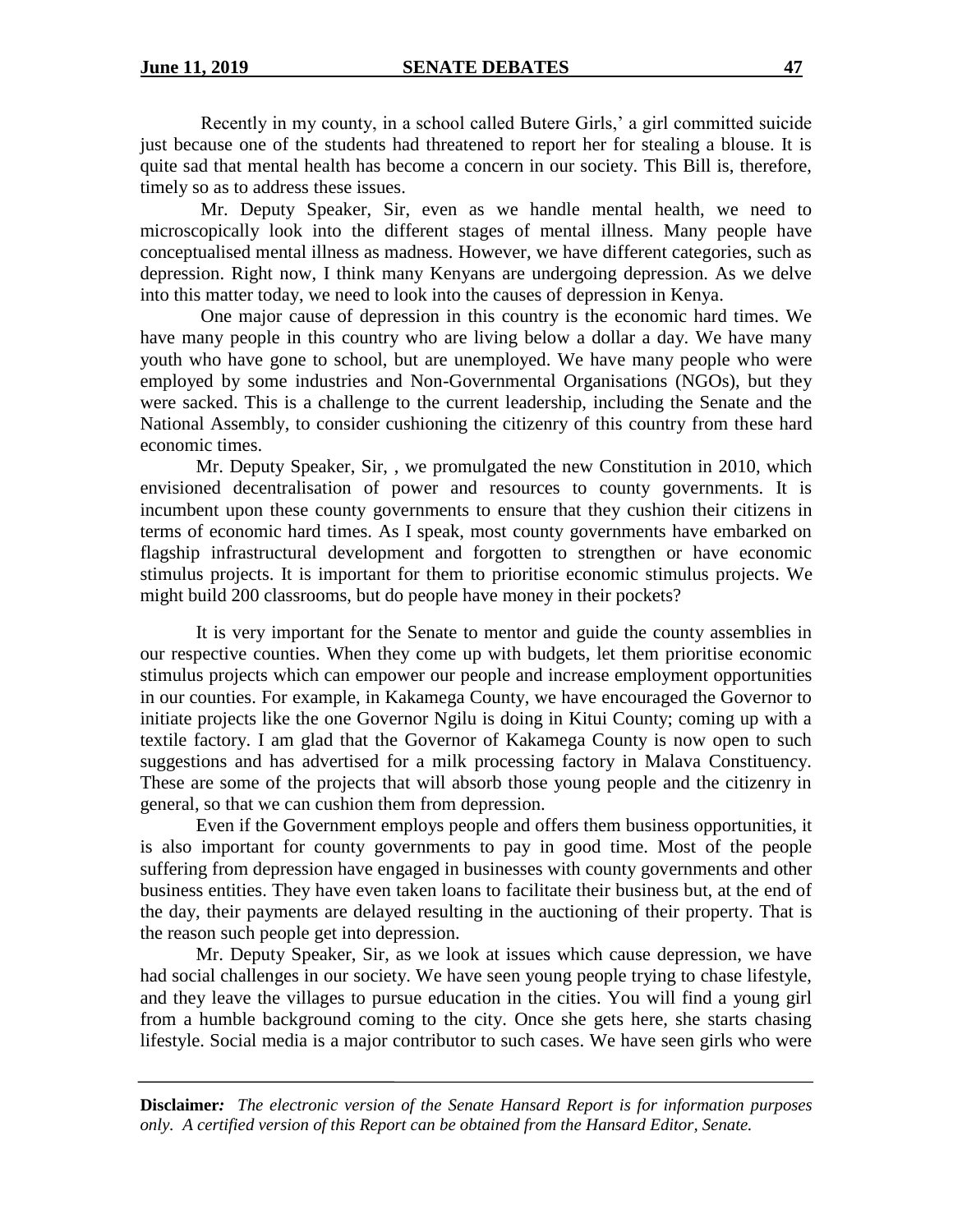Recently in my county, in a school called Butere Girls,' a girl committed suicide just because one of the students had threatened to report her for stealing a blouse. It is quite sad that mental health has become a concern in our society. This Bill is, therefore, timely so as to address these issues.

Mr. Deputy Speaker, Sir, even as we handle mental health, we need to microscopically look into the different stages of mental illness. Many people have conceptualised mental illness as madness. However, we have different categories, such as depression. Right now, I think many Kenyans are undergoing depression. As we delve into this matter today, we need to look into the causes of depression in Kenya.

One major cause of depression in this country is the economic hard times. We have many people in this country who are living below a dollar a day. We have many youth who have gone to school, but are unemployed. We have many people who were employed by some industries and Non-Governmental Organisations (NGOs), but they were sacked. This is a challenge to the current leadership, including the Senate and the National Assembly, to consider cushioning the citizenry of this country from these hard economic times.

Mr. Deputy Speaker, Sir, , we promulgated the new Constitution in 2010, which envisioned decentralisation of power and resources to county governments. It is incumbent upon these county governments to ensure that they cushion their citizens in terms of economic hard times. As I speak, most county governments have embarked on flagship infrastructural development and forgotten to strengthen or have economic stimulus projects. It is important for them to prioritise economic stimulus projects. We might build 200 classrooms, but do people have money in their pockets?

It is very important for the Senate to mentor and guide the county assemblies in our respective counties. When they come up with budgets, let them prioritise economic stimulus projects which can empower our people and increase employment opportunities in our counties. For example, in Kakamega County, we have encouraged the Governor to initiate projects like the one Governor Ngilu is doing in Kitui County; coming up with a textile factory. I am glad that the Governor of Kakamega County is now open to such suggestions and has advertised for a milk processing factory in Malava Constituency. These are some of the projects that will absorb those young people and the citizenry in general, so that we can cushion them from depression.

Even if the Government employs people and offers them business opportunities, it is also important for county governments to pay in good time. Most of the people suffering from depression have engaged in businesses with county governments and other business entities. They have even taken loans to facilitate their business but, at the end of the day, their payments are delayed resulting in the auctioning of their property. That is the reason such people get into depression.

Mr. Deputy Speaker, Sir, as we look at issues which cause depression, we have had social challenges in our society. We have seen young people trying to chase lifestyle, and they leave the villages to pursue education in the cities. You will find a young girl from a humble background coming to the city. Once she gets here, she starts chasing lifestyle. Social media is a major contributor to such cases. We have seen girls who were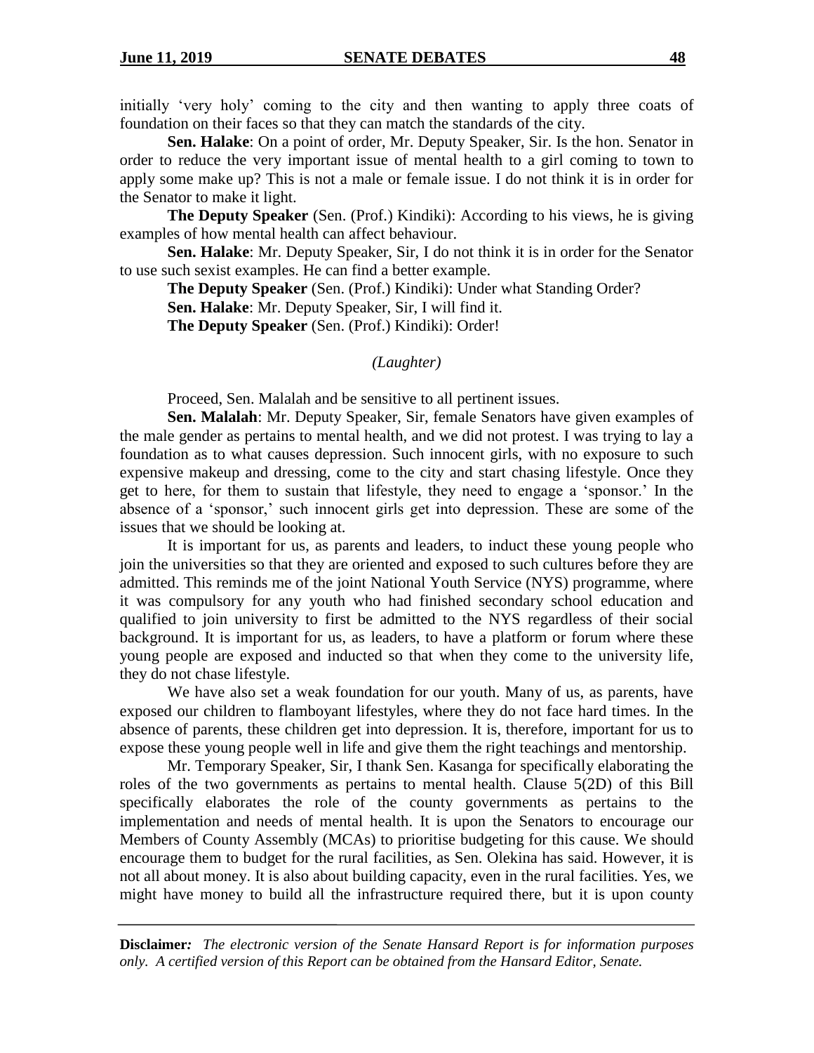initially 'very holy' coming to the city and then wanting to apply three coats of foundation on their faces so that they can match the standards of the city.

**Sen. Halake**: On a point of order, Mr. Deputy Speaker, Sir. Is the hon. Senator in order to reduce the very important issue of mental health to a girl coming to town to apply some make up? This is not a male or female issue. I do not think it is in order for the Senator to make it light.

**The Deputy Speaker** (Sen. (Prof.) Kindiki): According to his views, he is giving examples of how mental health can affect behaviour.

**Sen. Halake**: Mr. Deputy Speaker, Sir, I do not think it is in order for the Senator to use such sexist examples. He can find a better example.

**The Deputy Speaker** (Sen. (Prof.) Kindiki): Under what Standing Order?

**Sen. Halake**: Mr. Deputy Speaker, Sir, I will find it.

**The Deputy Speaker** (Sen. (Prof.) Kindiki): Order!

*(Laughter)*

Proceed, Sen. Malalah and be sensitive to all pertinent issues.

**Sen. Malalah**: Mr. Deputy Speaker, Sir, female Senators have given examples of the male gender as pertains to mental health, and we did not protest. I was trying to lay a foundation as to what causes depression. Such innocent girls, with no exposure to such expensive makeup and dressing, come to the city and start chasing lifestyle. Once they get to here, for them to sustain that lifestyle, they need to engage a 'sponsor.' In the absence of a 'sponsor,' such innocent girls get into depression. These are some of the issues that we should be looking at.

It is important for us, as parents and leaders, to induct these young people who join the universities so that they are oriented and exposed to such cultures before they are admitted. This reminds me of the joint National Youth Service (NYS) programme, where it was compulsory for any youth who had finished secondary school education and qualified to join university to first be admitted to the NYS regardless of their social background. It is important for us, as leaders, to have a platform or forum where these young people are exposed and inducted so that when they come to the university life, they do not chase lifestyle.

We have also set a weak foundation for our youth. Many of us, as parents, have exposed our children to flamboyant lifestyles, where they do not face hard times. In the absence of parents, these children get into depression. It is, therefore, important for us to expose these young people well in life and give them the right teachings and mentorship.

Mr. Temporary Speaker, Sir, I thank Sen. Kasanga for specifically elaborating the roles of the two governments as pertains to mental health. Clause 5(2D) of this Bill specifically elaborates the role of the county governments as pertains to the implementation and needs of mental health. It is upon the Senators to encourage our Members of County Assembly (MCAs) to prioritise budgeting for this cause. We should encourage them to budget for the rural facilities, as Sen. Olekina has said. However, it is not all about money. It is also about building capacity, even in the rural facilities. Yes, we might have money to build all the infrastructure required there, but it is upon county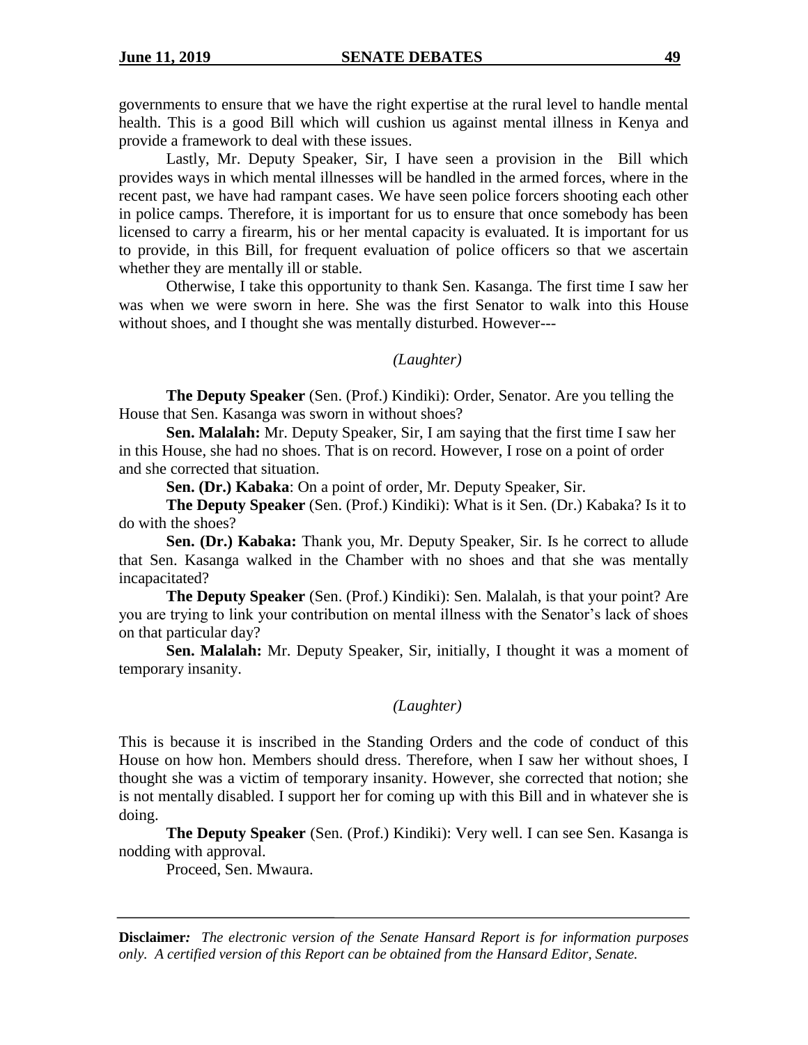governments to ensure that we have the right expertise at the rural level to handle mental health. This is a good Bill which will cushion us against mental illness in Kenya and provide a framework to deal with these issues.

Lastly, Mr. Deputy Speaker, Sir, I have seen a provision in the Bill which provides ways in which mental illnesses will be handled in the armed forces, where in the recent past, we have had rampant cases. We have seen police forcers shooting each other in police camps. Therefore, it is important for us to ensure that once somebody has been licensed to carry a firearm, his or her mental capacity is evaluated. It is important for us to provide, in this Bill, for frequent evaluation of police officers so that we ascertain whether they are mentally ill or stable.

Otherwise, I take this opportunity to thank Sen. Kasanga. The first time I saw her was when we were sworn in here. She was the first Senator to walk into this House without shoes, and I thought she was mentally disturbed. However---

*(Laughter)*

**The Deputy Speaker** (Sen. (Prof.) Kindiki): Order, Senator. Are you telling the House that Sen. Kasanga was sworn in without shoes?

**Sen. Malalah:** Mr. Deputy Speaker, Sir, I am saying that the first time I saw her in this House, she had no shoes. That is on record. However, I rose on a point of order and she corrected that situation.

**Sen. (Dr.) Kabaka**: On a point of order, Mr. Deputy Speaker, Sir.

**The Deputy Speaker** (Sen. (Prof.) Kindiki): What is it Sen. (Dr.) Kabaka? Is it to do with the shoes?

**Sen. (Dr.) Kabaka:** Thank you, Mr. Deputy Speaker, Sir. Is he correct to allude that Sen. Kasanga walked in the Chamber with no shoes and that she was mentally incapacitated?

**The Deputy Speaker** (Sen. (Prof.) Kindiki): Sen. Malalah, is that your point? Are you are trying to link your contribution on mental illness with the Senator's lack of shoes on that particular day?

**Sen. Malalah:** Mr. Deputy Speaker, Sir, initially, I thought it was a moment of temporary insanity.

*(Laughter)*

This is because it is inscribed in the Standing Orders and the code of conduct of this House on how hon. Members should dress. Therefore, when I saw her without shoes, I thought she was a victim of temporary insanity. However, she corrected that notion; she is not mentally disabled. I support her for coming up with this Bill and in whatever she is doing.

**The Deputy Speaker** (Sen. (Prof.) Kindiki): Very well. I can see Sen. Kasanga is nodding with approval.

Proceed, Sen. Mwaura.

**Disclaimer:** *The electronic version of the Senate Hansard Report is for information purposes only. A certified version of this Report can be obtained from the Hansard Editor, Senate.*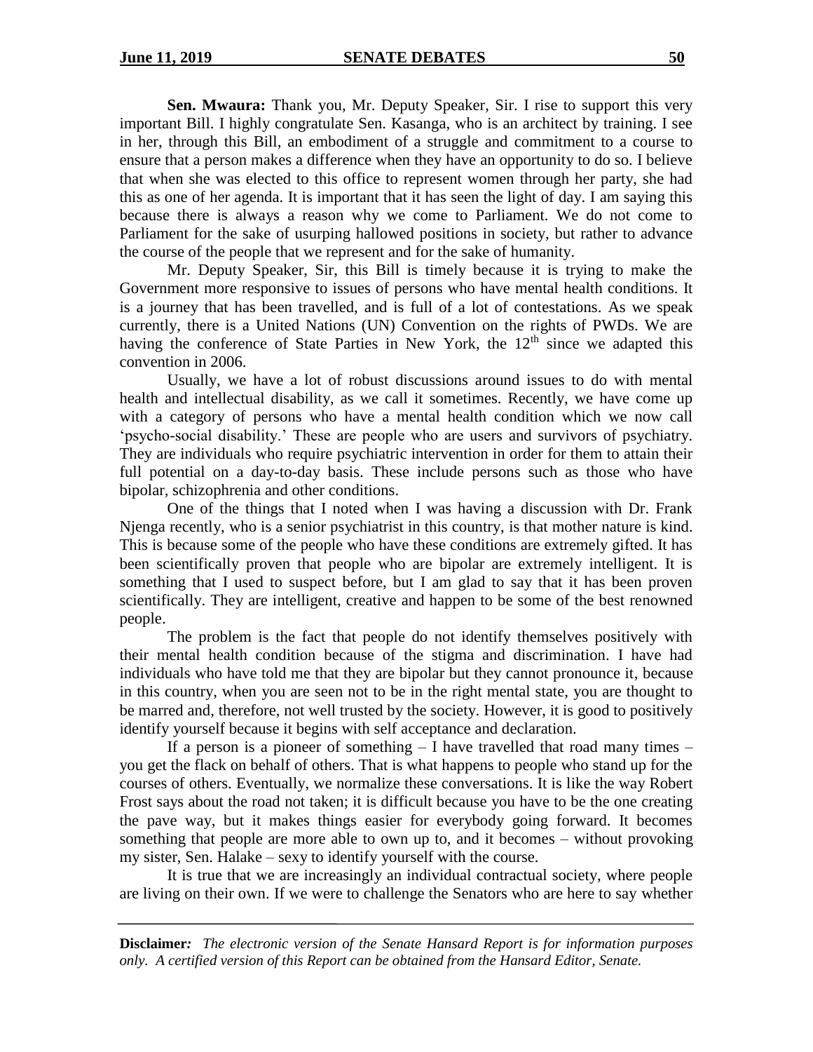**Sen. Mwaura:** Thank you, Mr. Deputy Speaker, Sir. I rise to support this very important Bill. I highly congratulate Sen. Kasanga, who is an architect by training. I see in her, through this Bill, an embodiment of a struggle and commitment to a course to ensure that a person makes a difference when they have an opportunity to do so. I believe that when she was elected to this office to represent women through her party, she had this as one of her agenda. It is important that it has seen the light of day. I am saying this because there is always a reason why we come to Parliament. We do not come to Parliament for the sake of usurping hallowed positions in society, but rather to advance the course of the people that we represent and for the sake of humanity.

Mr. Deputy Speaker, Sir, this Bill is timely because it is trying to make the Government more responsive to issues of persons who have mental health conditions. It is a journey that has been travelled, and is full of a lot of contestations. As we speak currently, there is a United Nations (UN) Convention on the rights of PWDs. We are having the conference of State Parties in New York, the 12th since we adapted this convention in 2006.

Usually, we have a lot of robust discussions around issues to do with mental health and intellectual disability, as we call it sometimes. Recently, we have come up with a category of persons who have a mental health condition which we now call 'psycho-social disability.' These are people who are users and survivors of psychiatry. They are individuals who require psychiatric intervention in order for them to attain their full potential on a day-to-day basis. These include persons such as those who have bipolar, schizophrenia and other conditions.

One of the things that I noted when I was having a discussion with Dr. Frank Njenga recently, who is a senior psychiatrist in this country, is that mother nature is kind. This is because some of the people who have these conditions are extremely gifted. It has been scientifically proven that people who are bipolar are extremely intelligent. It is something that I used to suspect before, but I am glad to say that it has been proven scientifically. They are intelligent, creative and happen to be some of the best renowned people.

The problem is the fact that people do not identify themselves positively with their mental health condition because of the stigma and discrimination. I have had individuals who have told me that they are bipolar but they cannot pronounce it, because in this country, when you are seen not to be in the right mental state, you are thought to be marred and, therefore, not well trusted by the society. However, it is good to positively identify yourself because it begins with self acceptance and declaration.

If a person is a pioneer of something – I have travelled that road many times – you get the flack on behalf of others. That is what happens to people who stand up for the courses of others. Eventually, we normalize these conversations. It is like the way Robert Frost says about the road not taken; it is difficult because you have to be the one creating the pave way, but it makes things easier for everybody going forward. It becomes something that people are more able to own up to, and it becomes – without provoking my sister, Sen. Halake – sexy to identify yourself with the course.

It is true that we are increasingly an individual contractual society, where people are living on their own. If we were to challenge the Senators who are here to say whether

---

**Disclaimer***:* *The electronic version of the Senate Hansard Report is for information purposes only. A certified version of this Report can be obtained from the Hansard Editor, Senate.*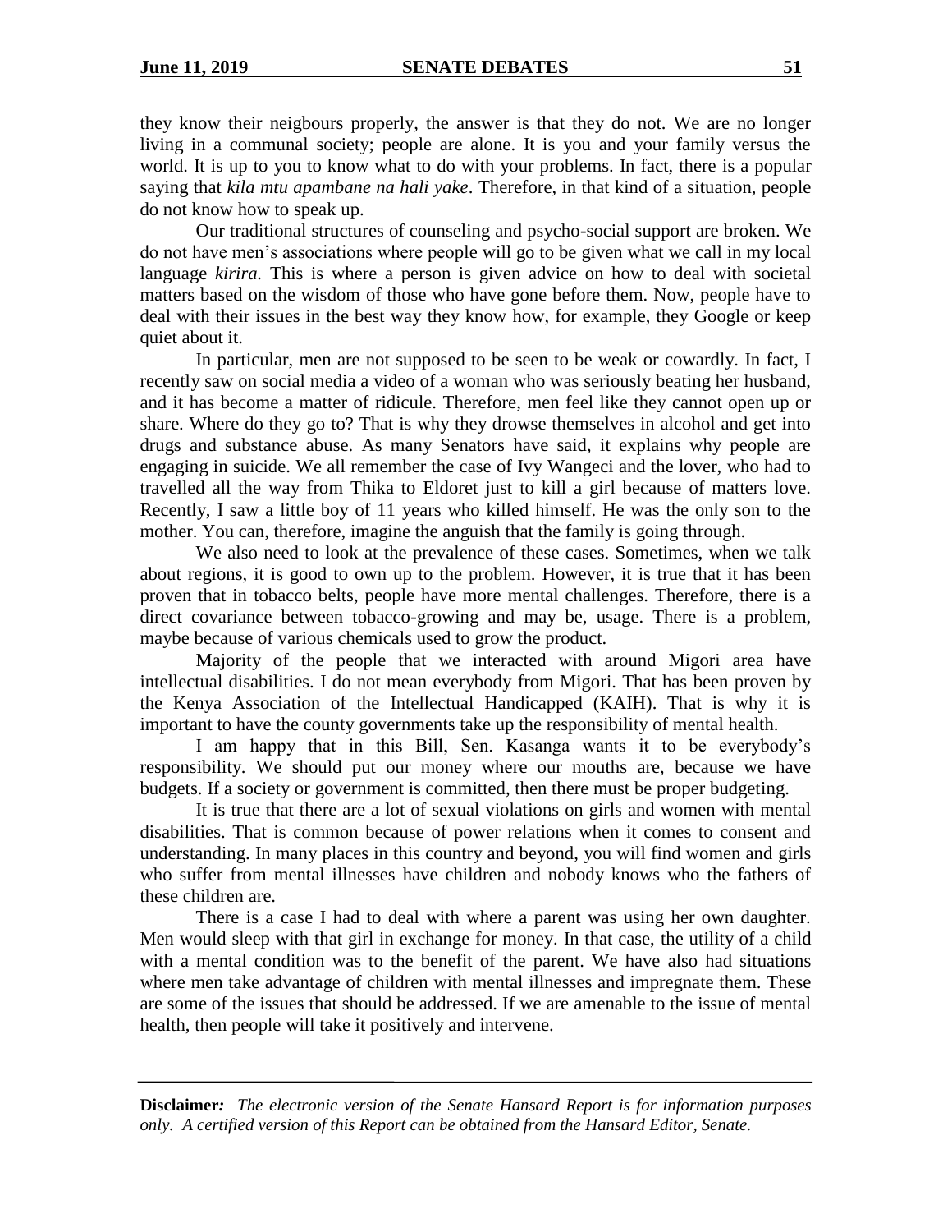they know their neigbours properly, the answer is that they do not. We are no longer living in a communal society; people are alone. It is you and your family versus the world. It is up to you to know what to do with your problems. In fact, there is a popular saying that *kila mtu apambane na hali yake*. Therefore, in that kind of a situation, people do not know how to speak up.

Our traditional structures of counseling and psycho-social support are broken. We do not have men's associations where people will go to be given what we call in my local language *kirira.* This is where a person is given advice on how to deal with societal matters based on the wisdom of those who have gone before them. Now, people have to deal with their issues in the best way they know how, for example, they Google or keep quiet about it.

In particular, men are not supposed to be seen to be weak or cowardly. In fact, I recently saw on social media a video of a woman who was seriously beating her husband, and it has become a matter of ridicule. Therefore, men feel like they cannot open up or share. Where do they go to? That is why they drowse themselves in alcohol and get into drugs and substance abuse. As many Senators have said, it explains why people are engaging in suicide. We all remember the case of Ivy Wangeci and the lover, who had to travelled all the way from Thika to Eldoret just to kill a girl because of matters love. Recently, I saw a little boy of 11 years who killed himself. He was the only son to the mother. You can, therefore, imagine the anguish that the family is going through.

We also need to look at the prevalence of these cases. Sometimes, when we talk about regions, it is good to own up to the problem. However, it is true that it has been proven that in tobacco belts, people have more mental challenges. Therefore, there is a direct covariance between tobacco-growing and may be, usage. There is a problem, maybe because of various chemicals used to grow the product.

Majority of the people that we interacted with around Migori area have intellectual disabilities. I do not mean everybody from Migori. That has been proven by the Kenya Association of the Intellectual Handicapped (KAIH). That is why it is important to have the county governments take up the responsibility of mental health.

I am happy that in this Bill, Sen. Kasanga wants it to be everybody's responsibility. We should put our money where our mouths are, because we have budgets. If a society or government is committed, then there must be proper budgeting.

It is true that there are a lot of sexual violations on girls and women with mental disabilities. That is common because of power relations when it comes to consent and understanding. In many places in this country and beyond, you will find women and girls who suffer from mental illnesses have children and nobody knows who the fathers of these children are.

There is a case I had to deal with where a parent was using her own daughter. Men would sleep with that girl in exchange for money. In that case, the utility of a child with a mental condition was to the benefit of the parent. We have also had situations where men take advantage of children with mental illnesses and impregnate them. These are some of the issues that should be addressed. If we are amenable to the issue of mental health, then people will take it positively and intervene.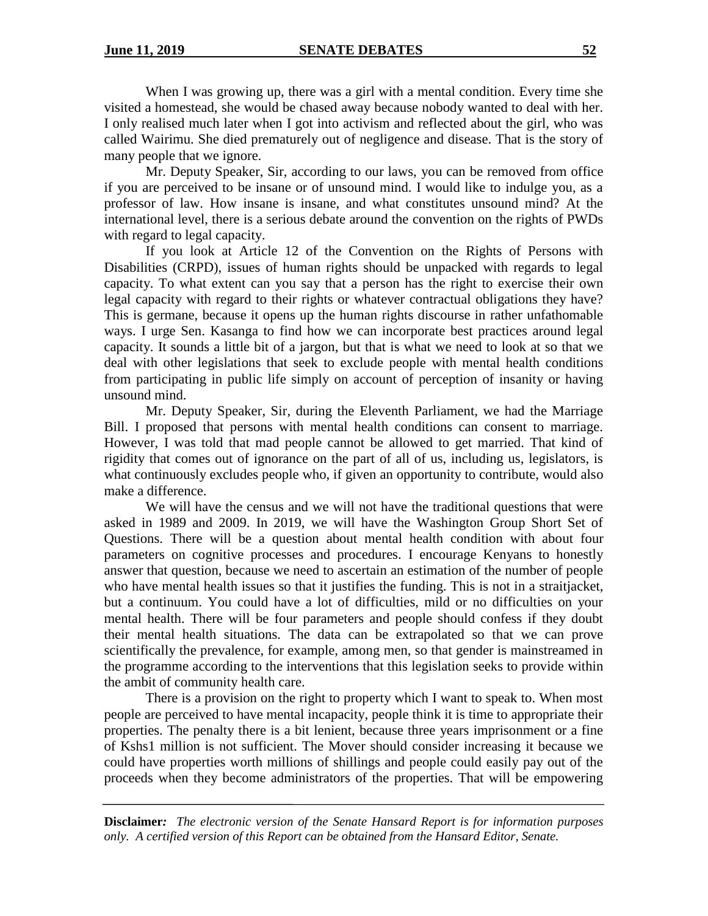When I was growing up, there was a girl with a mental condition. Every time she visited a homestead, she would be chased away because nobody wanted to deal with her. I only realised much later when I got into activism and reflected about the girl, who was called Wairimu. She died prematurely out of negligence and disease. That is the story of many people that we ignore.

Mr. Deputy Speaker, Sir, according to our laws, you can be removed from office if you are perceived to be insane or of unsound mind. I would like to indulge you, as a professor of law. How insane is insane, and what constitutes unsound mind? At the international level, there is a serious debate around the convention on the rights of PWDs with regard to legal capacity.

If you look at Article 12 of the Convention on the Rights of Persons with Disabilities (CRPD), issues of human rights should be unpacked with regards to legal capacity. To what extent can you say that a person has the right to exercise their own legal capacity with regard to their rights or whatever contractual obligations they have? This is germane, because it opens up the human rights discourse in rather unfathomable ways. I urge Sen. Kasanga to find how we can incorporate best practices around legal capacity. It sounds a little bit of a jargon, but that is what we need to look at so that we deal with other legislations that seek to exclude people with mental health conditions from participating in public life simply on account of perception of insanity or having unsound mind.

Mr. Deputy Speaker, Sir, during the Eleventh Parliament, we had the Marriage Bill. I proposed that persons with mental health conditions can consent to marriage. However, I was told that mad people cannot be allowed to get married. That kind of rigidity that comes out of ignorance on the part of all of us, including us, legislators, is what continuously excludes people who, if given an opportunity to contribute, would also make a difference.

We will have the census and we will not have the traditional questions that were asked in 1989 and 2009. In 2019, we will have the Washington Group Short Set of Questions. There will be a question about mental health condition with about four parameters on cognitive processes and procedures. I encourage Kenyans to honestly answer that question, because we need to ascertain an estimation of the number of people who have mental health issues so that it justifies the funding. This is not in a straitjacket, but a continuum. You could have a lot of difficulties, mild or no difficulties on your mental health. There will be four parameters and people should confess if they doubt their mental health situations. The data can be extrapolated so that we can prove scientifically the prevalence, for example, among men, so that gender is mainstreamed in the programme according to the interventions that this legislation seeks to provide within the ambit of community health care.

There is a provision on the right to property which I want to speak to. When most people are perceived to have mental incapacity, people think it is time to appropriate their properties. The penalty there is a bit lenient, because three years imprisonment or a fine of Kshs1 million is not sufficient. The Mover should consider increasing it because we could have properties worth millions of shillings and people could easily pay out of the proceeds when they become administrators of the properties. That will be empowering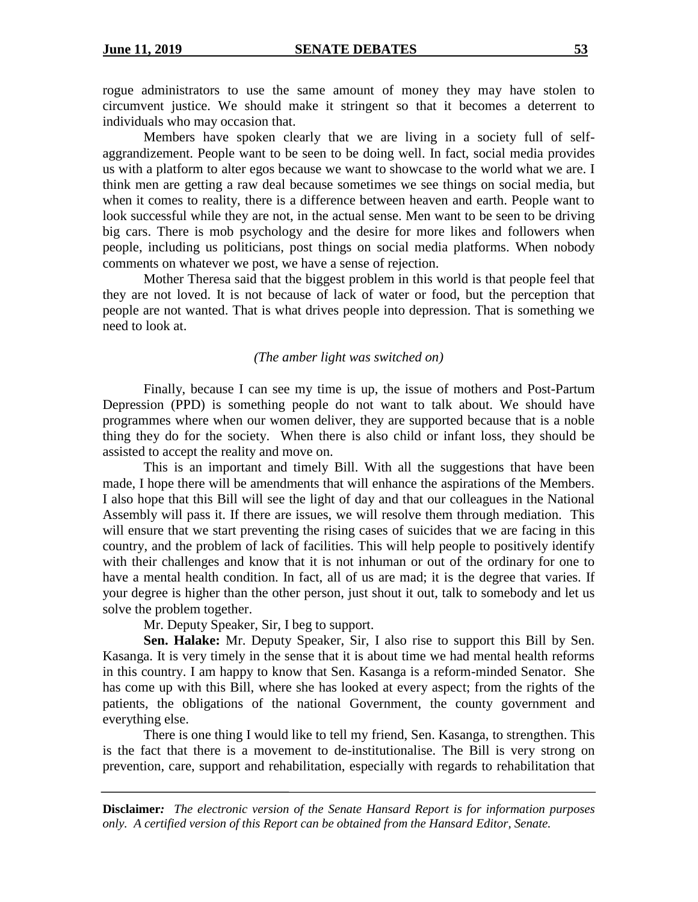rogue administrators to use the same amount of money they may have stolen to circumvent justice. We should make it stringent so that it becomes a deterrent to individuals who may occasion that.

Members have spoken clearly that we are living in a society full of self-aggrandizement. People want to be seen to be doing well. In fact, social media provides us with a platform to alter egos because we want to showcase to the world what we are. I think men are getting a raw deal because sometimes we see things on social media, but when it comes to reality, there is a difference between heaven and earth. People want to look successful while they are not, in the actual sense. Men want to be seen to be driving big cars. There is mob psychology and the desire for more likes and followers when people, including us politicians, post things on social media platforms. When nobody comments on whatever we post, we have a sense of rejection.

Mother Theresa said that the biggest problem in this world is that people feel that they are not loved. It is not because of lack of water or food, but the perception that people are not wanted. That is what drives people into depression. That is something we need to look at.

*(The amber light was switched on)*

Finally, because I can see my time is up, the issue of mothers and Post-Partum Depression (PPD) is something people do not want to talk about. We should have programmes where when our women deliver, they are supported because that is a noble thing they do for the society. When there is also child or infant loss, they should be assisted to accept the reality and move on.

This is an important and timely Bill. With all the suggestions that have been made, I hope there will be amendments that will enhance the aspirations of the Members. I also hope that this Bill will see the light of day and that our colleagues in the National Assembly will pass it. If there are issues, we will resolve them through mediation. This will ensure that we start preventing the rising cases of suicides that we are facing in this country, and the problem of lack of facilities. This will help people to positively identify with their challenges and know that it is not inhuman or out of the ordinary for one to have a mental health condition. In fact, all of us are mad; it is the degree that varies. If your degree is higher than the other person, just shout it out, talk to somebody and let us solve the problem together.

Mr. Deputy Speaker, Sir, I beg to support.

**Sen. Halake:** Mr. Deputy Speaker, Sir, I also rise to support this Bill by Sen. Kasanga. It is very timely in the sense that it is about time we had mental health reforms in this country. I am happy to know that Sen. Kasanga is a reform-minded Senator. She has come up with this Bill, where she has looked at every aspect; from the rights of the patients, the obligations of the national Government, the county government and everything else.

There is one thing I would like to tell my friend, Sen. Kasanga, to strengthen. This is the fact that there is a movement to de-institutionalise. The Bill is very strong on prevention, care, support and rehabilitation, especially with regards to rehabilitation that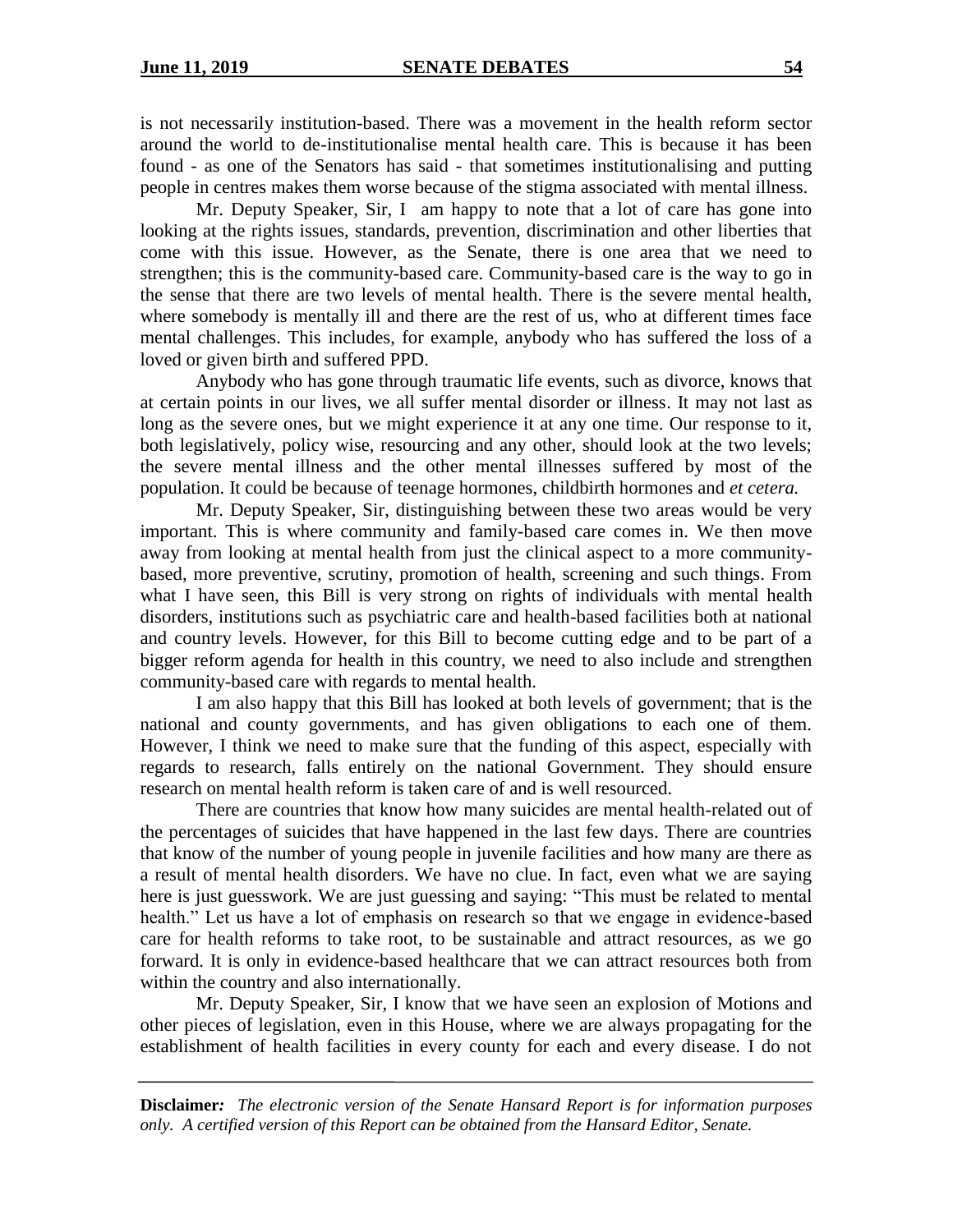is not necessarily institution-based. There was a movement in the health reform sector around the world to de-institutionalise mental health care. This is because it has been found - as one of the Senators has said - that sometimes institutionalising and putting people in centres makes them worse because of the stigma associated with mental illness.

Mr. Deputy Speaker, Sir, I am happy to note that a lot of care has gone into looking at the rights issues, standards, prevention, discrimination and other liberties that come with this issue. However, as the Senate, there is one area that we need to strengthen; this is the community-based care. Community-based care is the way to go in the sense that there are two levels of mental health. There is the severe mental health, where somebody is mentally ill and there are the rest of us, who at different times face mental challenges. This includes, for example, anybody who has suffered the loss of a loved or given birth and suffered PPD.

Anybody who has gone through traumatic life events, such as divorce, knows that at certain points in our lives, we all suffer mental disorder or illness. It may not last as long as the severe ones, but we might experience it at any one time. Our response to it, both legislatively, policy wise, resourcing and any other, should look at the two levels; the severe mental illness and the other mental illnesses suffered by most of the population. It could be because of teenage hormones, childbirth hormones and *et cetera.*

Mr. Deputy Speaker, Sir, distinguishing between these two areas would be very important. This is where community and family-based care comes in. We then move away from looking at mental health from just the clinical aspect to a more community-based, more preventive, scrutiny, promotion of health, screening and such things. From what I have seen, this Bill is very strong on rights of individuals with mental health disorders, institutions such as psychiatric care and health-based facilities both at national and country levels. However, for this Bill to become cutting edge and to be part of a bigger reform agenda for health in this country, we need to also include and strengthen community-based care with regards to mental health.

I am also happy that this Bill has looked at both levels of government; that is the national and county governments, and has given obligations to each one of them. However, I think we need to make sure that the funding of this aspect, especially with regards to research, falls entirely on the national Government. They should ensure research on mental health reform is taken care of and is well resourced.

There are countries that know how many suicides are mental health-related out of the percentages of suicides that have happened in the last few days. There are countries that know of the number of young people in juvenile facilities and how many are there as a result of mental health disorders. We have no clue. In fact, even what we are saying here is just guesswork. We are just guessing and saying: "This must be related to mental health." Let us have a lot of emphasis on research so that we engage in evidence-based care for health reforms to take root, to be sustainable and attract resources, as we go forward. It is only in evidence-based healthcare that we can attract resources both from within the country and also internationally.

Mr. Deputy Speaker, Sir, I know that we have seen an explosion of Motions and other pieces of legislation, even in this House, where we are always propagating for the establishment of health facilities in every county for each and every disease. I do not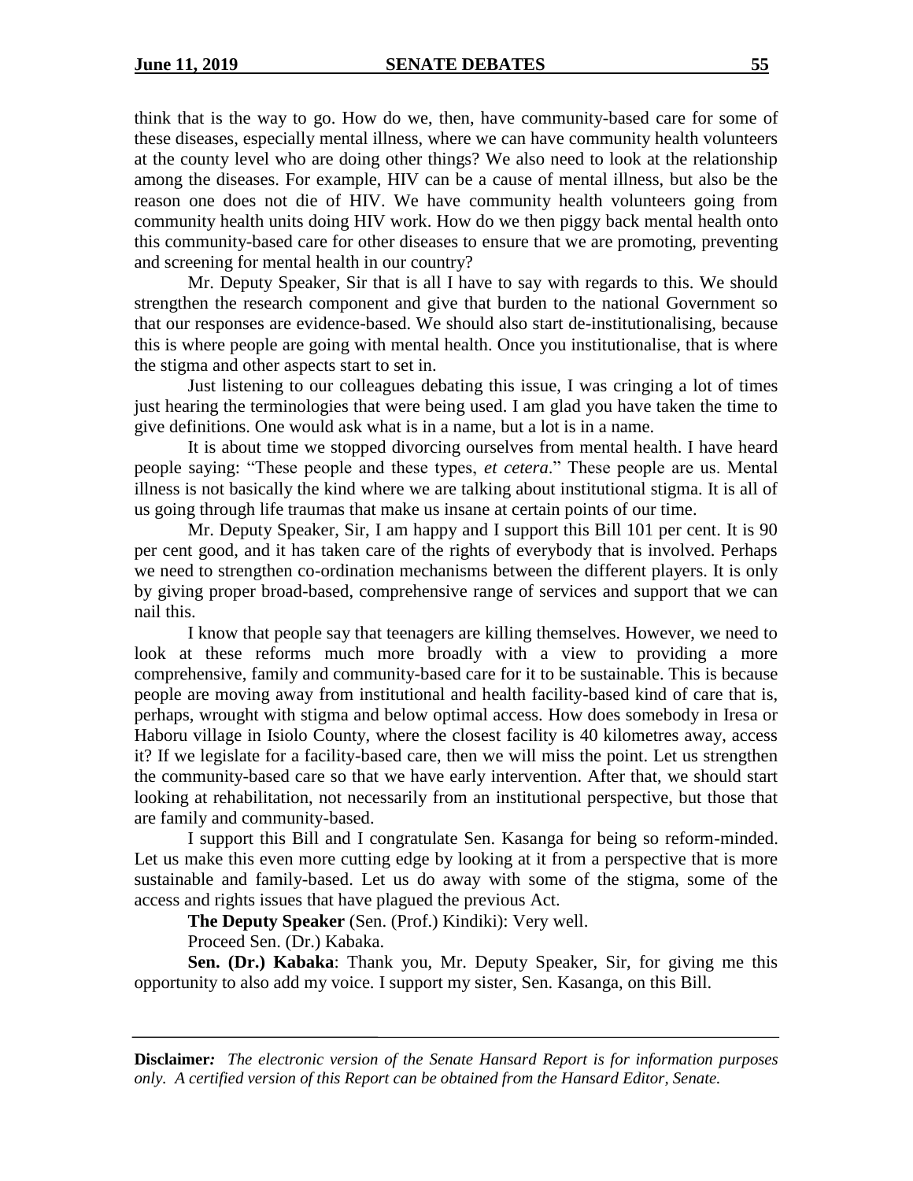think that is the way to go. How do we, then, have community-based care for some of these diseases, especially mental illness, where we can have community health volunteers at the county level who are doing other things? We also need to look at the relationship among the diseases. For example, HIV can be a cause of mental illness, but also be the reason one does not die of HIV. We have community health volunteers going from community health units doing HIV work. How do we then piggy back mental health onto this community-based care for other diseases to ensure that we are promoting, preventing and screening for mental health in our country?

Mr. Deputy Speaker, Sir that is all I have to say with regards to this. We should strengthen the research component and give that burden to the national Government so that our responses are evidence-based. We should also start de-institutionalising, because this is where people are going with mental health. Once you institutionalise, that is where the stigma and other aspects start to set in.

Just listening to our colleagues debating this issue, I was cringing a lot of times just hearing the terminologies that were being used. I am glad you have taken the time to give definitions. One would ask what is in a name, but a lot is in a name.

It is about time we stopped divorcing ourselves from mental health. I have heard people saying: "These people and these types, *et cetera*." These people are us. Mental illness is not basically the kind where we are talking about institutional stigma. It is all of us going through life traumas that make us insane at certain points of our time.

Mr. Deputy Speaker, Sir, I am happy and I support this Bill 101 per cent. It is 90 per cent good, and it has taken care of the rights of everybody that is involved. Perhaps we need to strengthen co-ordination mechanisms between the different players. It is only by giving proper broad-based, comprehensive range of services and support that we can nail this.

I know that people say that teenagers are killing themselves. However, we need to look at these reforms much more broadly with a view to providing a more comprehensive, family and community-based care for it to be sustainable. This is because people are moving away from institutional and health facility-based kind of care that is, perhaps, wrought with stigma and below optimal access. How does somebody in Iresa or Haboru village in Isiolo County, where the closest facility is 40 kilometres away, access it? If we legislate for a facility-based care, then we will miss the point. Let us strengthen the community-based care so that we have early intervention. After that, we should start looking at rehabilitation, not necessarily from an institutional perspective, but those that are family and community-based.

I support this Bill and I congratulate Sen. Kasanga for being so reform-minded. Let us make this even more cutting edge by looking at it from a perspective that is more sustainable and family-based. Let us do away with some of the stigma, some of the access and rights issues that have plagued the previous Act.

**The Deputy Speaker** (Sen. (Prof.) Kindiki): Very well.

Proceed Sen. (Dr.) Kabaka.

**Sen. (Dr.) Kabaka**: Thank you, Mr. Deputy Speaker, Sir, for giving me this opportunity to also add my voice. I support my sister, Sen. Kasanga, on this Bill.

**Disclaimer***:* *The electronic version of the Senate Hansard Report is for information purposes only. A certified version of this Report can be obtained from the Hansard Editor, Senate.*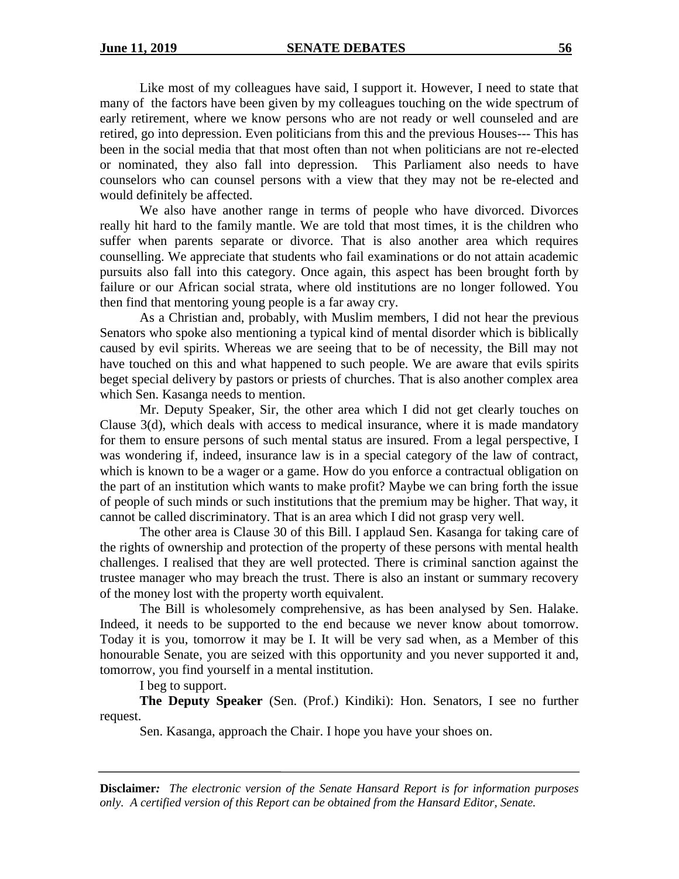Like most of my colleagues have said, I support it. However, I need to state that many of the factors have been given by my colleagues touching on the wide spectrum of early retirement, where we know persons who are not ready or well counseled and are retired, go into depression. Even politicians from this and the previous Houses--- This has been in the social media that that most often than not when politicians are not re-elected or nominated, they also fall into depression. This Parliament also needs to have counselors who can counsel persons with a view that they may not be re-elected and would definitely be affected.

We also have another range in terms of people who have divorced. Divorces really hit hard to the family mantle. We are told that most times, it is the children who suffer when parents separate or divorce. That is also another area which requires counselling. We appreciate that students who fail examinations or do not attain academic pursuits also fall into this category. Once again, this aspect has been brought forth by failure or our African social strata, where old institutions are no longer followed. You then find that mentoring young people is a far away cry.

As a Christian and, probably, with Muslim members, I did not hear the previous Senators who spoke also mentioning a typical kind of mental disorder which is biblically caused by evil spirits. Whereas we are seeing that to be of necessity, the Bill may not have touched on this and what happened to such people. We are aware that evils spirits beget special delivery by pastors or priests of churches. That is also another complex area which Sen. Kasanga needs to mention.

Mr. Deputy Speaker, Sir, the other area which I did not get clearly touches on Clause 3(d), which deals with access to medical insurance, where it is made mandatory for them to ensure persons of such mental status are insured. From a legal perspective, I was wondering if, indeed, insurance law is in a special category of the law of contract, which is known to be a wager or a game. How do you enforce a contractual obligation on the part of an institution which wants to make profit? Maybe we can bring forth the issue of people of such minds or such institutions that the premium may be higher. That way, it cannot be called discriminatory. That is an area which I did not grasp very well.

The other area is Clause 30 of this Bill. I applaud Sen. Kasanga for taking care of the rights of ownership and protection of the property of these persons with mental health challenges. I realised that they are well protected. There is criminal sanction against the trustee manager who may breach the trust. There is also an instant or summary recovery of the money lost with the property worth equivalent.

The Bill is wholesomely comprehensive, as has been analysed by Sen. Halake. Indeed, it needs to be supported to the end because we never know about tomorrow. Today it is you, tomorrow it may be I. It will be very sad when, as a Member of this honourable Senate, you are seized with this opportunity and you never supported it and, tomorrow, you find yourself in a mental institution.

I beg to support.

**The Deputy Speaker** (Sen. (Prof.) Kindiki): Hon. Senators, I see no further request.

Sen. Kasanga, approach the Chair. I hope you have your shoes on.

**Disclaimer***:* *The electronic version of the Senate Hansard Report is for information purposes only. A certified version of this Report can be obtained from the Hansard Editor, Senate.*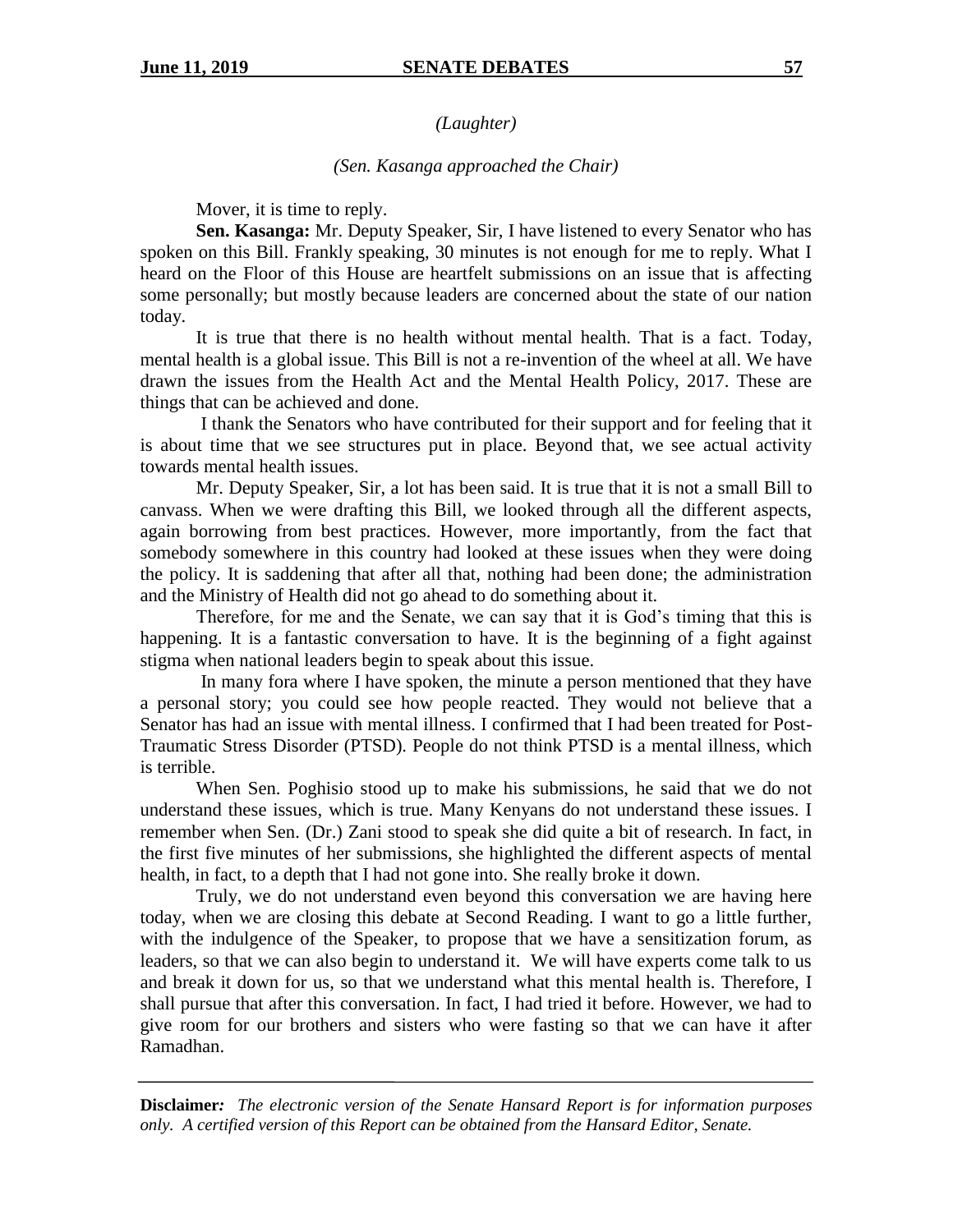*(Laughter)*

*(Sen. Kasanga approached the Chair)*

Mover, it is time to reply.

**Sen. Kasanga:** Mr. Deputy Speaker, Sir, I have listened to every Senator who has spoken on this Bill. Frankly speaking, 30 minutes is not enough for me to reply. What I heard on the Floor of this House are heartfelt submissions on an issue that is affecting some personally; but mostly because leaders are concerned about the state of our nation today.

It is true that there is no health without mental health. That is a fact. Today, mental health is a global issue. This Bill is not a re-invention of the wheel at all. We have drawn the issues from the Health Act and the Mental Health Policy, 2017. These are things that can be achieved and done.

I thank the Senators who have contributed for their support and for feeling that it is about time that we see structures put in place. Beyond that, we see actual activity towards mental health issues.

Mr. Deputy Speaker, Sir, a lot has been said. It is true that it is not a small Bill to canvass. When we were drafting this Bill, we looked through all the different aspects, again borrowing from best practices. However, more importantly, from the fact that somebody somewhere in this country had looked at these issues when they were doing the policy. It is saddening that after all that, nothing had been done; the administration and the Ministry of Health did not go ahead to do something about it.

Therefore, for me and the Senate, we can say that it is God's timing that this is happening. It is a fantastic conversation to have. It is the beginning of a fight against stigma when national leaders begin to speak about this issue.

In many fora where I have spoken, the minute a person mentioned that they have a personal story; you could see how people reacted. They would not believe that a Senator has had an issue with mental illness. I confirmed that I had been treated for Post-Traumatic Stress Disorder (PTSD). People do not think PTSD is a mental illness, which is terrible.

When Sen. Poghisio stood up to make his submissions, he said that we do not understand these issues, which is true. Many Kenyans do not understand these issues. I remember when Sen. (Dr.) Zani stood to speak she did quite a bit of research. In fact, in the first five minutes of her submissions, she highlighted the different aspects of mental health, in fact, to a depth that I had not gone into. She really broke it down.

Truly, we do not understand even beyond this conversation we are having here today, when we are closing this debate at Second Reading. I want to go a little further, with the indulgence of the Speaker, to propose that we have a sensitization forum, as leaders, so that we can also begin to understand it. We will have experts come talk to us and break it down for us, so that we understand what this mental health is. Therefore, I shall pursue that after this conversation. In fact, I had tried it before. However, we had to give room for our brothers and sisters who were fasting so that we can have it after Ramadhan.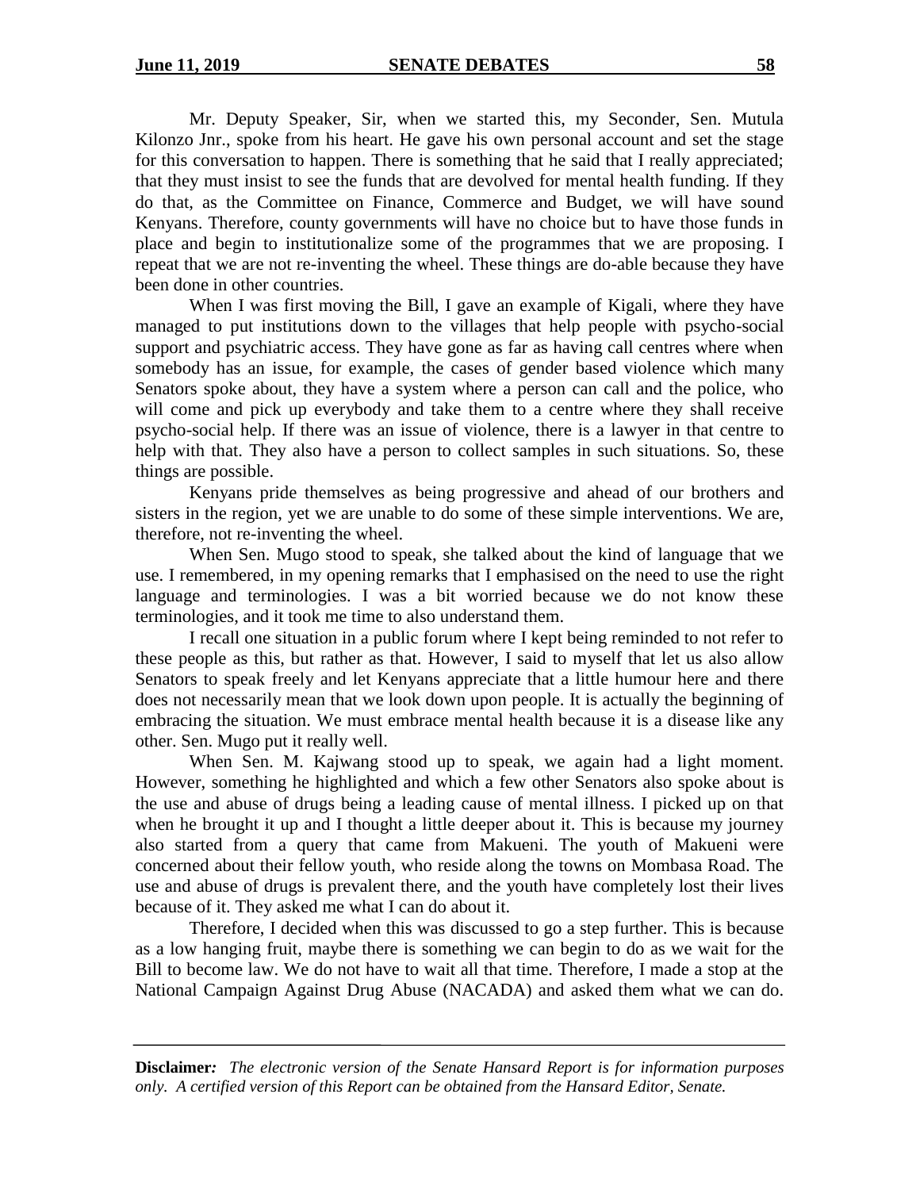Mr. Deputy Speaker, Sir, when we started this, my Seconder, Sen. Mutula Kilonzo Jnr., spoke from his heart. He gave his own personal account and set the stage for this conversation to happen. There is something that he said that I really appreciated; that they must insist to see the funds that are devolved for mental health funding. If they do that, as the Committee on Finance, Commerce and Budget, we will have sound Kenyans. Therefore, county governments will have no choice but to have those funds in place and begin to institutionalize some of the programmes that we are proposing. I repeat that we are not re-inventing the wheel. These things are do-able because they have been done in other countries.

When I was first moving the Bill, I gave an example of Kigali, where they have managed to put institutions down to the villages that help people with psycho-social support and psychiatric access. They have gone as far as having call centres where when somebody has an issue, for example, the cases of gender based violence which many Senators spoke about, they have a system where a person can call and the police, who will come and pick up everybody and take them to a centre where they shall receive psycho-social help. If there was an issue of violence, there is a lawyer in that centre to help with that. They also have a person to collect samples in such situations. So, these things are possible.

Kenyans pride themselves as being progressive and ahead of our brothers and sisters in the region, yet we are unable to do some of these simple interventions. We are, therefore, not re-inventing the wheel.

When Sen. Mugo stood to speak, she talked about the kind of language that we use. I remembered, in my opening remarks that I emphasised on the need to use the right language and terminologies. I was a bit worried because we do not know these terminologies, and it took me time to also understand them.

I recall one situation in a public forum where I kept being reminded to not refer to these people as this, but rather as that. However, I said to myself that let us also allow Senators to speak freely and let Kenyans appreciate that a little humour here and there does not necessarily mean that we look down upon people. It is actually the beginning of embracing the situation. We must embrace mental health because it is a disease like any other. Sen. Mugo put it really well.

When Sen. M. Kajwang stood up to speak, we again had a light moment. However, something he highlighted and which a few other Senators also spoke about is the use and abuse of drugs being a leading cause of mental illness. I picked up on that when he brought it up and I thought a little deeper about it. This is because my journey also started from a query that came from Makueni. The youth of Makueni were concerned about their fellow youth, who reside along the towns on Mombasa Road. The use and abuse of drugs is prevalent there, and the youth have completely lost their lives because of it. They asked me what I can do about it.

Therefore, I decided when this was discussed to go a step further. This is because as a low hanging fruit, maybe there is something we can begin to do as we wait for the Bill to become law. We do not have to wait all that time. Therefore, I made a stop at the National Campaign Against Drug Abuse (NACADA) and asked them what we can do.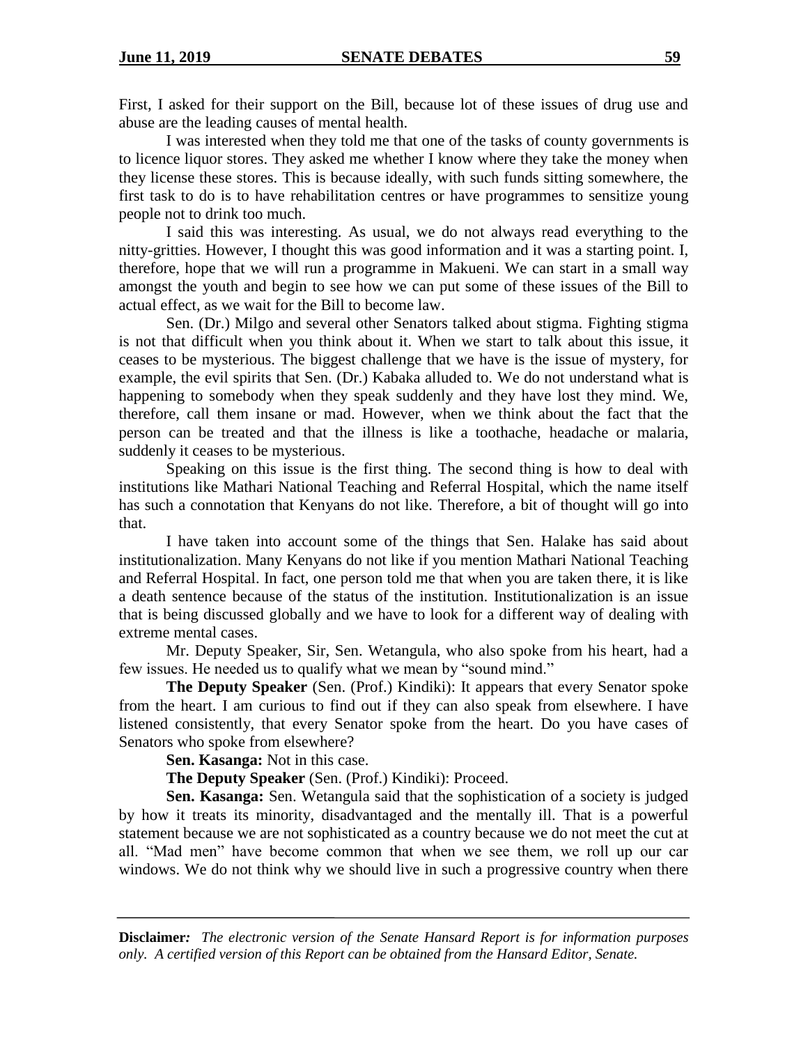First, I asked for their support on the Bill, because lot of these issues of drug use and abuse are the leading causes of mental health.

I was interested when they told me that one of the tasks of county governments is to licence liquor stores. They asked me whether I know where they take the money when they license these stores. This is because ideally, with such funds sitting somewhere, the first task to do is to have rehabilitation centres or have programmes to sensitize young people not to drink too much.

I said this was interesting. As usual, we do not always read everything to the nitty-gritties. However, I thought this was good information and it was a starting point. I, therefore, hope that we will run a programme in Makueni. We can start in a small way amongst the youth and begin to see how we can put some of these issues of the Bill to actual effect, as we wait for the Bill to become law.

Sen. (Dr.) Milgo and several other Senators talked about stigma. Fighting stigma is not that difficult when you think about it. When we start to talk about this issue, it ceases to be mysterious. The biggest challenge that we have is the issue of mystery, for example, the evil spirits that Sen. (Dr.) Kabaka alluded to. We do not understand what is happening to somebody when they speak suddenly and they have lost they mind. We, therefore, call them insane or mad. However, when we think about the fact that the person can be treated and that the illness is like a toothache, headache or malaria, suddenly it ceases to be mysterious.

Speaking on this issue is the first thing. The second thing is how to deal with institutions like Mathari National Teaching and Referral Hospital, which the name itself has such a connotation that Kenyans do not like. Therefore, a bit of thought will go into that.

I have taken into account some of the things that Sen. Halake has said about institutionalization. Many Kenyans do not like if you mention Mathari National Teaching and Referral Hospital. In fact, one person told me that when you are taken there, it is like a death sentence because of the status of the institution. Institutionalization is an issue that is being discussed globally and we have to look for a different way of dealing with extreme mental cases.

Mr. Deputy Speaker, Sir, Sen. Wetangula, who also spoke from his heart, had a few issues. He needed us to qualify what we mean by "sound mind."

**The Deputy Speaker** (Sen. (Prof.) Kindiki): It appears that every Senator spoke from the heart. I am curious to find out if they can also speak from elsewhere. I have listened consistently, that every Senator spoke from the heart. Do you have cases of Senators who spoke from elsewhere?

**Sen. Kasanga:** Not in this case.

**The Deputy Speaker** (Sen. (Prof.) Kindiki): Proceed.

**Sen. Kasanga:** Sen. Wetangula said that the sophistication of a society is judged by how it treats its minority, disadvantaged and the mentally ill. That is a powerful statement because we are not sophisticated as a country because we do not meet the cut at all. "Mad men" have become common that when we see them, we roll up our car windows. We do not think why we should live in such a progressive country when there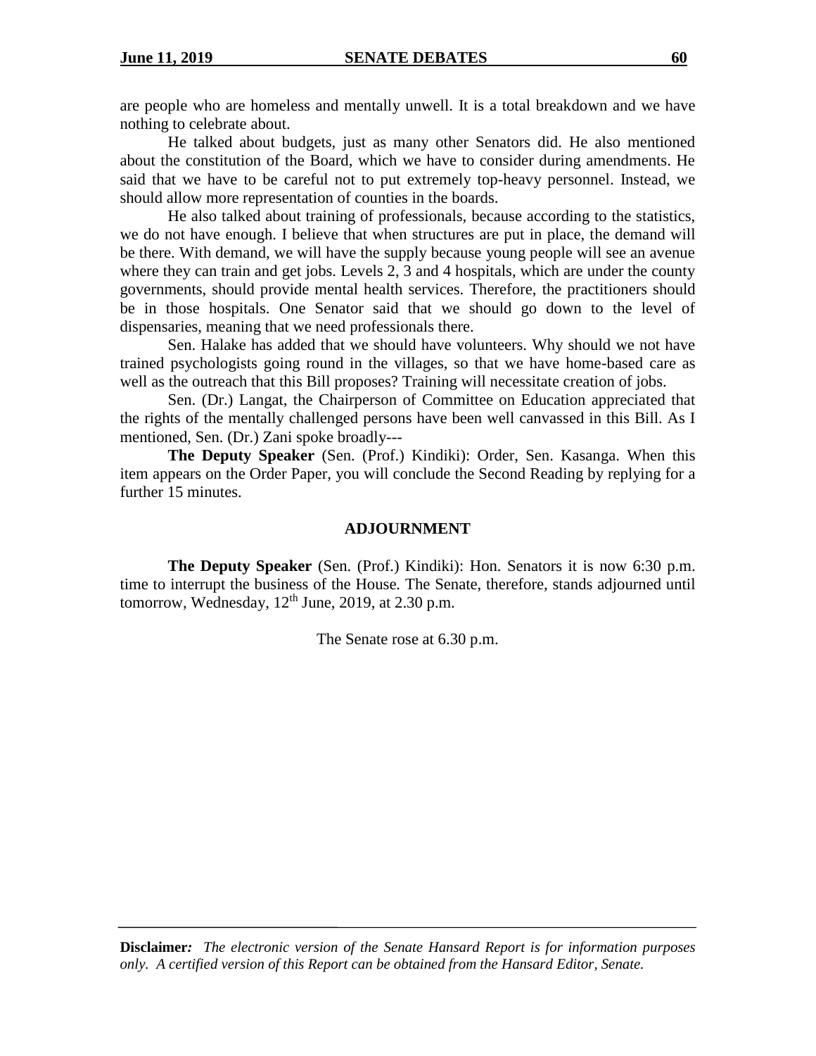are people who are homeless and mentally unwell. It is a total breakdown and we have nothing to celebrate about.

He talked about budgets, just as many other Senators did. He also mentioned about the constitution of the Board, which we have to consider during amendments. He said that we have to be careful not to put extremely top-heavy personnel. Instead, we should allow more representation of counties in the boards.

He also talked about training of professionals, because according to the statistics, we do not have enough. I believe that when structures are put in place, the demand will be there. With demand, we will have the supply because young people will see an avenue where they can train and get jobs. Levels 2, 3 and 4 hospitals, which are under the county governments, should provide mental health services. Therefore, the practitioners should be in those hospitals. One Senator said that we should go down to the level of dispensaries, meaning that we need professionals there.

Sen. Halake has added that we should have volunteers. Why should we not have trained psychologists going round in the villages, so that we have home-based care as well as the outreach that this Bill proposes? Training will necessitate creation of jobs.

Sen. (Dr.) Langat, the Chairperson of Committee on Education appreciated that the rights of the mentally challenged persons have been well canvassed in this Bill. As I mentioned, Sen. (Dr.) Zani spoke broadly---

**The Deputy Speaker** (Sen. (Prof.) Kindiki): Order, Sen. Kasanga. When this item appears on the Order Paper, you will conclude the Second Reading by replying for a further 15 minutes.

## ADJOURNMENT

**The Deputy Speaker** (Sen. (Prof.) Kindiki): Hon. Senators it is now 6:30 p.m. time to interrupt the business of the House. The Senate, therefore, stands adjourned until tomorrow, Wednesday, 12th June, 2019, at 2.30 p.m.

The Senate rose at 6.30 p.m.

**Disclaimer:** *The electronic version of the Senate Hansard Report is for information purposes only. A certified version of this Report can be obtained from the Hansard Editor, Senate.*